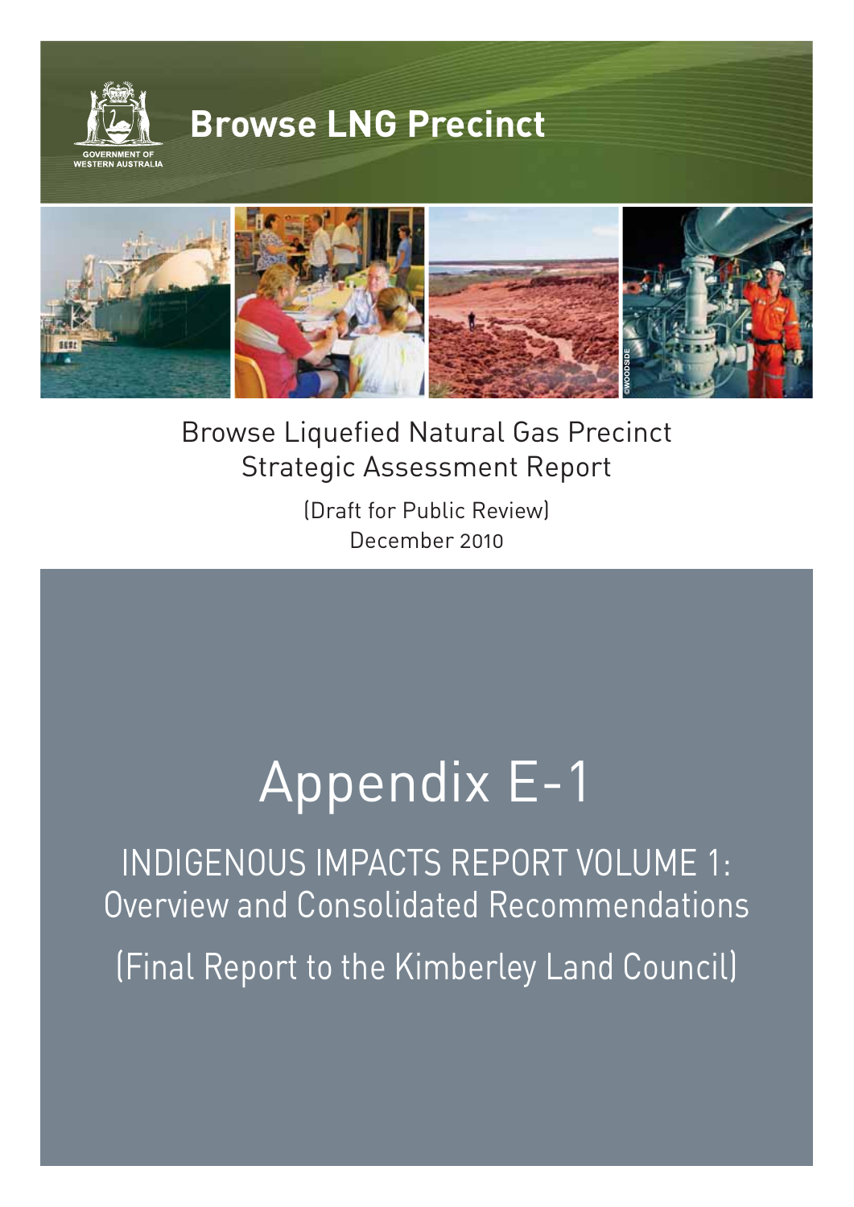GOVERNMENT OF WESTERN AUSTRALIA

# Browse LNG Precinct

©WOODSIDE

Browse Liquefied Natural Gas Precinct
Strategic Assessment Report

(Draft for Public Review)
December 2010

# Appendix E-1

## INDIGENOUS IMPACTS REPORT VOLUME 1: Overview and Consolidated Recommendations

(Final Report to the Kimberley Land Council)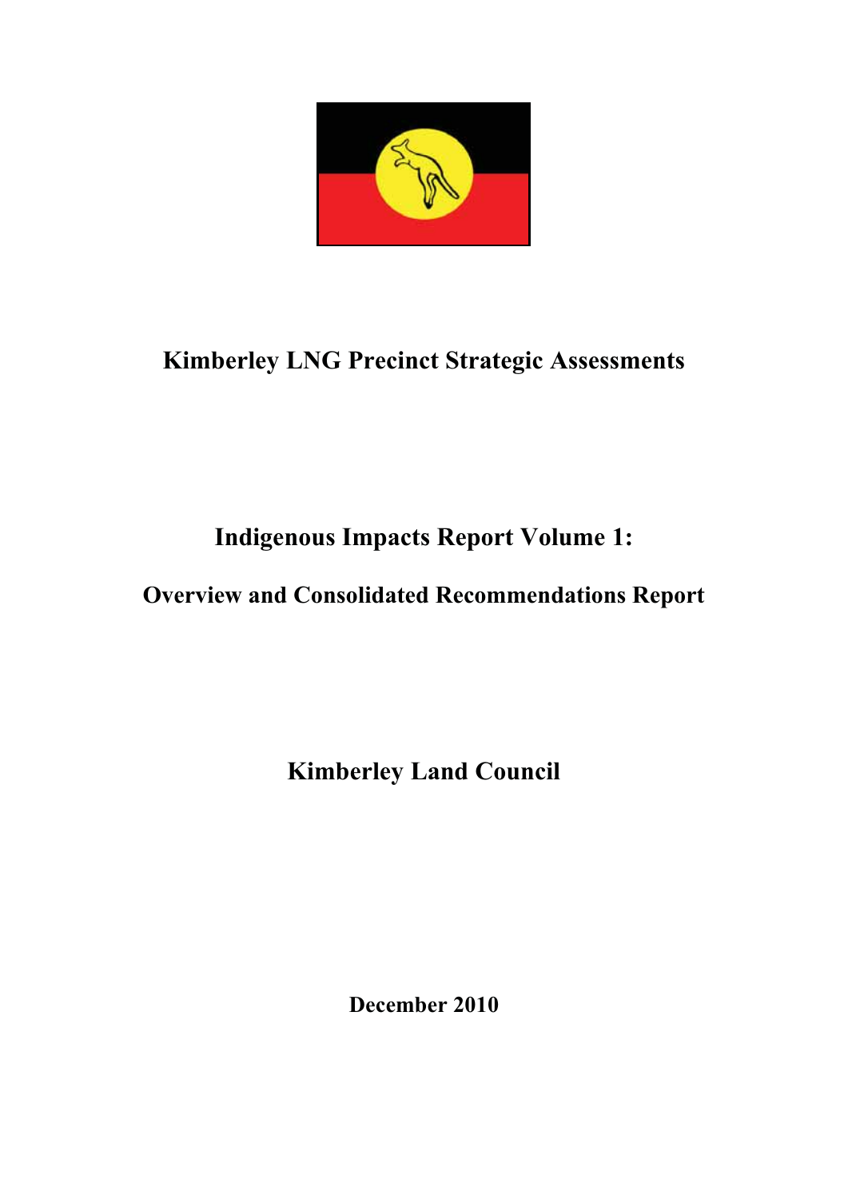# Kimberley LNG Precinct Strategic Assessments

## Indigenous Impacts Report Volume 1:

## Overview and Consolidated Recommendations Report

**Kimberley Land Council**

**December 2010**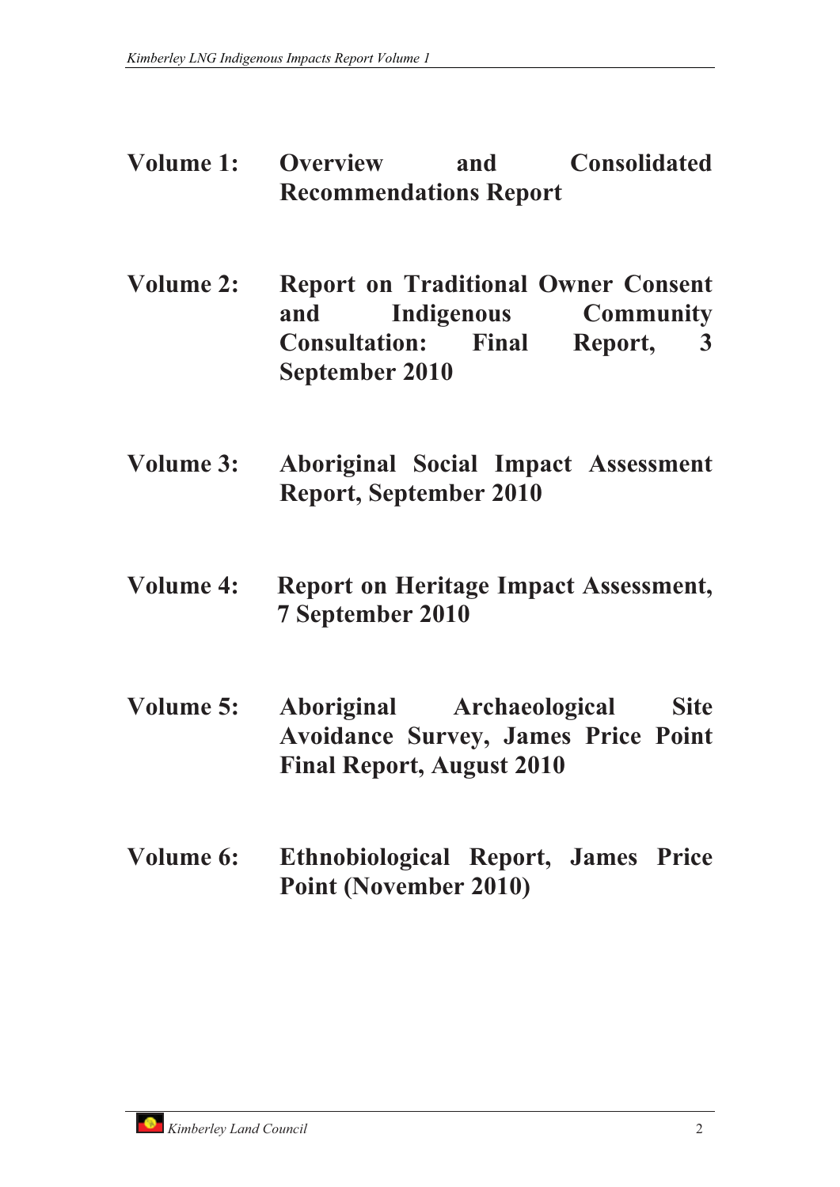**Volume 1: Overview and Consolidated Recommendations Report**

**Volume 2: Report on Traditional Owner Consent and Indigenous Community Consultation: Final Report, 3 September 2010**

**Volume 3: Aboriginal Social Impact Assessment Report, September 2010**

**Volume 4: Report on Heritage Impact Assessment, 7 September 2010**

**Volume 5: Aboriginal Archaeological Site Avoidance Survey, James Price Point Final Report, August 2010**

**Volume 6: Ethnobiological Report, James Price Point (November 2010)**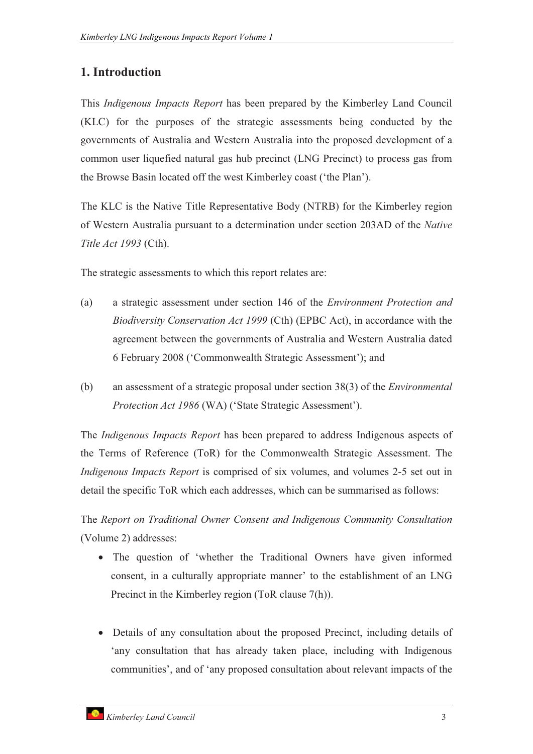## 1. Introduction

This *Indigenous Impacts Report* has been prepared by the Kimberley Land Council (KLC) for the purposes of the strategic assessments being conducted by the governments of Australia and Western Australia into the proposed development of a common user liquefied natural gas hub precinct (LNG Precinct) to process gas from the Browse Basin located off the west Kimberley coast ('the Plan').

The KLC is the Native Title Representative Body (NTRB) for the Kimberley region of Western Australia pursuant to a determination under section 203AD of the *Native Title Act 1993* (Cth).

The strategic assessments to which this report relates are:

(a) a strategic assessment under section 146 of the *Environment Protection and Biodiversity Conservation Act 1999* (Cth) (EPBC Act), in accordance with the agreement between the governments of Australia and Western Australia dated 6 February 2008 ('Commonwealth Strategic Assessment'); and

(b) an assessment of a strategic proposal under section 38(3) of the *Environmental Protection Act 1986* (WA) ('State Strategic Assessment').

The *Indigenous Impacts Report* has been prepared to address Indigenous aspects of the Terms of Reference (ToR) for the Commonwealth Strategic Assessment. The *Indigenous Impacts Report* is comprised of six volumes, and volumes 2-5 set out in detail the specific ToR which each addresses, which can be summarised as follows:

The *Report on Traditional Owner Consent and Indigenous Community Consultation* (Volume 2) addresses:

- The question of 'whether the Traditional Owners have given informed consent, in a culturally appropriate manner' to the establishment of an LNG Precinct in the Kimberley region (ToR clause 7(h)).

- Details of any consultation about the proposed Precinct, including details of 'any consultation that has already taken place, including with Indigenous communities', and of 'any proposed consultation about relevant impacts of the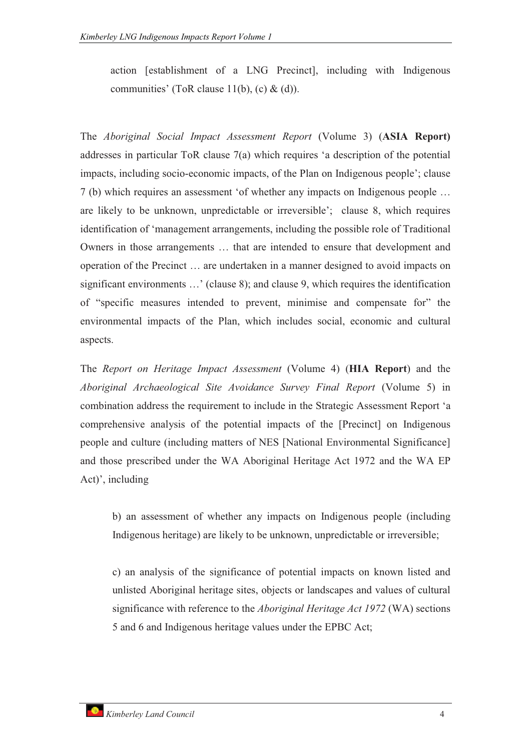> action [establishment of a LNG Precinct], including with Indigenous communities' (ToR clause 11(b), (c) & (d)).

The *Aboriginal Social Impact Assessment Report* (Volume 3) (**ASIA Report)** addresses in particular ToR clause 7(a) which requires 'a description of the potential impacts, including socio-economic impacts, of the Plan on Indigenous people'; clause 7 (b) which requires an assessment 'of whether any impacts on Indigenous people … are likely to be unknown, unpredictable or irreversible'; clause 8, which requires identification of 'management arrangements, including the possible role of Traditional Owners in those arrangements … that are intended to ensure that development and operation of the Precinct … are undertaken in a manner designed to avoid impacts on significant environments …' (clause 8); and clause 9, which requires the identification of "specific measures intended to prevent, minimise and compensate for" the environmental impacts of the Plan, which includes social, economic and cultural aspects.

The *Report on Heritage Impact Assessment* (Volume 4) (**HIA Report**) and the *Aboriginal Archaeological Site Avoidance Survey Final Report* (Volume 5) in combination address the requirement to include in the Strategic Assessment Report 'a comprehensive analysis of the potential impacts of the [Precinct] on Indigenous people and culture (including matters of NES [National Environmental Significance] and those prescribed under the WA Aboriginal Heritage Act 1972 and the WA EP Act)', including

> b) an assessment of whether any impacts on Indigenous people (including Indigenous heritage) are likely to be unknown, unpredictable or irreversible;
>
> c) an analysis of the significance of potential impacts on known listed and unlisted Aboriginal heritage sites, objects or landscapes and values of cultural significance with reference to the *Aboriginal Heritage Act 1972* (WA) sections 5 and 6 and Indigenous heritage values under the EPBC Act;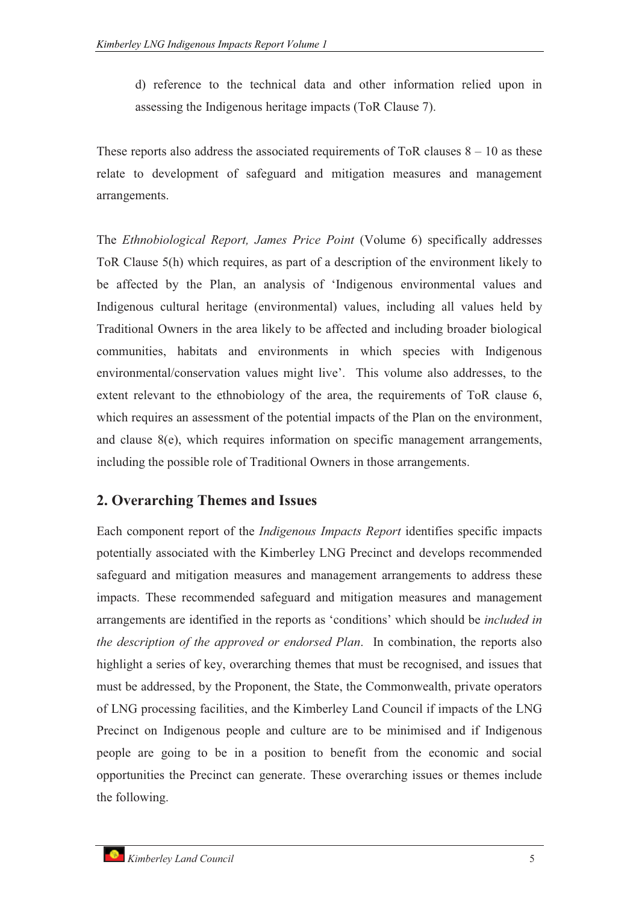d) reference to the technical data and other information relied upon in assessing the Indigenous heritage impacts (ToR Clause 7).

These reports also address the associated requirements of ToR clauses 8 – 10 as these relate to development of safeguard and mitigation measures and management arrangements.

The *Ethnobiological Report, James Price Point* (Volume 6) specifically addresses ToR Clause 5(h) which requires, as part of a description of the environment likely to be affected by the Plan, an analysis of 'Indigenous environmental values and Indigenous cultural heritage (environmental) values, including all values held by Traditional Owners in the area likely to be affected and including broader biological communities, habitats and environments in which species with Indigenous environmental/conservation values might live'. This volume also addresses, to the extent relevant to the ethnobiology of the area, the requirements of ToR clause 6, which requires an assessment of the potential impacts of the Plan on the environment, and clause 8(e), which requires information on specific management arrangements, including the possible role of Traditional Owners in those arrangements.

## 2. Overarching Themes and Issues

Each component report of the *Indigenous Impacts Report* identifies specific impacts potentially associated with the Kimberley LNG Precinct and develops recommended safeguard and mitigation measures and management arrangements to address these impacts. These recommended safeguard and mitigation measures and management arrangements are identified in the reports as 'conditions' which should be *included in the description of the approved or endorsed Plan*. In combination, the reports also highlight a series of key, overarching themes that must be recognised, and issues that must be addressed, by the Proponent, the State, the Commonwealth, private operators of LNG processing facilities, and the Kimberley Land Council if impacts of the LNG Precinct on Indigenous people and culture are to be minimised and if Indigenous people are going to be in a position to benefit from the economic and social opportunities the Precinct can generate. These overarching issues or themes include the following.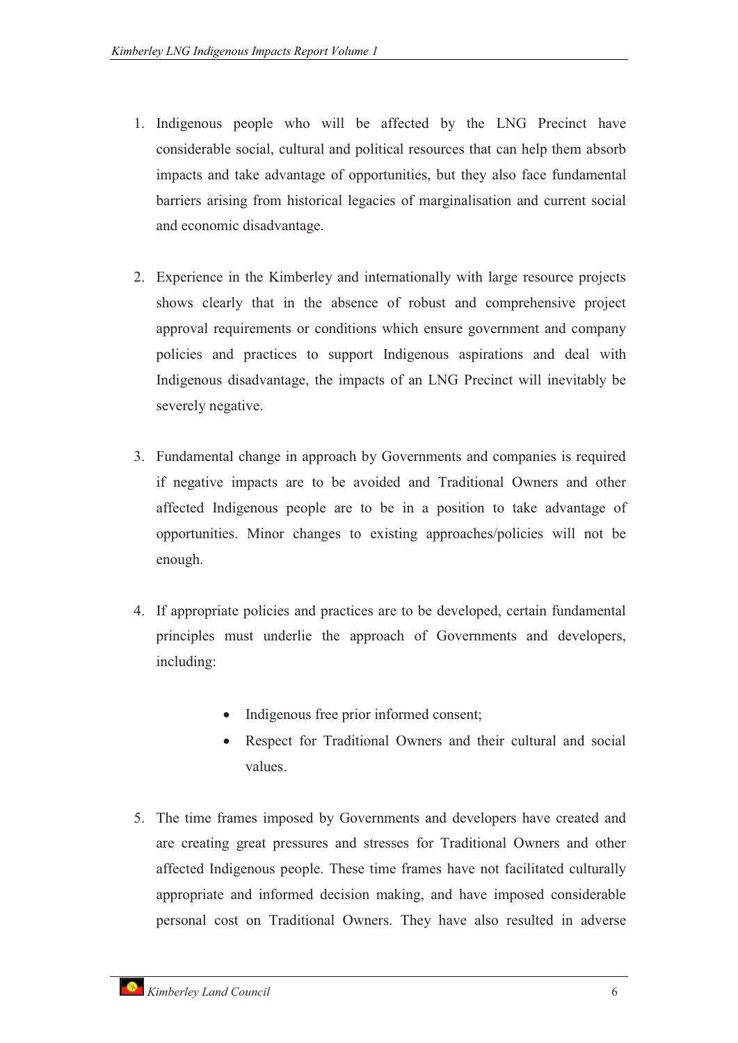1. Indigenous people who will be affected by the LNG Precinct have considerable social, cultural and political resources that can help them absorb impacts and take advantage of opportunities, but they also face fundamental barriers arising from historical legacies of marginalisation and current social and economic disadvantage.

2. Experience in the Kimberley and internationally with large resource projects shows clearly that in the absence of robust and comprehensive project approval requirements or conditions which ensure government and company policies and practices to support Indigenous aspirations and deal with Indigenous disadvantage, the impacts of an LNG Precinct will inevitably be severely negative.

3. Fundamental change in approach by Governments and companies is required if negative impacts are to be avoided and Traditional Owners and other affected Indigenous people are to be in a position to take advantage of opportunities. Minor changes to existing approaches/policies will not be enough.

4. If appropriate policies and practices are to be developed, certain fundamental principles must underlie the approach of Governments and developers, including:

    - Indigenous free prior informed consent;
    - Respect for Traditional Owners and their cultural and social values.

5. The time frames imposed by Governments and developers have created and are creating great pressures and stresses for Traditional Owners and other affected Indigenous people. These time frames have not facilitated culturally appropriate and informed decision making, and have imposed considerable personal cost on Traditional Owners. They have also resulted in adverse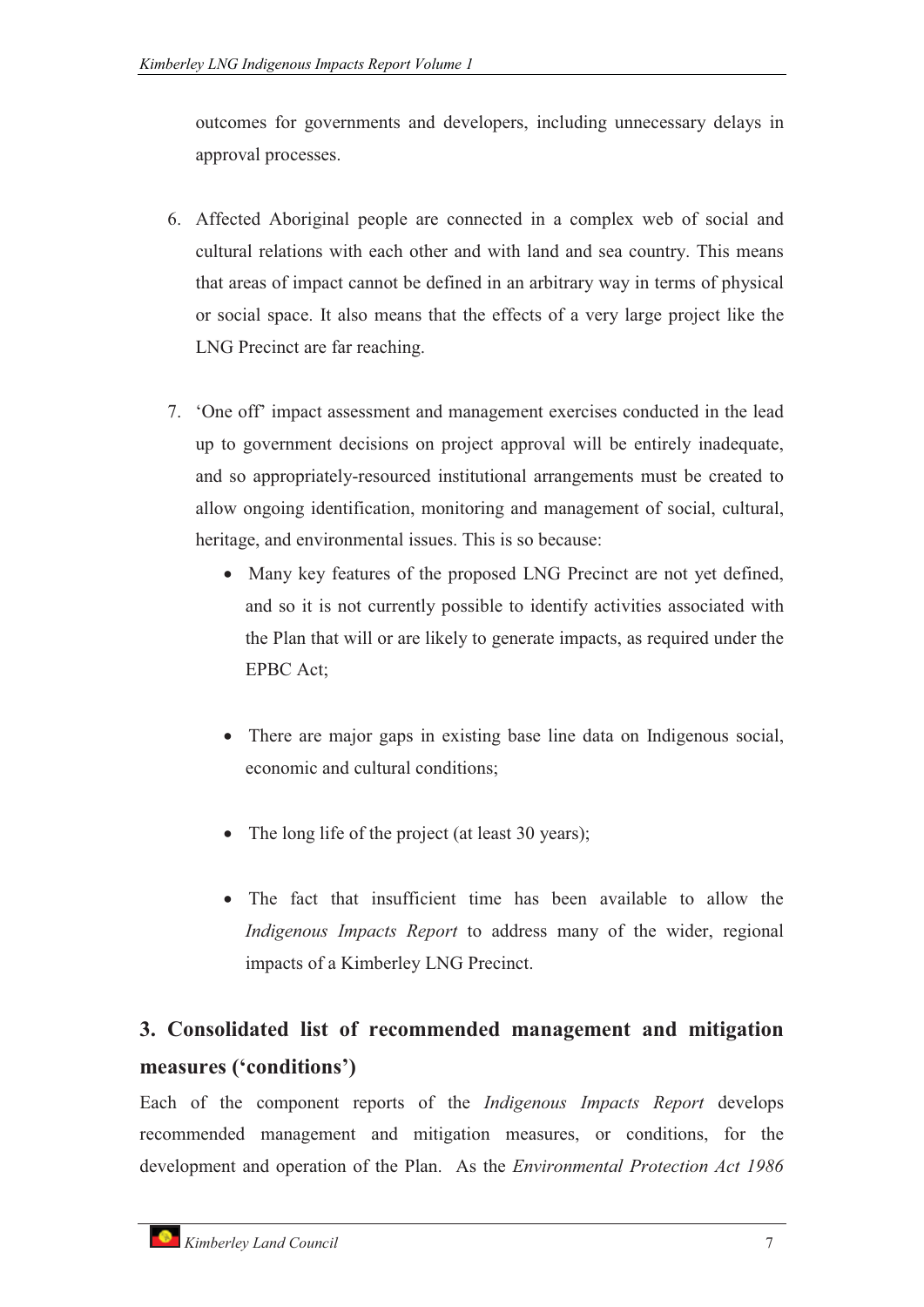outcomes for governments and developers, including unnecessary delays in approval processes.

6. Affected Aboriginal people are connected in a complex web of social and cultural relations with each other and with land and sea country. This means that areas of impact cannot be defined in an arbitrary way in terms of physical or social space. It also means that the effects of a very large project like the LNG Precinct are far reaching.

7. 'One off' impact assessment and management exercises conducted in the lead up to government decisions on project approval will be entirely inadequate, and so appropriately-resourced institutional arrangements must be created to allow ongoing identification, monitoring and management of social, cultural, heritage, and environmental issues. This is so because:
   - Many key features of the proposed LNG Precinct are not yet defined, and so it is not currently possible to identify activities associated with the Plan that will or are likely to generate impacts, as required under the EPBC Act;
   - There are major gaps in existing base line data on Indigenous social, economic and cultural conditions;
   - The long life of the project (at least 30 years);
   - The fact that insufficient time has been available to allow the *Indigenous Impacts Report* to address many of the wider, regional impacts of a Kimberley LNG Precinct.

## 3. Consolidated list of recommended management and mitigation measures ('conditions')

Each of the component reports of the *Indigenous Impacts Report* develops recommended management and mitigation measures, or conditions, for the development and operation of the Plan. As the *Environmental Protection Act 1986*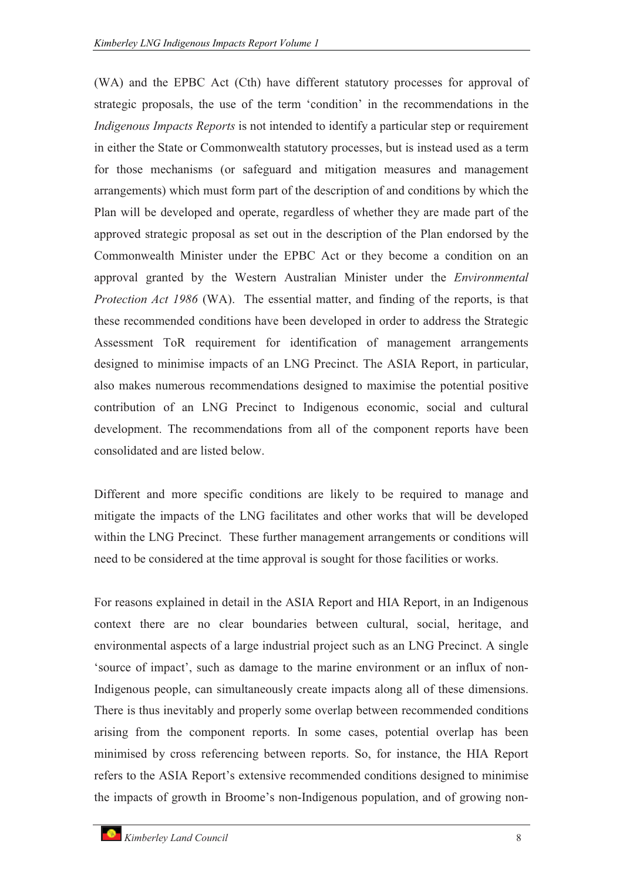(WA) and the EPBC Act (Cth) have different statutory processes for approval of strategic proposals, the use of the term 'condition' in the recommendations in the *Indigenous Impacts Reports* is not intended to identify a particular step or requirement in either the State or Commonwealth statutory processes, but is instead used as a term for those mechanisms (or safeguard and mitigation measures and management arrangements) which must form part of the description of and conditions by which the Plan will be developed and operate, regardless of whether they are made part of the approved strategic proposal as set out in the description of the Plan endorsed by the Commonwealth Minister under the EPBC Act or they become a condition on an approval granted by the Western Australian Minister under the *Environmental Protection Act 1986* (WA). The essential matter, and finding of the reports, is that these recommended conditions have been developed in order to address the Strategic Assessment ToR requirement for identification of management arrangements designed to minimise impacts of an LNG Precinct. The ASIA Report, in particular, also makes numerous recommendations designed to maximise the potential positive contribution of an LNG Precinct to Indigenous economic, social and cultural development. The recommendations from all of the component reports have been consolidated and are listed below.

Different and more specific conditions are likely to be required to manage and mitigate the impacts of the LNG facilitates and other works that will be developed within the LNG Precinct. These further management arrangements or conditions will need to be considered at the time approval is sought for those facilities or works.

For reasons explained in detail in the ASIA Report and HIA Report, in an Indigenous context there are no clear boundaries between cultural, social, heritage, and environmental aspects of a large industrial project such as an LNG Precinct. A single 'source of impact', such as damage to the marine environment or an influx of non-Indigenous people, can simultaneously create impacts along all of these dimensions. There is thus inevitably and properly some overlap between recommended conditions arising from the component reports. In some cases, potential overlap has been minimised by cross referencing between reports. So, for instance, the HIA Report refers to the ASIA Report's extensive recommended conditions designed to minimise the impacts of growth in Broome's non-Indigenous population, and of growing non-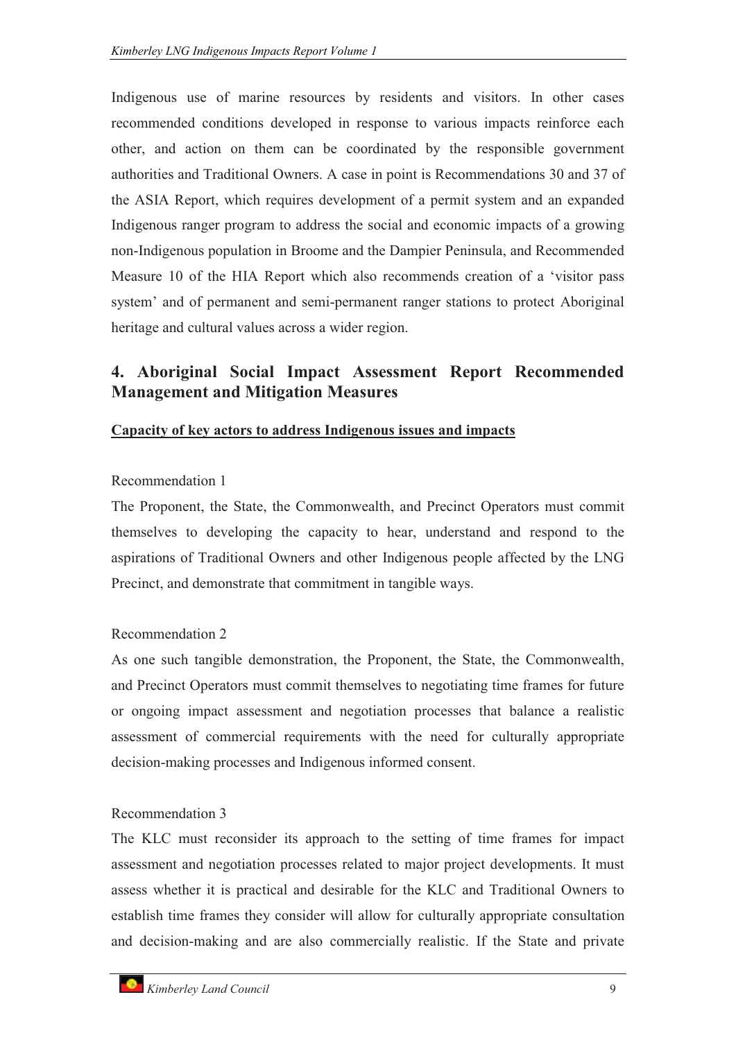Indigenous use of marine resources by residents and visitors. In other cases recommended conditions developed in response to various impacts reinforce each other, and action on them can be coordinated by the responsible government authorities and Traditional Owners. A case in point is Recommendations 30 and 37 of the ASIA Report, which requires development of a permit system and an expanded Indigenous ranger program to address the social and economic impacts of a growing non-Indigenous population in Broome and the Dampier Peninsula, and Recommended Measure 10 of the HIA Report which also recommends creation of a 'visitor pass system' and of permanent and semi-permanent ranger stations to protect Aboriginal heritage and cultural values across a wider region.

## 4. Aboriginal Social Impact Assessment Report Recommended Management and Mitigation Measures

**Capacity of key actors to address Indigenous issues and impacts**

Recommendation 1

The Proponent, the State, the Commonwealth, and Precinct Operators must commit themselves to developing the capacity to hear, understand and respond to the aspirations of Traditional Owners and other Indigenous people affected by the LNG Precinct, and demonstrate that commitment in tangible ways.

Recommendation 2

As one such tangible demonstration, the Proponent, the State, the Commonwealth, and Precinct Operators must commit themselves to negotiating time frames for future or ongoing impact assessment and negotiation processes that balance a realistic assessment of commercial requirements with the need for culturally appropriate decision-making processes and Indigenous informed consent.

Recommendation 3

The KLC must reconsider its approach to the setting of time frames for impact assessment and negotiation processes related to major project developments. It must assess whether it is practical and desirable for the KLC and Traditional Owners to establish time frames they consider will allow for culturally appropriate consultation and decision-making and are also commercially realistic. If the State and private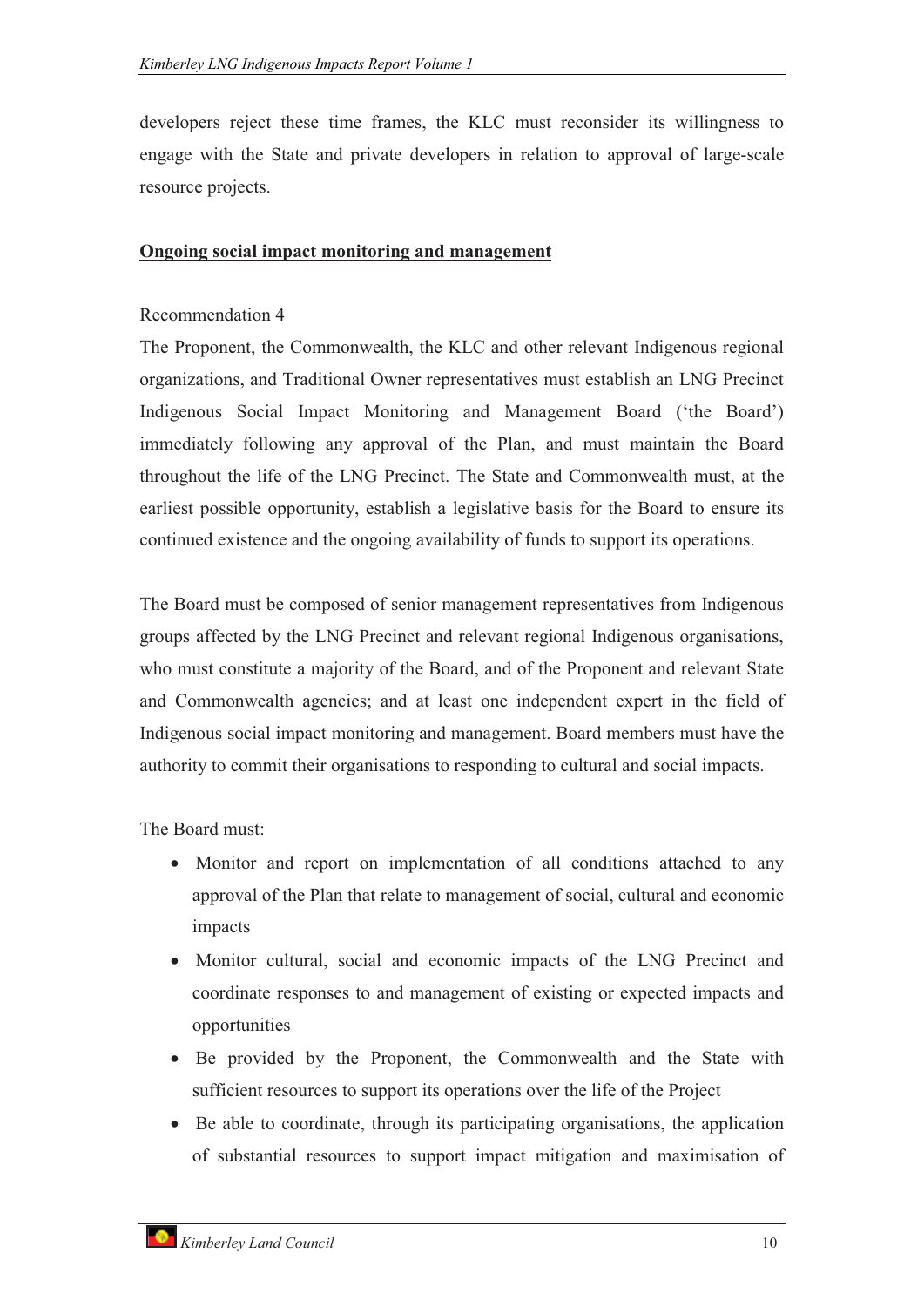developers reject these time frames, the KLC must reconsider its willingness to engage with the State and private developers in relation to approval of large-scale resource projects.

**Ongoing social impact monitoring and management**

Recommendation 4

The Proponent, the Commonwealth, the KLC and other relevant Indigenous regional organizations, and Traditional Owner representatives must establish an LNG Precinct Indigenous Social Impact Monitoring and Management Board ('the Board') immediately following any approval of the Plan, and must maintain the Board throughout the life of the LNG Precinct. The State and Commonwealth must, at the earliest possible opportunity, establish a legislative basis for the Board to ensure its continued existence and the ongoing availability of funds to support its operations.

The Board must be composed of senior management representatives from Indigenous groups affected by the LNG Precinct and relevant regional Indigenous organisations, who must constitute a majority of the Board, and of the Proponent and relevant State and Commonwealth agencies; and at least one independent expert in the field of Indigenous social impact monitoring and management. Board members must have the authority to commit their organisations to responding to cultural and social impacts.

The Board must:

- Monitor and report on implementation of all conditions attached to any approval of the Plan that relate to management of social, cultural and economic impacts
- Monitor cultural, social and economic impacts of the LNG Precinct and coordinate responses to and management of existing or expected impacts and opportunities
- Be provided by the Proponent, the Commonwealth and the State with sufficient resources to support its operations over the life of the Project
- Be able to coordinate, through its participating organisations, the application of substantial resources to support impact mitigation and maximisation of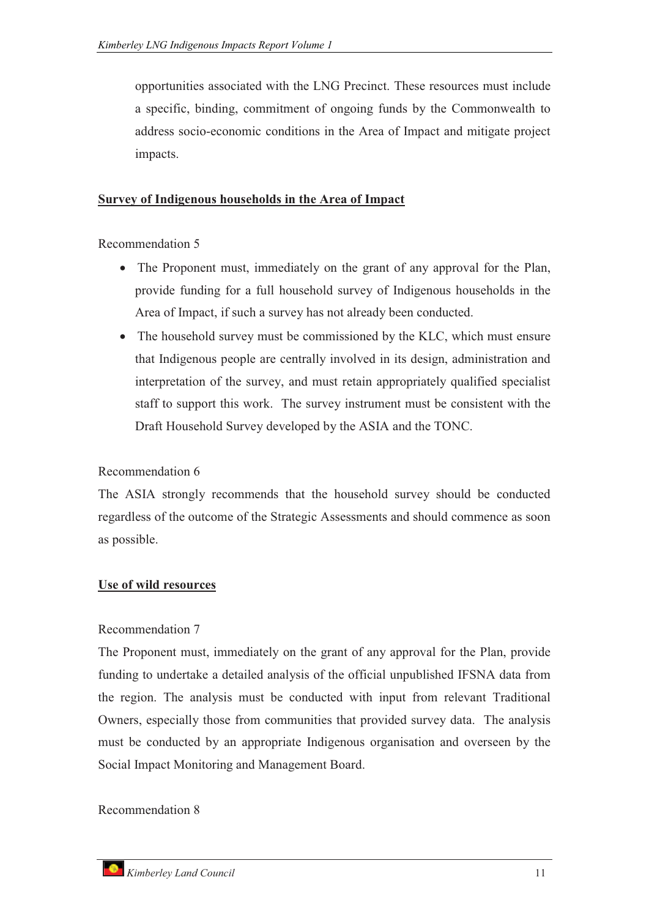opportunities associated with the LNG Precinct. These resources must include a specific, binding, commitment of ongoing funds by the Commonwealth to address socio-economic conditions in the Area of Impact and mitigate project impacts.

**Survey of Indigenous households in the Area of Impact**

Recommendation 5

- The Proponent must, immediately on the grant of any approval for the Plan, provide funding for a full household survey of Indigenous households in the Area of Impact, if such a survey has not already been conducted.
- The household survey must be commissioned by the KLC, which must ensure that Indigenous people are centrally involved in its design, administration and interpretation of the survey, and must retain appropriately qualified specialist staff to support this work. The survey instrument must be consistent with the Draft Household Survey developed by the ASIA and the TONC.

Recommendation 6

The ASIA strongly recommends that the household survey should be conducted regardless of the outcome of the Strategic Assessments and should commence as soon as possible.

**Use of wild resources**

Recommendation 7

The Proponent must, immediately on the grant of any approval for the Plan, provide funding to undertake a detailed analysis of the official unpublished IFSNA data from the region. The analysis must be conducted with input from relevant Traditional Owners, especially those from communities that provided survey data. The analysis must be conducted by an appropriate Indigenous organisation and overseen by the Social Impact Monitoring and Management Board.

Recommendation 8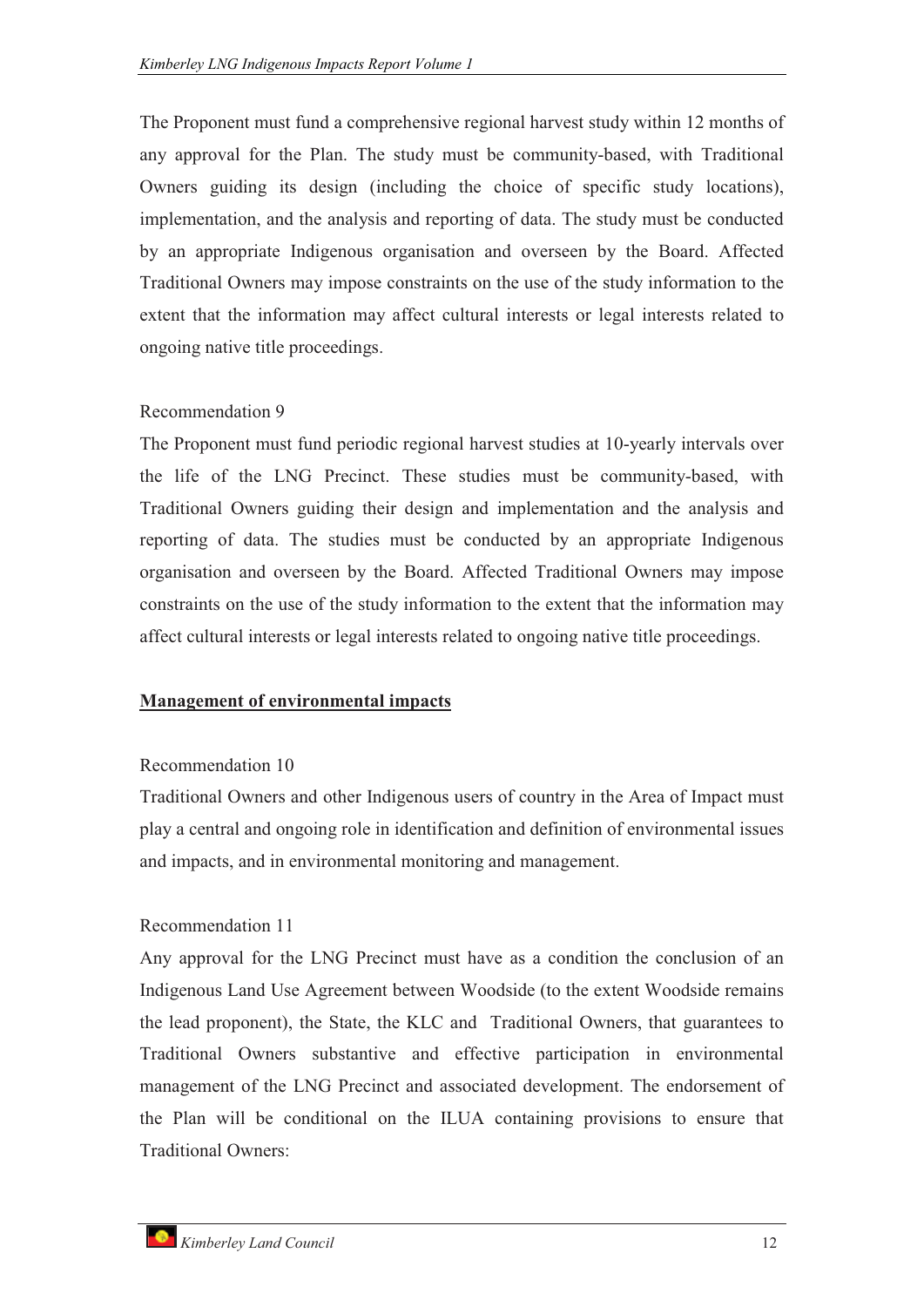The Proponent must fund a comprehensive regional harvest study within 12 months of any approval for the Plan. The study must be community-based, with Traditional Owners guiding its design (including the choice of specific study locations), implementation, and the analysis and reporting of data. The study must be conducted by an appropriate Indigenous organisation and overseen by the Board. Affected Traditional Owners may impose constraints on the use of the study information to the extent that the information may affect cultural interests or legal interests related to ongoing native title proceedings.

Recommendation 9

The Proponent must fund periodic regional harvest studies at 10-yearly intervals over the life of the LNG Precinct. These studies must be community-based, with Traditional Owners guiding their design and implementation and the analysis and reporting of data. The studies must be conducted by an appropriate Indigenous organisation and overseen by the Board. Affected Traditional Owners may impose constraints on the use of the study information to the extent that the information may affect cultural interests or legal interests related to ongoing native title proceedings.

**Management of environmental impacts**

Recommendation 10

Traditional Owners and other Indigenous users of country in the Area of Impact must play a central and ongoing role in identification and definition of environmental issues and impacts, and in environmental monitoring and management.

Recommendation 11

Any approval for the LNG Precinct must have as a condition the conclusion of an Indigenous Land Use Agreement between Woodside (to the extent Woodside remains the lead proponent), the State, the KLC and Traditional Owners, that guarantees to Traditional Owners substantive and effective participation in environmental management of the LNG Precinct and associated development. The endorsement of the Plan will be conditional on the ILUA containing provisions to ensure that Traditional Owners: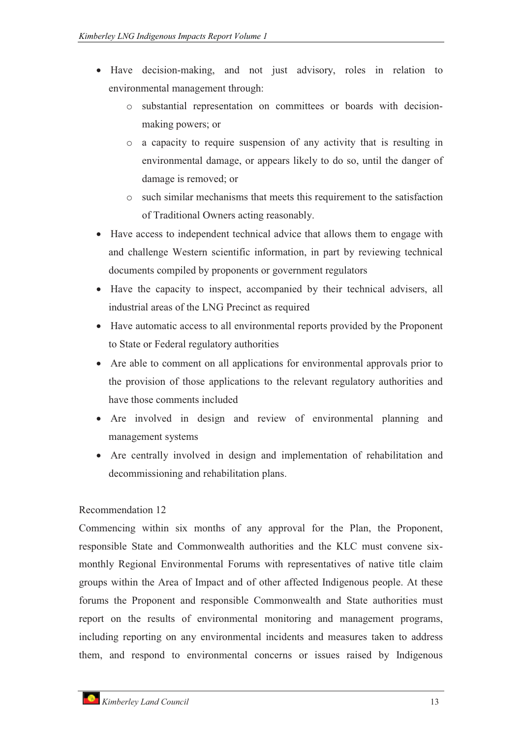- Have decision-making, and not just advisory, roles in relation to environmental management through:
    - substantial representation on committees or boards with decision-making powers; or
    - a capacity to require suspension of any activity that is resulting in environmental damage, or appears likely to do so, until the danger of damage is removed; or
    - such similar mechanisms that meets this requirement to the satisfaction of Traditional Owners acting reasonably.
- Have access to independent technical advice that allows them to engage with and challenge Western scientific information, in part by reviewing technical documents compiled by proponents or government regulators
- Have the capacity to inspect, accompanied by their technical advisers, all industrial areas of the LNG Precinct as required
- Have automatic access to all environmental reports provided by the Proponent to State or Federal regulatory authorities
- Are able to comment on all applications for environmental approvals prior to the provision of those applications to the relevant regulatory authorities and have those comments included
- Are involved in design and review of environmental planning and management systems
- Are centrally involved in design and implementation of rehabilitation and decommissioning and rehabilitation plans.

Recommendation 12

Commencing within six months of any approval for the Plan, the Proponent, responsible State and Commonwealth authorities and the KLC must convene six-monthly Regional Environmental Forums with representatives of native title claim groups within the Area of Impact and of other affected Indigenous people. At these forums the Proponent and responsible Commonwealth and State authorities must report on the results of environmental monitoring and management programs, including reporting on any environmental incidents and measures taken to address them, and respond to environmental concerns or issues raised by Indigenous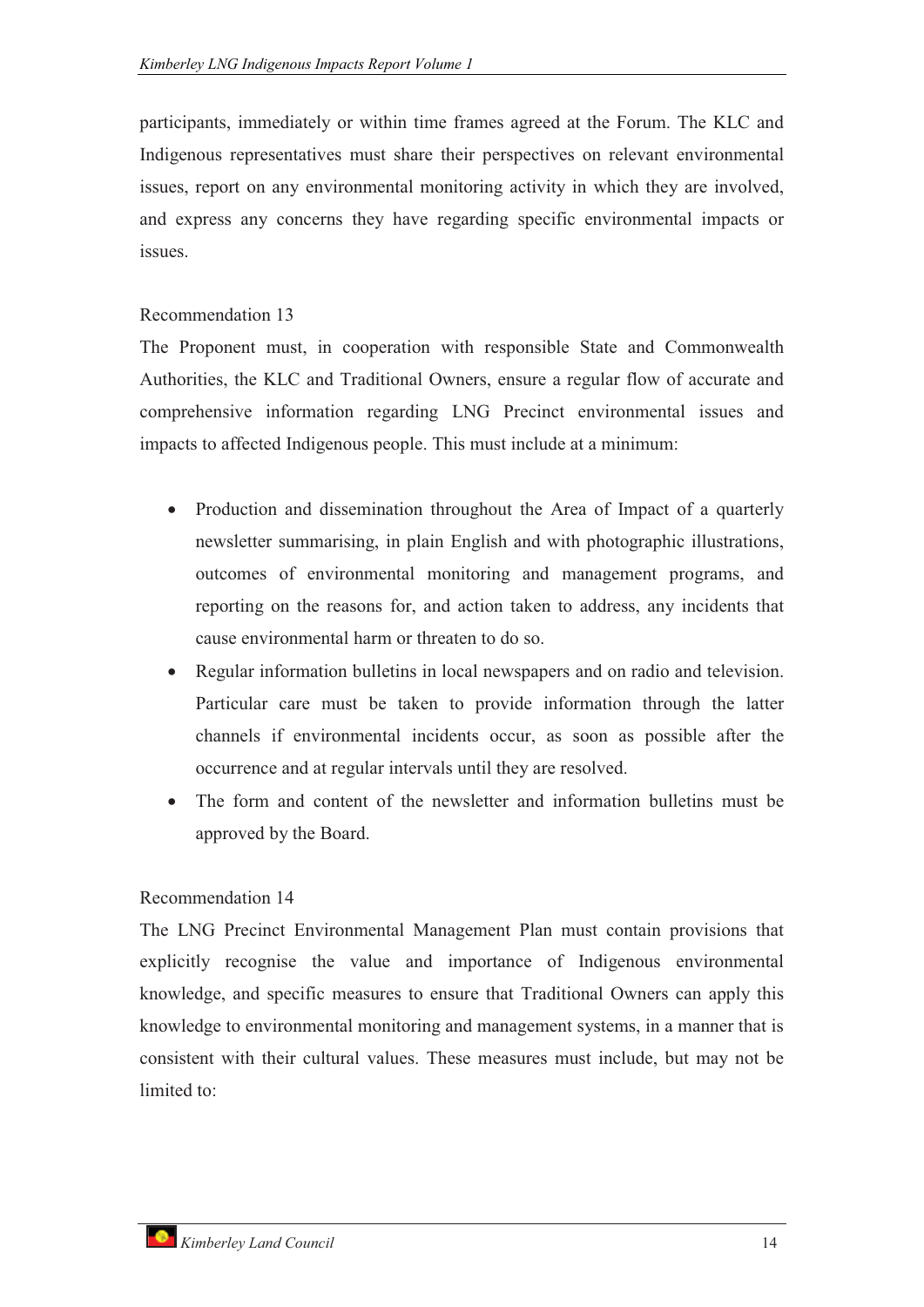participants, immediately or within time frames agreed at the Forum. The KLC and Indigenous representatives must share their perspectives on relevant environmental issues, report on any environmental monitoring activity in which they are involved, and express any concerns they have regarding specific environmental impacts or issues.

Recommendation 13

The Proponent must, in cooperation with responsible State and Commonwealth Authorities, the KLC and Traditional Owners, ensure a regular flow of accurate and comprehensive information regarding LNG Precinct environmental issues and impacts to affected Indigenous people. This must include at a minimum:

- Production and dissemination throughout the Area of Impact of a quarterly newsletter summarising, in plain English and with photographic illustrations, outcomes of environmental monitoring and management programs, and reporting on the reasons for, and action taken to address, any incidents that cause environmental harm or threaten to do so.
- Regular information bulletins in local newspapers and on radio and television. Particular care must be taken to provide information through the latter channels if environmental incidents occur, as soon as possible after the occurrence and at regular intervals until they are resolved.
- The form and content of the newsletter and information bulletins must be approved by the Board.

Recommendation 14

The LNG Precinct Environmental Management Plan must contain provisions that explicitly recognise the value and importance of Indigenous environmental knowledge, and specific measures to ensure that Traditional Owners can apply this knowledge to environmental monitoring and management systems, in a manner that is consistent with their cultural values. These measures must include, but may not be limited to: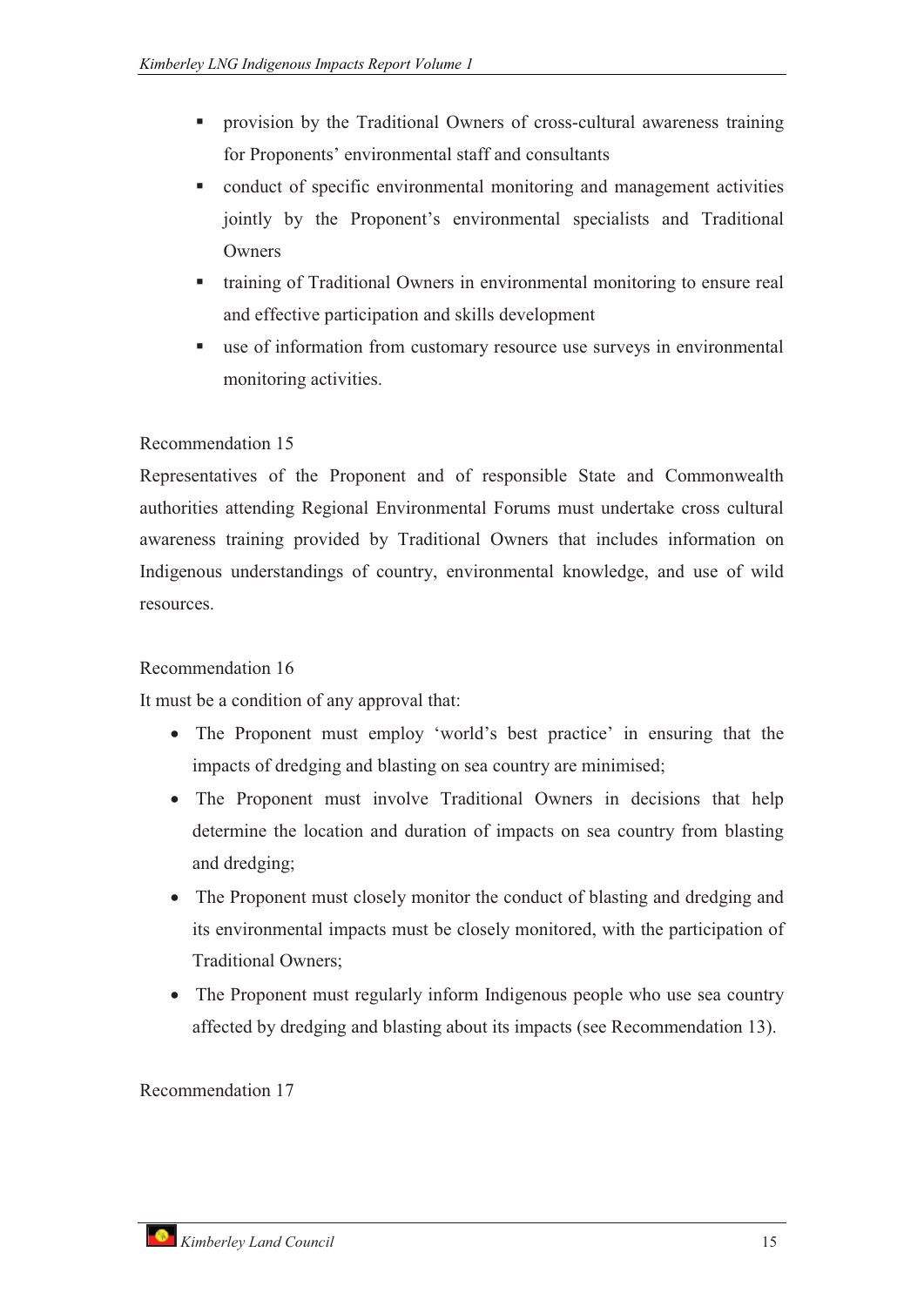- provision by the Traditional Owners of cross-cultural awareness training for Proponents' environmental staff and consultants
- conduct of specific environmental monitoring and management activities jointly by the Proponent's environmental specialists and Traditional Owners
- training of Traditional Owners in environmental monitoring to ensure real and effective participation and skills development
- use of information from customary resource use surveys in environmental monitoring activities.

Recommendation 15

Representatives of the Proponent and of responsible State and Commonwealth authorities attending Regional Environmental Forums must undertake cross cultural awareness training provided by Traditional Owners that includes information on Indigenous understandings of country, environmental knowledge, and use of wild resources.

Recommendation 16

It must be a condition of any approval that:

- The Proponent must employ 'world's best practice' in ensuring that the impacts of dredging and blasting on sea country are minimised;
- The Proponent must involve Traditional Owners in decisions that help determine the location and duration of impacts on sea country from blasting and dredging;
- The Proponent must closely monitor the conduct of blasting and dredging and its environmental impacts must be closely monitored, with the participation of Traditional Owners;
- The Proponent must regularly inform Indigenous people who use sea country affected by dredging and blasting about its impacts (see Recommendation 13).

Recommendation 17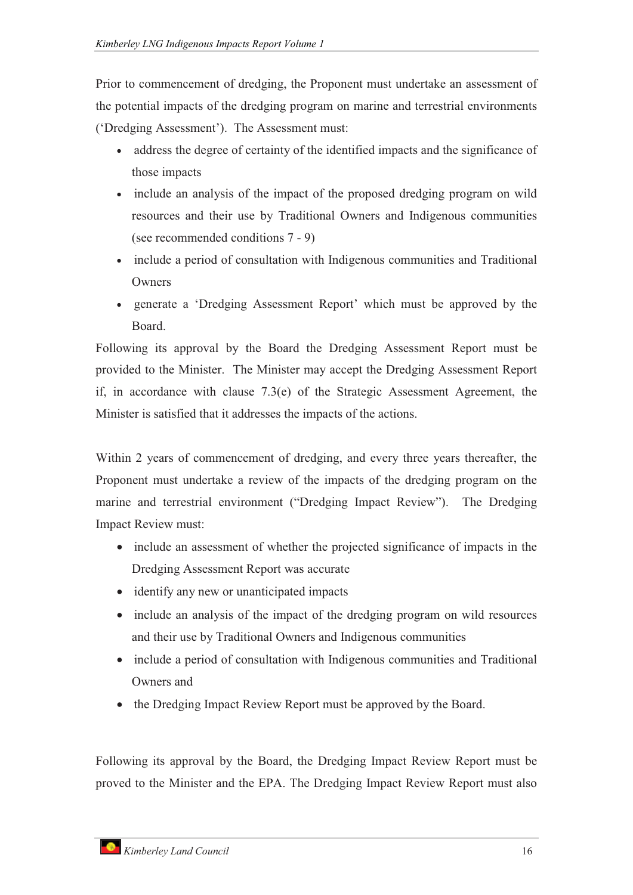Prior to commencement of dredging, the Proponent must undertake an assessment of the potential impacts of the dredging program on marine and terrestrial environments ('Dredging Assessment'). The Assessment must:

- address the degree of certainty of the identified impacts and the significance of those impacts
- include an analysis of the impact of the proposed dredging program on wild resources and their use by Traditional Owners and Indigenous communities (see recommended conditions 7 - 9)
- include a period of consultation with Indigenous communities and Traditional Owners
- generate a 'Dredging Assessment Report' which must be approved by the Board.

Following its approval by the Board the Dredging Assessment Report must be provided to the Minister. The Minister may accept the Dredging Assessment Report if, in accordance with clause 7.3(e) of the Strategic Assessment Agreement, the Minister is satisfied that it addresses the impacts of the actions.

Within 2 years of commencement of dredging, and every three years thereafter, the Proponent must undertake a review of the impacts of the dredging program on the marine and terrestrial environment ("Dredging Impact Review"). The Dredging Impact Review must:

- include an assessment of whether the projected significance of impacts in the Dredging Assessment Report was accurate
- identify any new or unanticipated impacts
- include an analysis of the impact of the dredging program on wild resources and their use by Traditional Owners and Indigenous communities
- include a period of consultation with Indigenous communities and Traditional Owners and
- the Dredging Impact Review Report must be approved by the Board.

Following its approval by the Board, the Dredging Impact Review Report must be proved to the Minister and the EPA. The Dredging Impact Review Report must also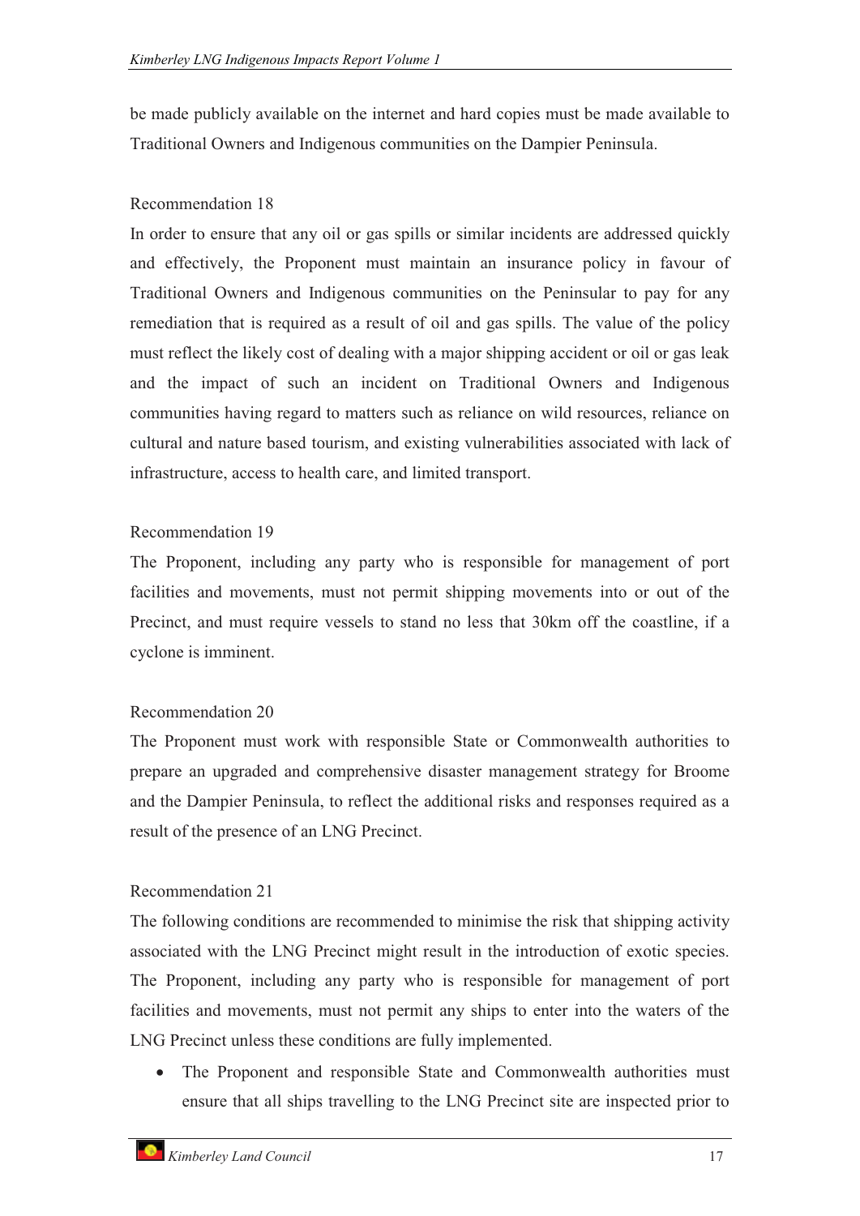be made publicly available on the internet and hard copies must be made available to Traditional Owners and Indigenous communities on the Dampier Peninsula.

Recommendation 18

In order to ensure that any oil or gas spills or similar incidents are addressed quickly and effectively, the Proponent must maintain an insurance policy in favour of Traditional Owners and Indigenous communities on the Peninsular to pay for any remediation that is required as a result of oil and gas spills. The value of the policy must reflect the likely cost of dealing with a major shipping accident or oil or gas leak and the impact of such an incident on Traditional Owners and Indigenous communities having regard to matters such as reliance on wild resources, reliance on cultural and nature based tourism, and existing vulnerabilities associated with lack of infrastructure, access to health care, and limited transport.

Recommendation 19

The Proponent, including any party who is responsible for management of port facilities and movements, must not permit shipping movements into or out of the Precinct, and must require vessels to stand no less that 30km off the coastline, if a cyclone is imminent.

Recommendation 20

The Proponent must work with responsible State or Commonwealth authorities to prepare an upgraded and comprehensive disaster management strategy for Broome and the Dampier Peninsula, to reflect the additional risks and responses required as a result of the presence of an LNG Precinct.

Recommendation 21

The following conditions are recommended to minimise the risk that shipping activity associated with the LNG Precinct might result in the introduction of exotic species. The Proponent, including any party who is responsible for management of port facilities and movements, must not permit any ships to enter into the waters of the LNG Precinct unless these conditions are fully implemented.

- The Proponent and responsible State and Commonwealth authorities must ensure that all ships travelling to the LNG Precinct site are inspected prior to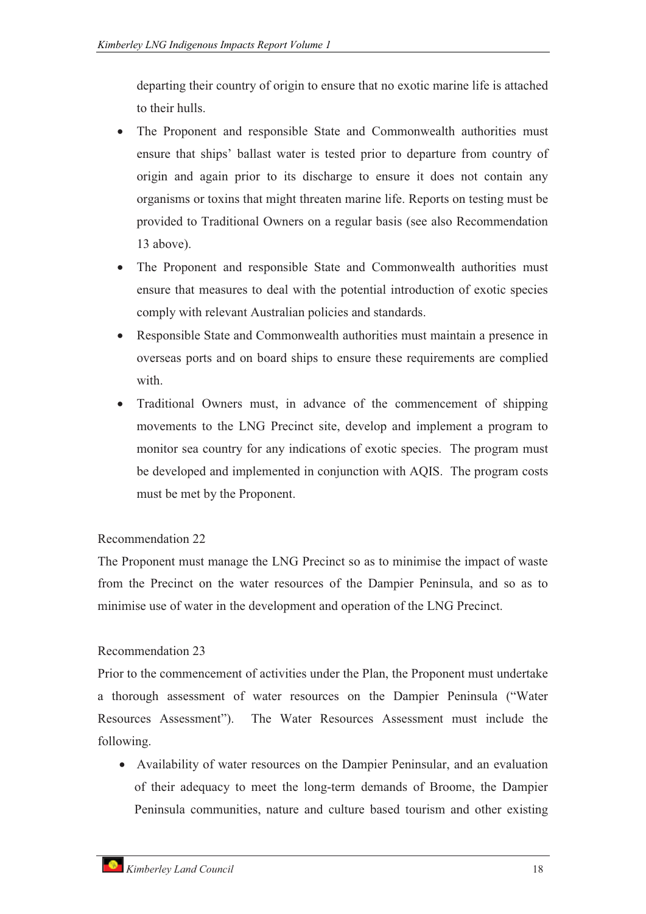departing their country of origin to ensure that no exotic marine life is attached to their hulls.

- The Proponent and responsible State and Commonwealth authorities must ensure that ships' ballast water is tested prior to departure from country of origin and again prior to its discharge to ensure it does not contain any organisms or toxins that might threaten marine life. Reports on testing must be provided to Traditional Owners on a regular basis (see also Recommendation 13 above).
- The Proponent and responsible State and Commonwealth authorities must ensure that measures to deal with the potential introduction of exotic species comply with relevant Australian policies and standards.
- Responsible State and Commonwealth authorities must maintain a presence in overseas ports and on board ships to ensure these requirements are complied with.
- Traditional Owners must, in advance of the commencement of shipping movements to the LNG Precinct site, develop and implement a program to monitor sea country for any indications of exotic species. The program must be developed and implemented in conjunction with AQIS. The program costs must be met by the Proponent.

Recommendation 22

The Proponent must manage the LNG Precinct so as to minimise the impact of waste from the Precinct on the water resources of the Dampier Peninsula, and so as to minimise use of water in the development and operation of the LNG Precinct.

Recommendation 23

Prior to the commencement of activities under the Plan, the Proponent must undertake a thorough assessment of water resources on the Dampier Peninsula ("Water Resources Assessment"). The Water Resources Assessment must include the following.

- Availability of water resources on the Dampier Peninsular, and an evaluation of their adequacy to meet the long-term demands of Broome, the Dampier Peninsula communities, nature and culture based tourism and other existing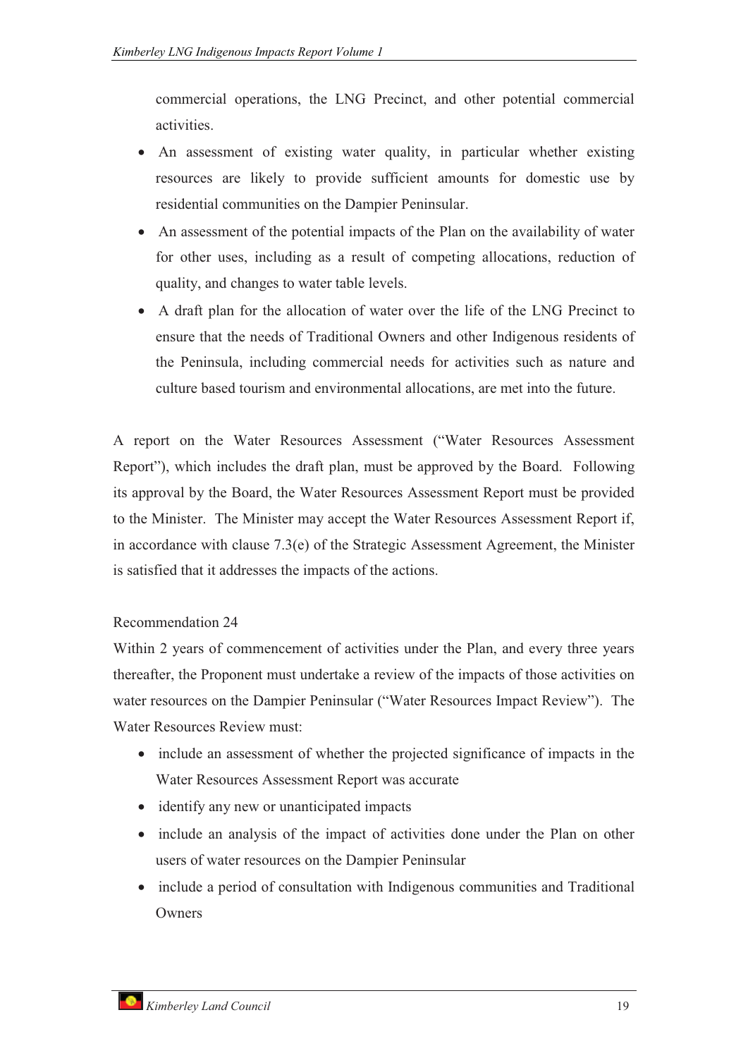commercial operations, the LNG Precinct, and other potential commercial activities.

- An assessment of existing water quality, in particular whether existing resources are likely to provide sufficient amounts for domestic use by residential communities on the Dampier Peninsular.
- An assessment of the potential impacts of the Plan on the availability of water for other uses, including as a result of competing allocations, reduction of quality, and changes to water table levels.
- A draft plan for the allocation of water over the life of the LNG Precinct to ensure that the needs of Traditional Owners and other Indigenous residents of the Peninsula, including commercial needs for activities such as nature and culture based tourism and environmental allocations, are met into the future.

A report on the Water Resources Assessment ("Water Resources Assessment Report"), which includes the draft plan, must be approved by the Board. Following its approval by the Board, the Water Resources Assessment Report must be provided to the Minister. The Minister may accept the Water Resources Assessment Report if, in accordance with clause 7.3(e) of the Strategic Assessment Agreement, the Minister is satisfied that it addresses the impacts of the actions.

Recommendation 24

Within 2 years of commencement of activities under the Plan, and every three years thereafter, the Proponent must undertake a review of the impacts of those activities on water resources on the Dampier Peninsular ("Water Resources Impact Review"). The Water Resources Review must:

- include an assessment of whether the projected significance of impacts in the Water Resources Assessment Report was accurate
- identify any new or unanticipated impacts
- include an analysis of the impact of activities done under the Plan on other users of water resources on the Dampier Peninsular
- include a period of consultation with Indigenous communities and Traditional Owners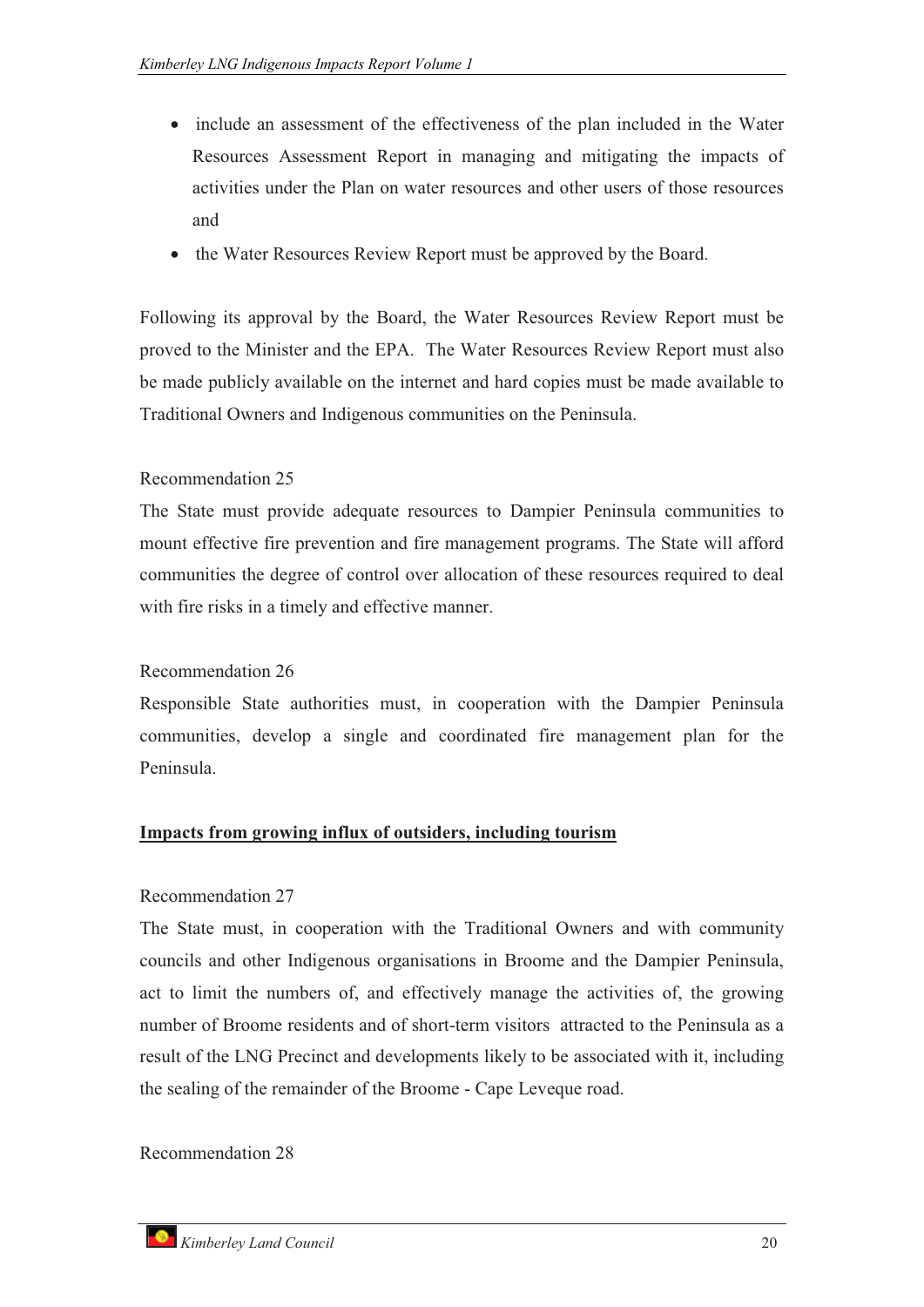- include an assessment of the effectiveness of the plan included in the Water Resources Assessment Report in managing and mitigating the impacts of activities under the Plan on water resources and other users of those resources and
- the Water Resources Review Report must be approved by the Board.

Following its approval by the Board, the Water Resources Review Report must be proved to the Minister and the EPA. The Water Resources Review Report must also be made publicly available on the internet and hard copies must be made available to Traditional Owners and Indigenous communities on the Peninsula.

Recommendation 25

The State must provide adequate resources to Dampier Peninsula communities to mount effective fire prevention and fire management programs. The State will afford communities the degree of control over allocation of these resources required to deal with fire risks in a timely and effective manner.

Recommendation 26

Responsible State authorities must, in cooperation with the Dampier Peninsula communities, develop a single and coordinated fire management plan for the Peninsula.

**Impacts from growing influx of outsiders, including tourism**

Recommendation 27

The State must, in cooperation with the Traditional Owners and with community councils and other Indigenous organisations in Broome and the Dampier Peninsula, act to limit the numbers of, and effectively manage the activities of, the growing number of Broome residents and of short-term visitors attracted to the Peninsula as a result of the LNG Precinct and developments likely to be associated with it, including the sealing of the remainder of the Broome - Cape Leveque road.

Recommendation 28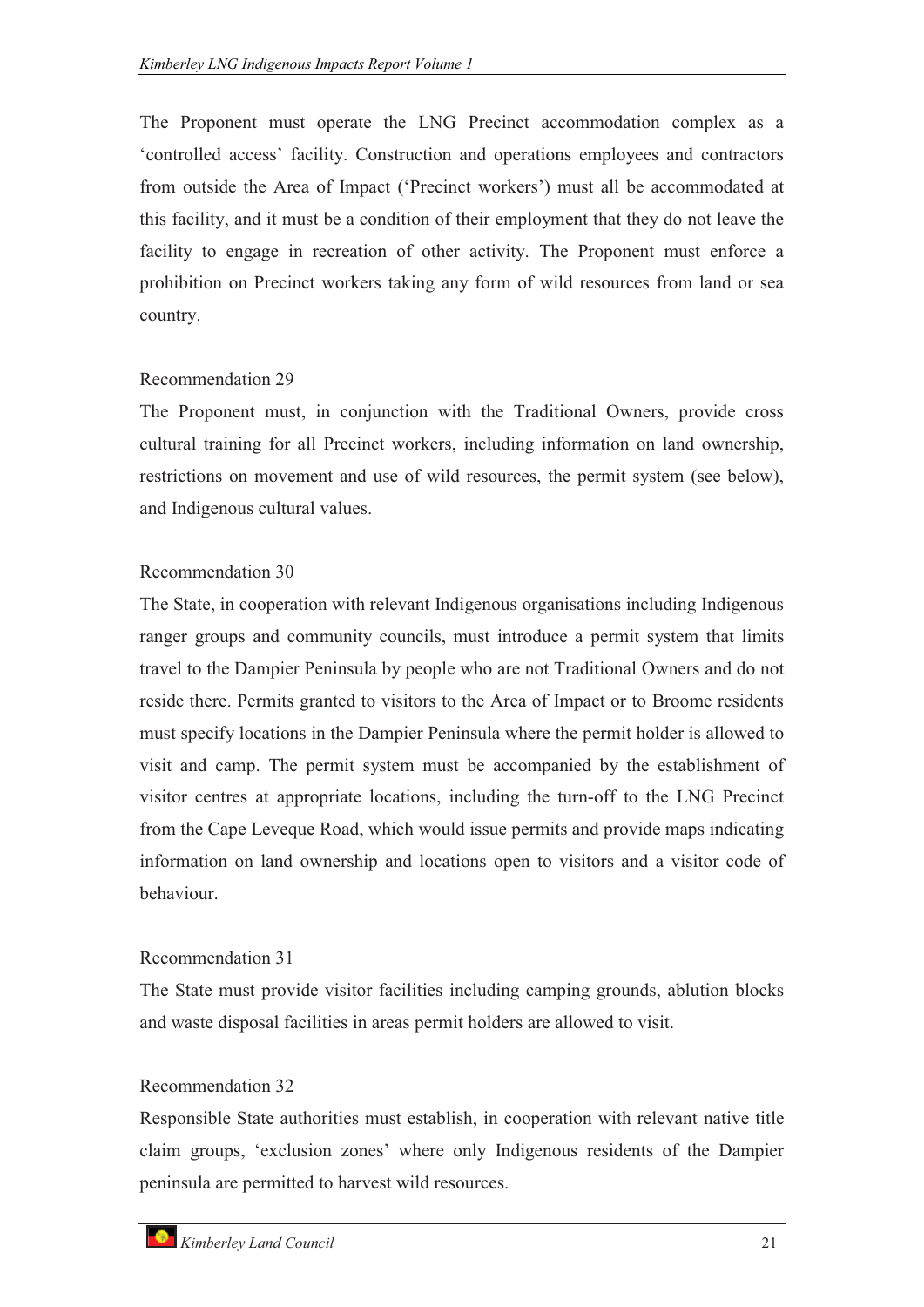The Proponent must operate the LNG Precinct accommodation complex as a 'controlled access' facility. Construction and operations employees and contractors from outside the Area of Impact ('Precinct workers') must all be accommodated at this facility, and it must be a condition of their employment that they do not leave the facility to engage in recreation of other activity. The Proponent must enforce a prohibition on Precinct workers taking any form of wild resources from land or sea country.

Recommendation 29

The Proponent must, in conjunction with the Traditional Owners, provide cross cultural training for all Precinct workers, including information on land ownership, restrictions on movement and use of wild resources, the permit system (see below), and Indigenous cultural values.

Recommendation 30

The State, in cooperation with relevant Indigenous organisations including Indigenous ranger groups and community councils, must introduce a permit system that limits travel to the Dampier Peninsula by people who are not Traditional Owners and do not reside there. Permits granted to visitors to the Area of Impact or to Broome residents must specify locations in the Dampier Peninsula where the permit holder is allowed to visit and camp. The permit system must be accompanied by the establishment of visitor centres at appropriate locations, including the turn-off to the LNG Precinct from the Cape Leveque Road, which would issue permits and provide maps indicating information on land ownership and locations open to visitors and a visitor code of behaviour.

Recommendation 31

The State must provide visitor facilities including camping grounds, ablution blocks and waste disposal facilities in areas permit holders are allowed to visit.

Recommendation 32

Responsible State authorities must establish, in cooperation with relevant native title claim groups, 'exclusion zones' where only Indigenous residents of the Dampier peninsula are permitted to harvest wild resources.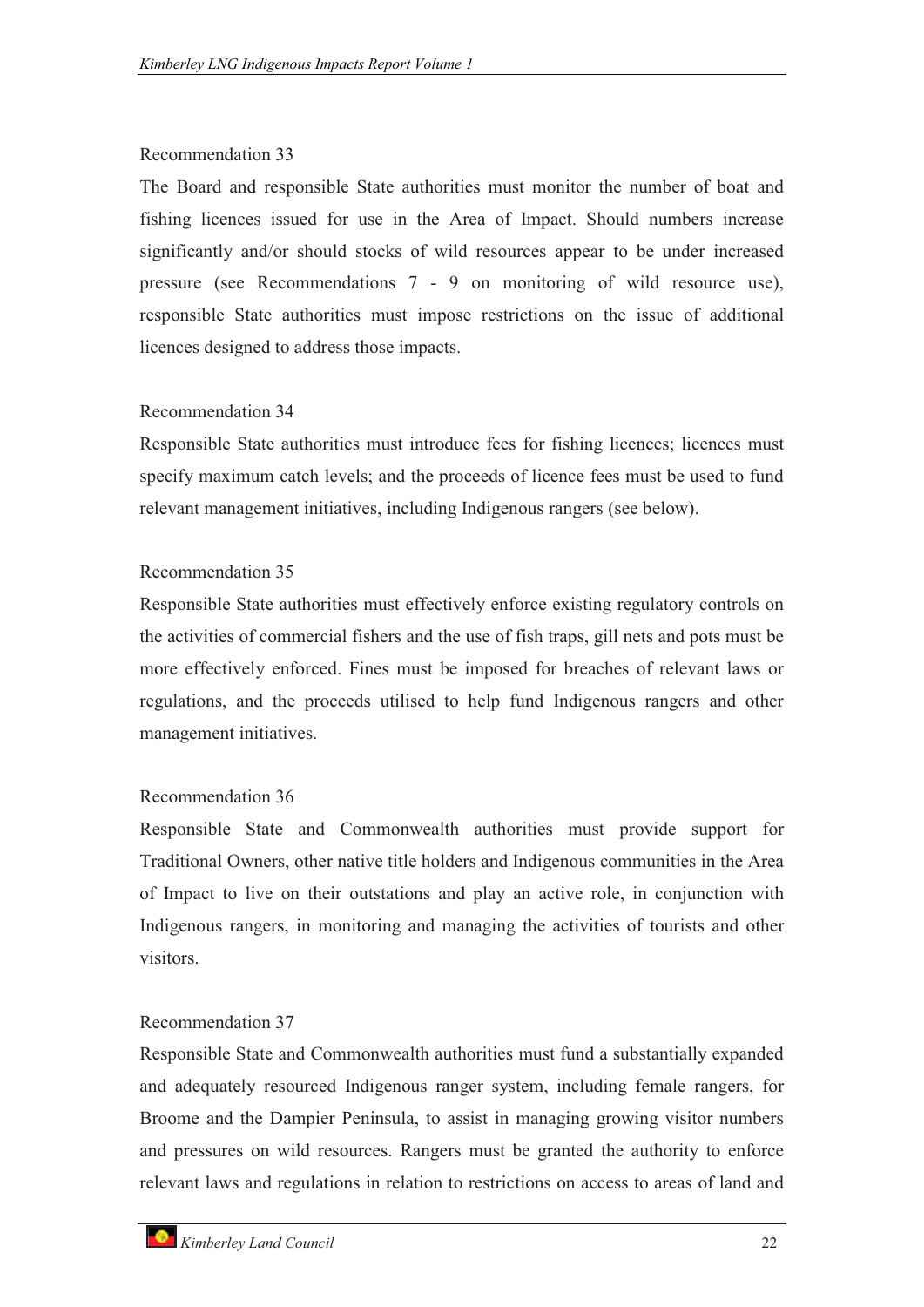Recommendation 33

The Board and responsible State authorities must monitor the number of boat and fishing licences issued for use in the Area of Impact. Should numbers increase significantly and/or should stocks of wild resources appear to be under increased pressure (see Recommendations 7 - 9 on monitoring of wild resource use), responsible State authorities must impose restrictions on the issue of additional licences designed to address those impacts.

Recommendation 34

Responsible State authorities must introduce fees for fishing licences; licences must specify maximum catch levels; and the proceeds of licence fees must be used to fund relevant management initiatives, including Indigenous rangers (see below).

Recommendation 35

Responsible State authorities must effectively enforce existing regulatory controls on the activities of commercial fishers and the use of fish traps, gill nets and pots must be more effectively enforced. Fines must be imposed for breaches of relevant laws or regulations, and the proceeds utilised to help fund Indigenous rangers and other management initiatives.

Recommendation 36

Responsible State and Commonwealth authorities must provide support for Traditional Owners, other native title holders and Indigenous communities in the Area of Impact to live on their outstations and play an active role, in conjunction with Indigenous rangers, in monitoring and managing the activities of tourists and other visitors.

Recommendation 37

Responsible State and Commonwealth authorities must fund a substantially expanded and adequately resourced Indigenous ranger system, including female rangers, for Broome and the Dampier Peninsula, to assist in managing growing visitor numbers and pressures on wild resources. Rangers must be granted the authority to enforce relevant laws and regulations in relation to restrictions on access to areas of land and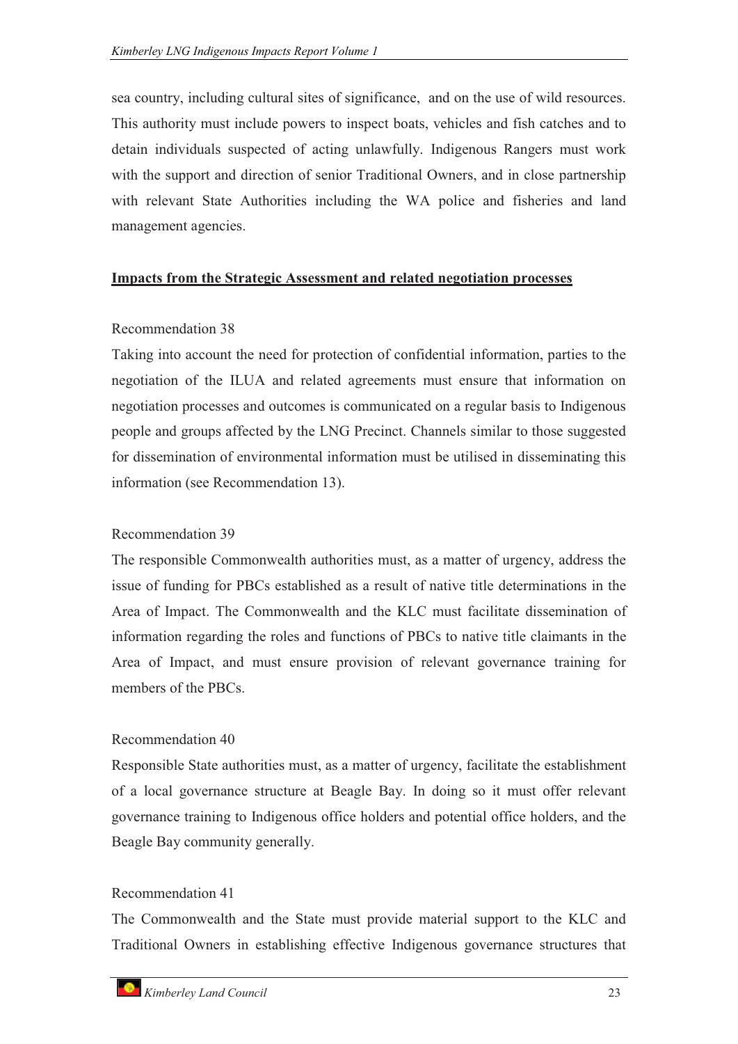sea country, including cultural sites of significance, and on the use of wild resources. This authority must include powers to inspect boats, vehicles and fish catches and to detain individuals suspected of acting unlawfully. Indigenous Rangers must work with the support and direction of senior Traditional Owners, and in close partnership with relevant State Authorities including the WA police and fisheries and land management agencies.

**Impacts from the Strategic Assessment and related negotiation processes**

Recommendation 38

Taking into account the need for protection of confidential information, parties to the negotiation of the ILUA and related agreements must ensure that information on negotiation processes and outcomes is communicated on a regular basis to Indigenous people and groups affected by the LNG Precinct. Channels similar to those suggested for dissemination of environmental information must be utilised in disseminating this information (see Recommendation 13).

Recommendation 39

The responsible Commonwealth authorities must, as a matter of urgency, address the issue of funding for PBCs established as a result of native title determinations in the Area of Impact. The Commonwealth and the KLC must facilitate dissemination of information regarding the roles and functions of PBCs to native title claimants in the Area of Impact, and must ensure provision of relevant governance training for members of the PBCs.

Recommendation 40

Responsible State authorities must, as a matter of urgency, facilitate the establishment of a local governance structure at Beagle Bay. In doing so it must offer relevant governance training to Indigenous office holders and potential office holders, and the Beagle Bay community generally.

Recommendation 41

The Commonwealth and the State must provide material support to the KLC and Traditional Owners in establishing effective Indigenous governance structures that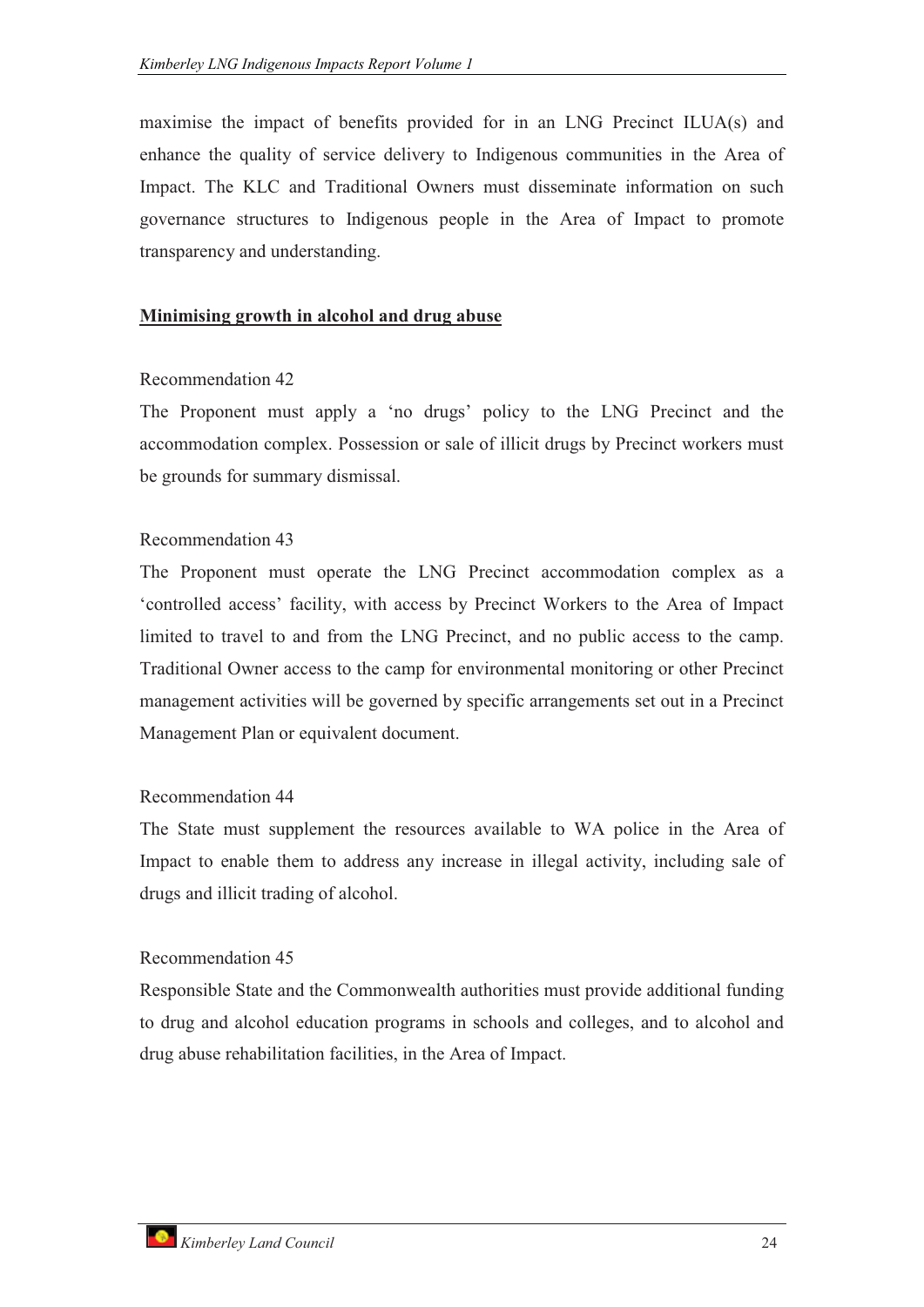maximise the impact of benefits provided for in an LNG Precinct ILUA(s) and enhance the quality of service delivery to Indigenous communities in the Area of Impact. The KLC and Traditional Owners must disseminate information on such governance structures to Indigenous people in the Area of Impact to promote transparency and understanding.

**Minimising growth in alcohol and drug abuse**

Recommendation 42

The Proponent must apply a 'no drugs' policy to the LNG Precinct and the accommodation complex. Possession or sale of illicit drugs by Precinct workers must be grounds for summary dismissal.

Recommendation 43

The Proponent must operate the LNG Precinct accommodation complex as a 'controlled access' facility, with access by Precinct Workers to the Area of Impact limited to travel to and from the LNG Precinct, and no public access to the camp. Traditional Owner access to the camp for environmental monitoring or other Precinct management activities will be governed by specific arrangements set out in a Precinct Management Plan or equivalent document.

Recommendation 44

The State must supplement the resources available to WA police in the Area of Impact to enable them to address any increase in illegal activity, including sale of drugs and illicit trading of alcohol.

Recommendation 45

Responsible State and the Commonwealth authorities must provide additional funding to drug and alcohol education programs in schools and colleges, and to alcohol and drug abuse rehabilitation facilities, in the Area of Impact.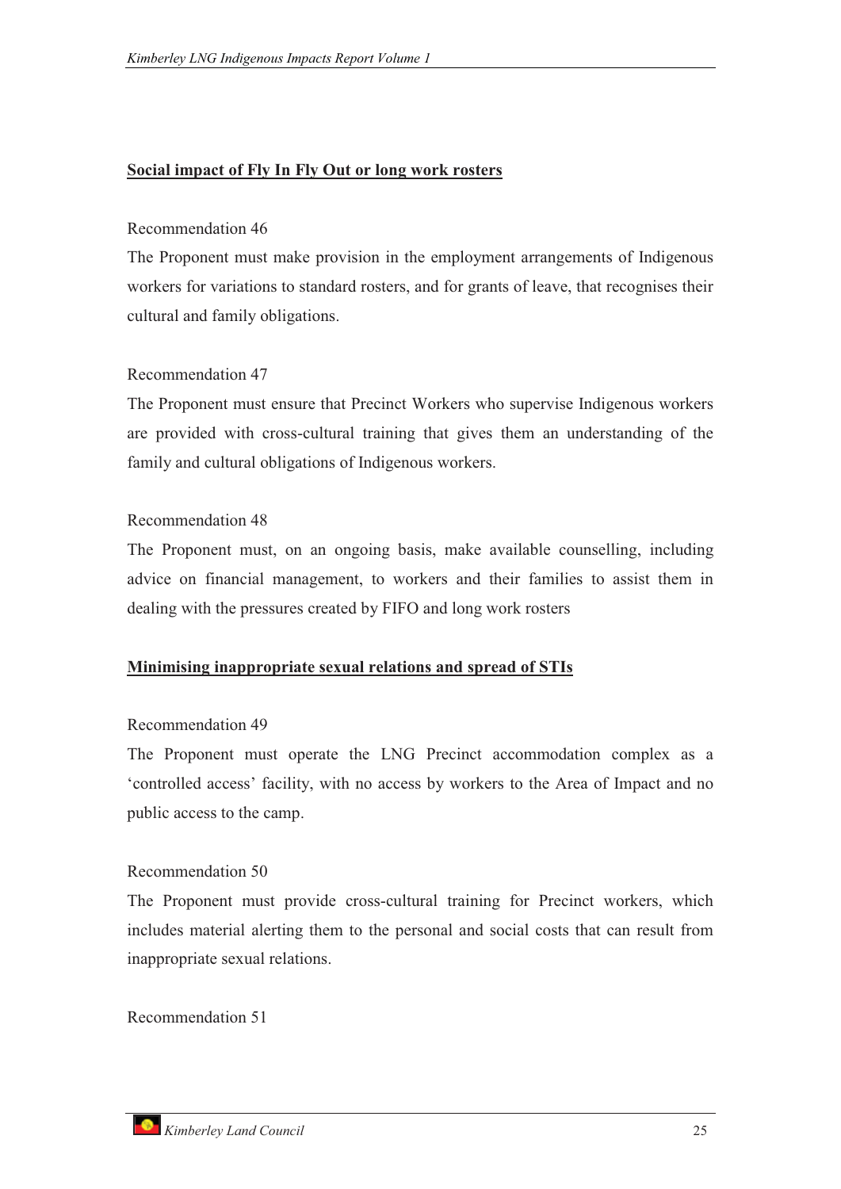**Social impact of Fly In Fly Out or long work rosters**

Recommendation 46

The Proponent must make provision in the employment arrangements of Indigenous workers for variations to standard rosters, and for grants of leave, that recognises their cultural and family obligations.

Recommendation 47

The Proponent must ensure that Precinct Workers who supervise Indigenous workers are provided with cross-cultural training that gives them an understanding of the family and cultural obligations of Indigenous workers.

Recommendation 48

The Proponent must, on an ongoing basis, make available counselling, including advice on financial management, to workers and their families to assist them in dealing with the pressures created by FIFO and long work rosters

**Minimising inappropriate sexual relations and spread of STIs**

Recommendation 49

The Proponent must operate the LNG Precinct accommodation complex as a 'controlled access' facility, with no access by workers to the Area of Impact and no public access to the camp.

Recommendation 50

The Proponent must provide cross-cultural training for Precinct workers, which includes material alerting them to the personal and social costs that can result from inappropriate sexual relations.

Recommendation 51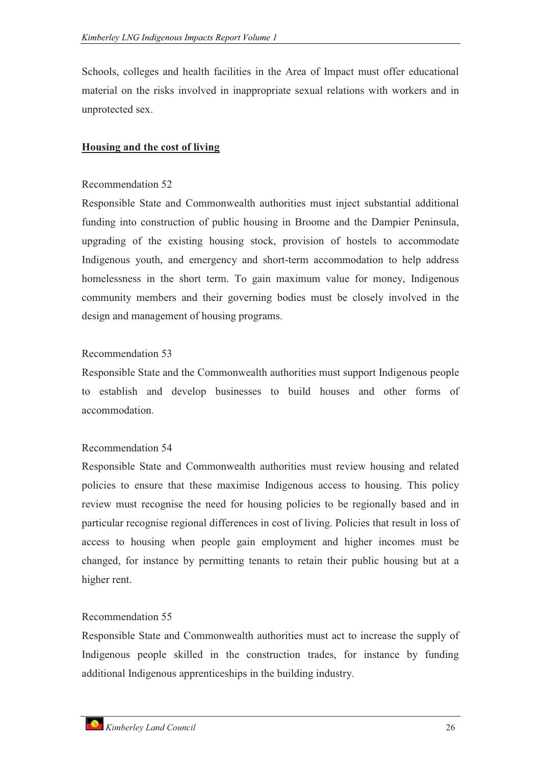Schools, colleges and health facilities in the Area of Impact must offer educational material on the risks involved in inappropriate sexual relations with workers and in unprotected sex.

**Housing and the cost of living**

Recommendation 52

Responsible State and Commonwealth authorities must inject substantial additional funding into construction of public housing in Broome and the Dampier Peninsula, upgrading of the existing housing stock, provision of hostels to accommodate Indigenous youth, and emergency and short-term accommodation to help address homelessness in the short term. To gain maximum value for money, Indigenous community members and their governing bodies must be closely involved in the design and management of housing programs.

Recommendation 53

Responsible State and the Commonwealth authorities must support Indigenous people to establish and develop businesses to build houses and other forms of accommodation.

Recommendation 54

Responsible State and Commonwealth authorities must review housing and related policies to ensure that these maximise Indigenous access to housing. This policy review must recognise the need for housing policies to be regionally based and in particular recognise regional differences in cost of living. Policies that result in loss of access to housing when people gain employment and higher incomes must be changed, for instance by permitting tenants to retain their public housing but at a higher rent.

Recommendation 55

Responsible State and Commonwealth authorities must act to increase the supply of Indigenous people skilled in the construction trades, for instance by funding additional Indigenous apprenticeships in the building industry.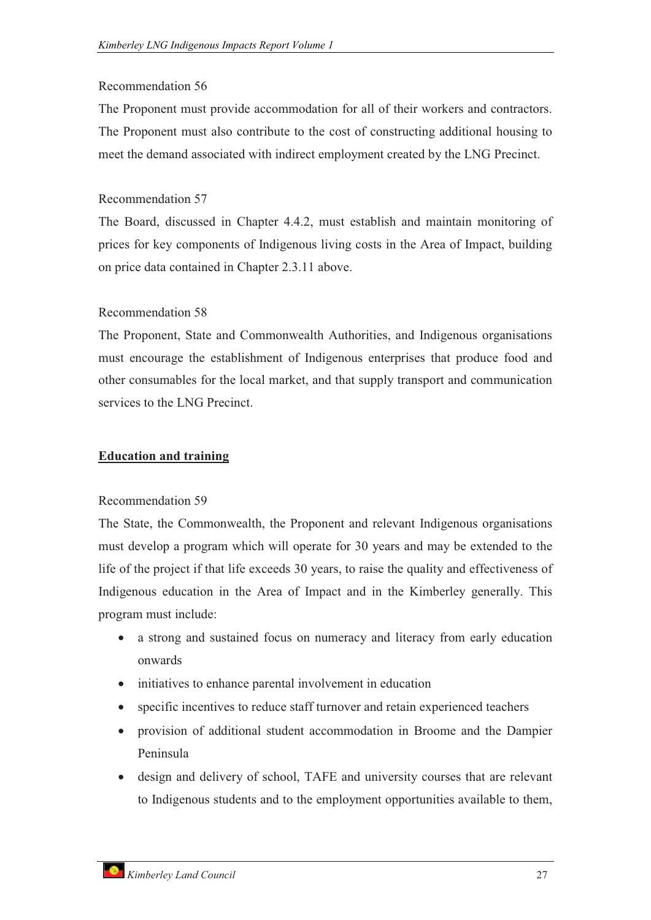Recommendation 56

The Proponent must provide accommodation for all of their workers and contractors. The Proponent must also contribute to the cost of constructing additional housing to meet the demand associated with indirect employment created by the LNG Precinct.

Recommendation 57

The Board, discussed in Chapter 4.4.2, must establish and maintain monitoring of prices for key components of Indigenous living costs in the Area of Impact, building on price data contained in Chapter 2.3.11 above.

Recommendation 58

The Proponent, State and Commonwealth Authorities, and Indigenous organisations must encourage the establishment of Indigenous enterprises that produce food and other consumables for the local market, and that supply transport and communication services to the LNG Precinct.

**Education and training**

Recommendation 59

The State, the Commonwealth, the Proponent and relevant Indigenous organisations must develop a program which will operate for 30 years and may be extended to the life of the project if that life exceeds 30 years, to raise the quality and effectiveness of Indigenous education in the Area of Impact and in the Kimberley generally. This program must include:

- a strong and sustained focus on numeracy and literacy from early education onwards
- initiatives to enhance parental involvement in education
- specific incentives to reduce staff turnover and retain experienced teachers
- provision of additional student accommodation in Broome and the Dampier Peninsula
- design and delivery of school, TAFE and university courses that are relevant to Indigenous students and to the employment opportunities available to them,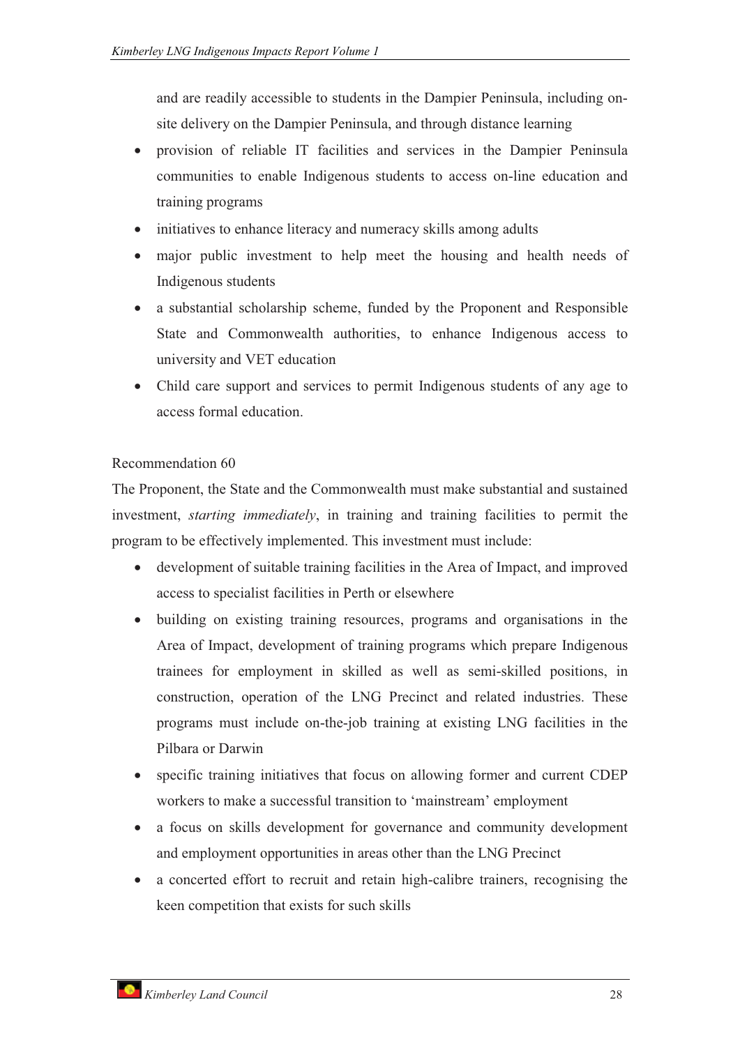and are readily accessible to students in the Dampier Peninsula, including on-site delivery on the Dampier Peninsula, and through distance learning

- provision of reliable IT facilities and services in the Dampier Peninsula communities to enable Indigenous students to access on-line education and training programs
- initiatives to enhance literacy and numeracy skills among adults
- major public investment to help meet the housing and health needs of Indigenous students
- a substantial scholarship scheme, funded by the Proponent and Responsible State and Commonwealth authorities, to enhance Indigenous access to university and VET education
- Child care support and services to permit Indigenous students of any age to access formal education.

Recommendation 60

The Proponent, the State and the Commonwealth must make substantial and sustained investment, *starting immediately*, in training and training facilities to permit the program to be effectively implemented. This investment must include:

- development of suitable training facilities in the Area of Impact, and improved access to specialist facilities in Perth or elsewhere
- building on existing training resources, programs and organisations in the Area of Impact, development of training programs which prepare Indigenous trainees for employment in skilled as well as semi-skilled positions, in construction, operation of the LNG Precinct and related industries. These programs must include on-the-job training at existing LNG facilities in the Pilbara or Darwin
- specific training initiatives that focus on allowing former and current CDEP workers to make a successful transition to 'mainstream' employment
- a focus on skills development for governance and community development and employment opportunities in areas other than the LNG Precinct
- a concerted effort to recruit and retain high-calibre trainers, recognising the keen competition that exists for such skills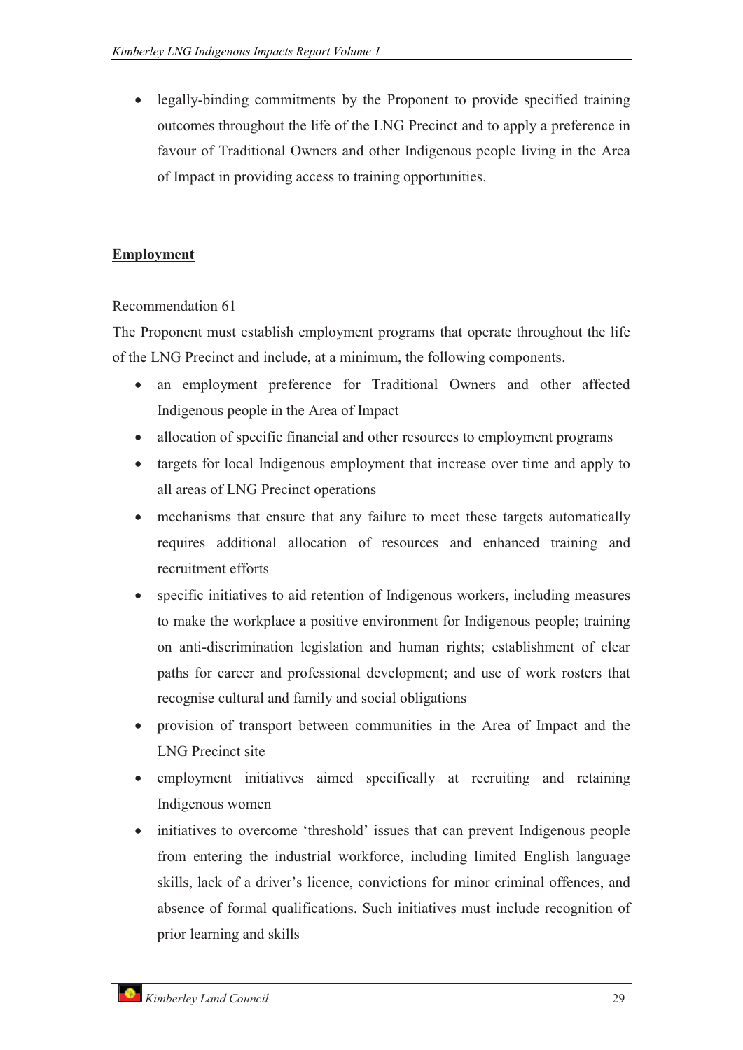- legally-binding commitments by the Proponent to provide specified training outcomes throughout the life of the LNG Precinct and to apply a preference in favour of Traditional Owners and other Indigenous people living in the Area of Impact in providing access to training opportunities.

**Employment**

Recommendation 61

The Proponent must establish employment programs that operate throughout the life of the LNG Precinct and include, at a minimum, the following components.

- an employment preference for Traditional Owners and other affected Indigenous people in the Area of Impact
- allocation of specific financial and other resources to employment programs
- targets for local Indigenous employment that increase over time and apply to all areas of LNG Precinct operations
- mechanisms that ensure that any failure to meet these targets automatically requires additional allocation of resources and enhanced training and recruitment efforts
- specific initiatives to aid retention of Indigenous workers, including measures to make the workplace a positive environment for Indigenous people; training on anti-discrimination legislation and human rights; establishment of clear paths for career and professional development; and use of work rosters that recognise cultural and family and social obligations
- provision of transport between communities in the Area of Impact and the LNG Precinct site
- employment initiatives aimed specifically at recruiting and retaining Indigenous women
- initiatives to overcome 'threshold' issues that can prevent Indigenous people from entering the industrial workforce, including limited English language skills, lack of a driver's licence, convictions for minor criminal offences, and absence of formal qualifications. Such initiatives must include recognition of prior learning and skills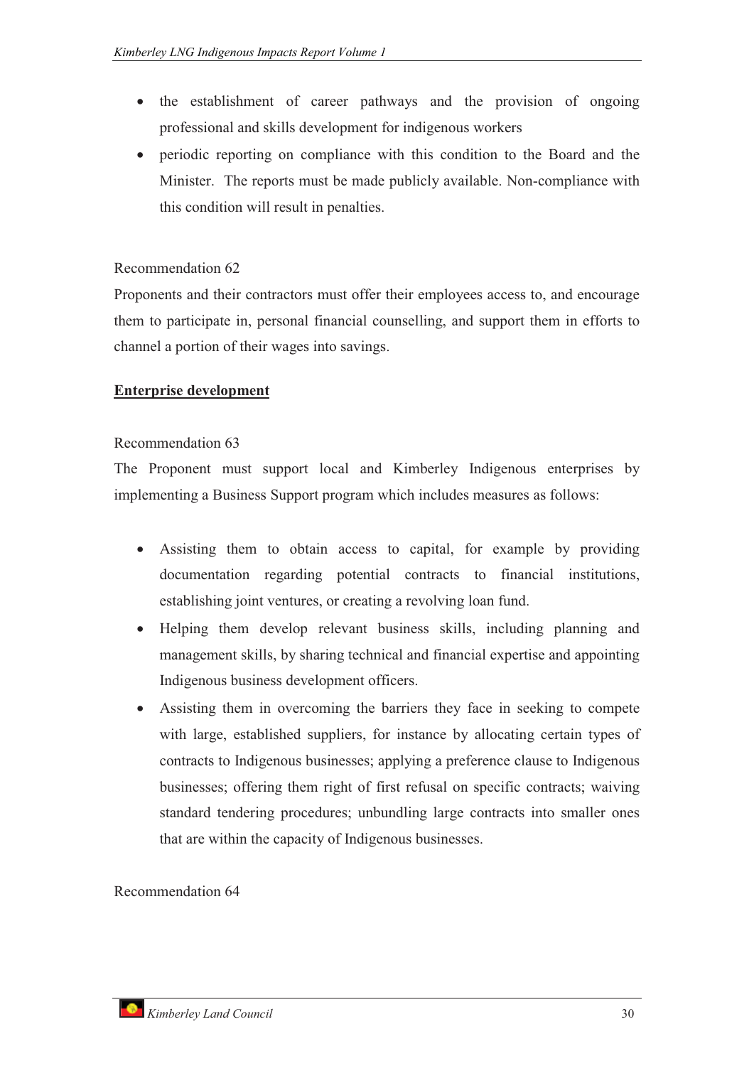- the establishment of career pathways and the provision of ongoing professional and skills development for indigenous workers
- periodic reporting on compliance with this condition to the Board and the Minister. The reports must be made publicly available. Non-compliance with this condition will result in penalties.

Recommendation 62

Proponents and their contractors must offer their employees access to, and encourage them to participate in, personal financial counselling, and support them in efforts to channel a portion of their wages into savings.

**Enterprise development**

Recommendation 63

The Proponent must support local and Kimberley Indigenous enterprises by implementing a Business Support program which includes measures as follows:

- Assisting them to obtain access to capital, for example by providing documentation regarding potential contracts to financial institutions, establishing joint ventures, or creating a revolving loan fund.
- Helping them develop relevant business skills, including planning and management skills, by sharing technical and financial expertise and appointing Indigenous business development officers.
- Assisting them in overcoming the barriers they face in seeking to compete with large, established suppliers, for instance by allocating certain types of contracts to Indigenous businesses; applying a preference clause to Indigenous businesses; offering them right of first refusal on specific contracts; waiving standard tendering procedures; unbundling large contracts into smaller ones that are within the capacity of Indigenous businesses.

Recommendation 64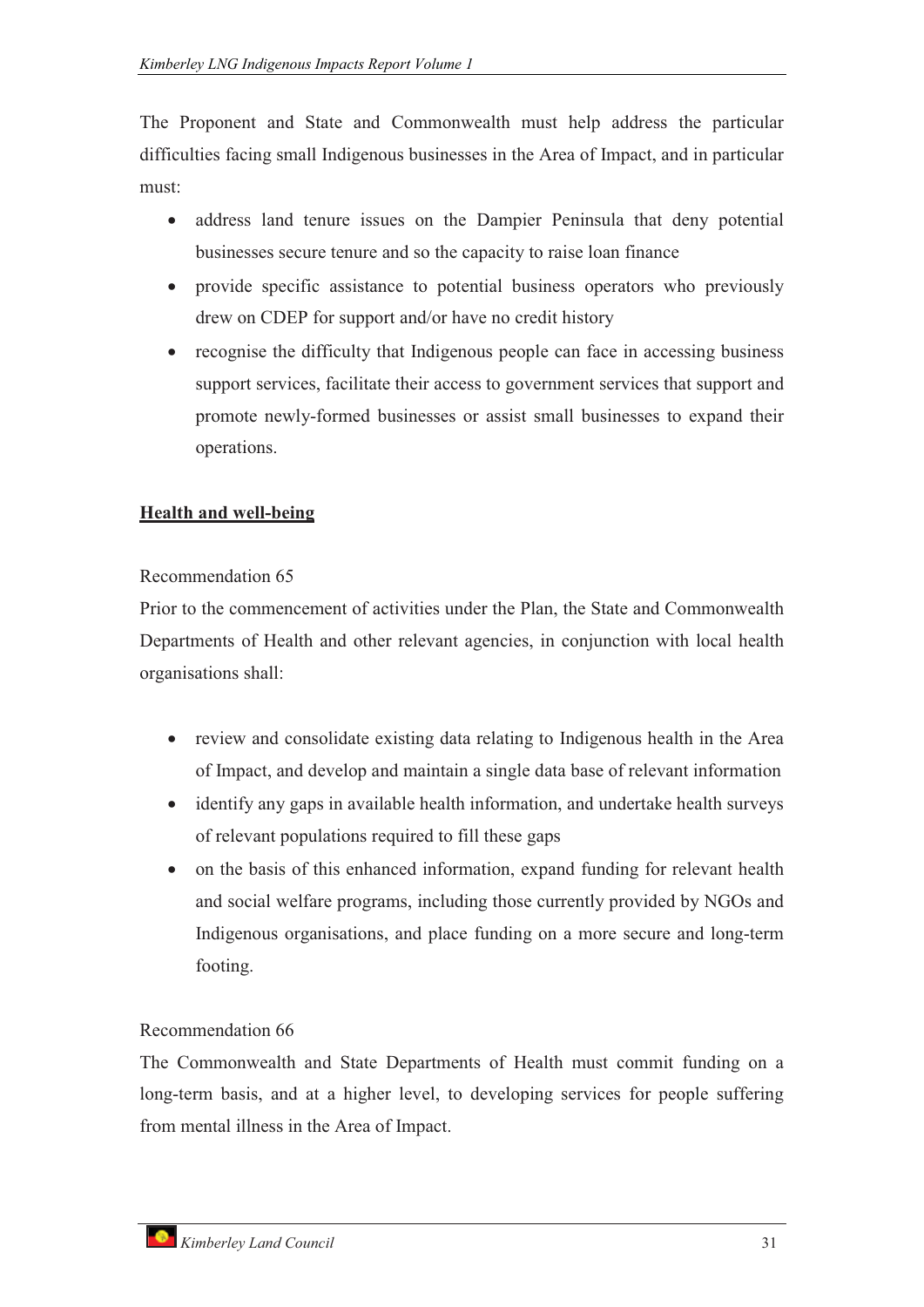The Proponent and State and Commonwealth must help address the particular difficulties facing small Indigenous businesses in the Area of Impact, and in particular must:

- address land tenure issues on the Dampier Peninsula that deny potential businesses secure tenure and so the capacity to raise loan finance
- provide specific assistance to potential business operators who previously drew on CDEP for support and/or have no credit history
- recognise the difficulty that Indigenous people can face in accessing business support services, facilitate their access to government services that support and promote newly-formed businesses or assist small businesses to expand their operations.

## Health and well-being

Recommendation 65

Prior to the commencement of activities under the Plan, the State and Commonwealth Departments of Health and other relevant agencies, in conjunction with local health organisations shall:

- review and consolidate existing data relating to Indigenous health in the Area of Impact, and develop and maintain a single data base of relevant information
- identify any gaps in available health information, and undertake health surveys of relevant populations required to fill these gaps
- on the basis of this enhanced information, expand funding for relevant health and social welfare programs, including those currently provided by NGOs and Indigenous organisations, and place funding on a more secure and long-term footing.

Recommendation 66

The Commonwealth and State Departments of Health must commit funding on a long-term basis, and at a higher level, to developing services for people suffering from mental illness in the Area of Impact.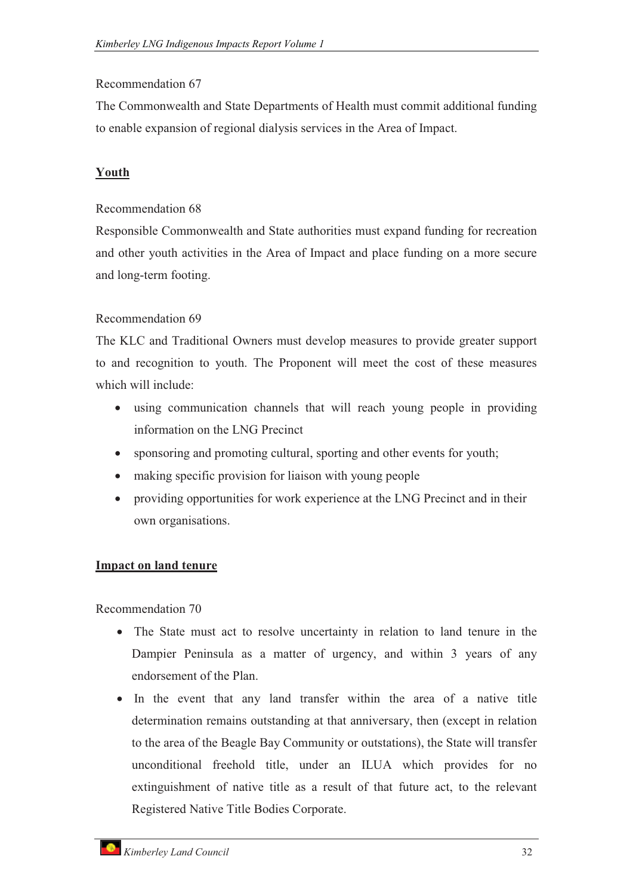Recommendation 67

The Commonwealth and State Departments of Health must commit additional funding to enable expansion of regional dialysis services in the Area of Impact.

**Youth**

Recommendation 68

Responsible Commonwealth and State authorities must expand funding for recreation and other youth activities in the Area of Impact and place funding on a more secure and long-term footing.

Recommendation 69

The KLC and Traditional Owners must develop measures to provide greater support to and recognition to youth. The Proponent will meet the cost of these measures which will include:

- using communication channels that will reach young people in providing information on the LNG Precinct
- sponsoring and promoting cultural, sporting and other events for youth;
- making specific provision for liaison with young people
- providing opportunities for work experience at the LNG Precinct and in their own organisations.

**Impact on land tenure**

Recommendation 70

- The State must act to resolve uncertainty in relation to land tenure in the Dampier Peninsula as a matter of urgency, and within 3 years of any endorsement of the Plan.
- In the event that any land transfer within the area of a native title determination remains outstanding at that anniversary, then (except in relation to the area of the Beagle Bay Community or outstations), the State will transfer unconditional freehold title, under an ILUA which provides for no extinguishment of native title as a result of that future act, to the relevant Registered Native Title Bodies Corporate.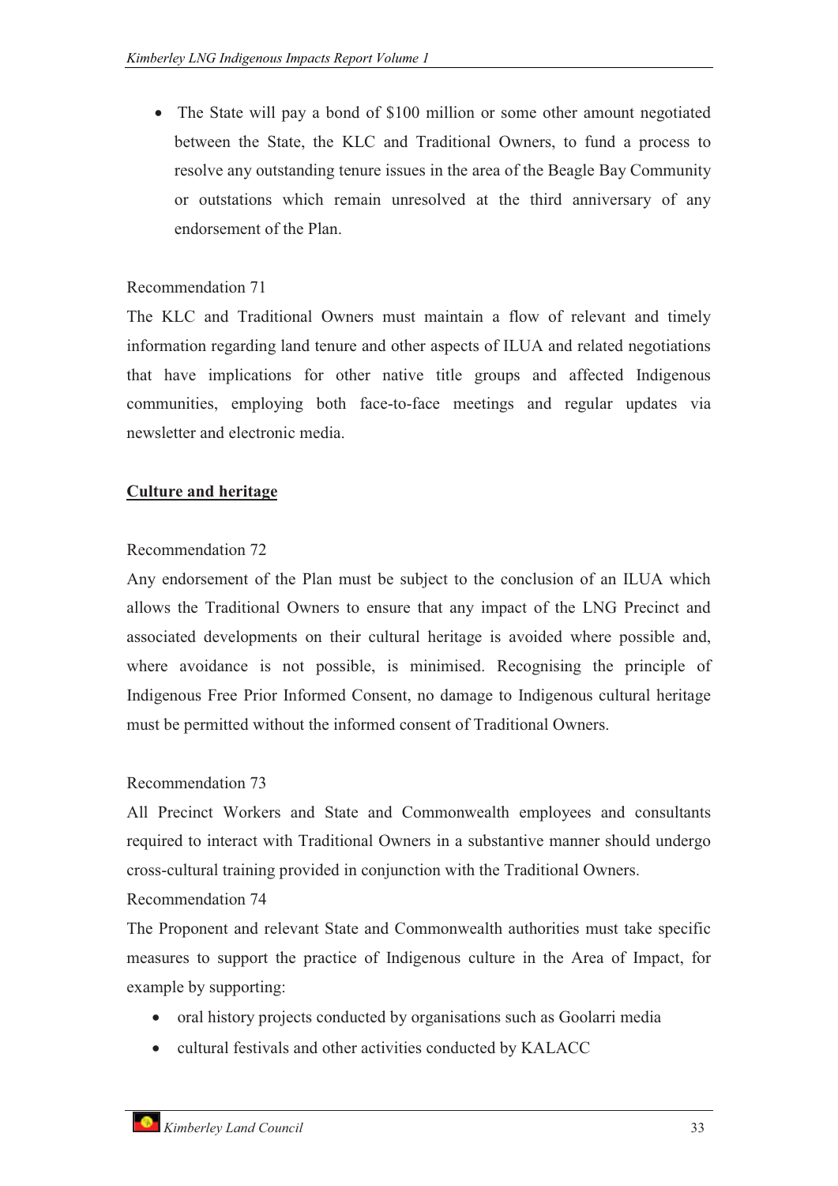- The State will pay a bond of $100 million or some other amount negotiated between the State, the KLC and Traditional Owners, to fund a process to resolve any outstanding tenure issues in the area of the Beagle Bay Community or outstations which remain unresolved at the third anniversary of any endorsement of the Plan.

Recommendation 71

The KLC and Traditional Owners must maintain a flow of relevant and timely information regarding land tenure and other aspects of ILUA and related negotiations that have implications for other native title groups and affected Indigenous communities, employing both face-to-face meetings and regular updates via newsletter and electronic media.

## Culture and heritage

Recommendation 72

Any endorsement of the Plan must be subject to the conclusion of an ILUA which allows the Traditional Owners to ensure that any impact of the LNG Precinct and associated developments on their cultural heritage is avoided where possible and, where avoidance is not possible, is minimised. Recognising the principle of Indigenous Free Prior Informed Consent, no damage to Indigenous cultural heritage must be permitted without the informed consent of Traditional Owners.

Recommendation 73

All Precinct Workers and State and Commonwealth employees and consultants required to interact with Traditional Owners in a substantive manner should undergo cross-cultural training provided in conjunction with the Traditional Owners.

Recommendation 74

The Proponent and relevant State and Commonwealth authorities must take specific measures to support the practice of Indigenous culture in the Area of Impact, for example by supporting:

- oral history projects conducted by organisations such as Goolarri media
- cultural festivals and other activities conducted by KALACC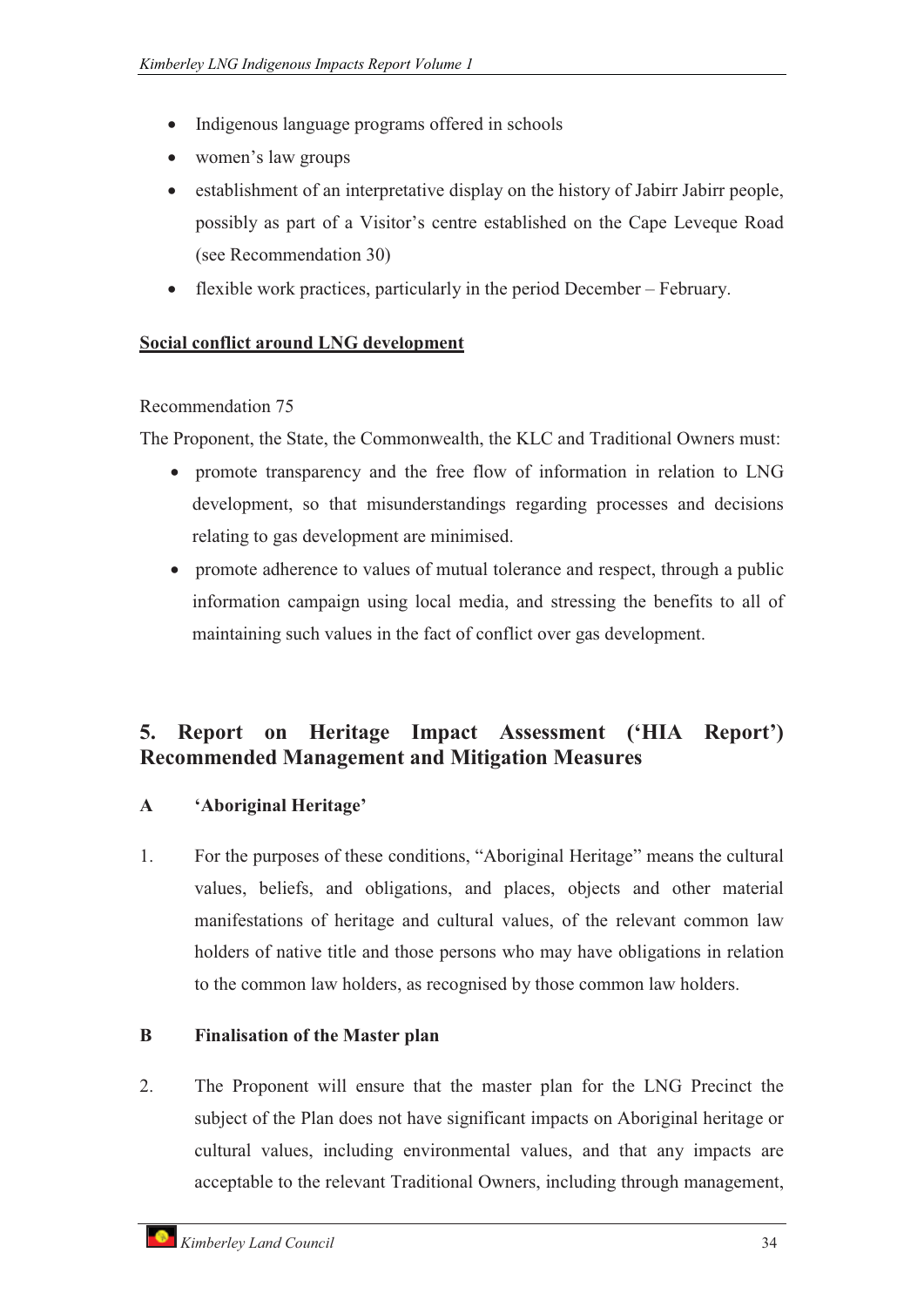- Indigenous language programs offered in schools
- women's law groups
- establishment of an interpretative display on the history of Jabirr Jabirr people, possibly as part of a Visitor's centre established on the Cape Leveque Road (see Recommendation 30)
- flexible work practices, particularly in the period December – February.

**Social conflict around LNG development**

Recommendation 75

The Proponent, the State, the Commonwealth, the KLC and Traditional Owners must:

- promote transparency and the free flow of information in relation to LNG development, so that misunderstandings regarding processes and decisions relating to gas development are minimised.
- promote adherence to values of mutual tolerance and respect, through a public information campaign using local media, and stressing the benefits to all of maintaining such values in the fact of conflict over gas development.

## 5. Report on Heritage Impact Assessment ('HIA Report') Recommended Management and Mitigation Measures

### A 'Aboriginal Heritage'

1. For the purposes of these conditions, "Aboriginal Heritage" means the cultural values, beliefs, and obligations, and places, objects and other material manifestations of heritage and cultural values, of the relevant common law holders of native title and those persons who may have obligations in relation to the common law holders, as recognised by those common law holders.

### B Finalisation of the Master plan

2. The Proponent will ensure that the master plan for the LNG Precinct the subject of the Plan does not have significant impacts on Aboriginal heritage or cultural values, including environmental values, and that any impacts are acceptable to the relevant Traditional Owners, including through management,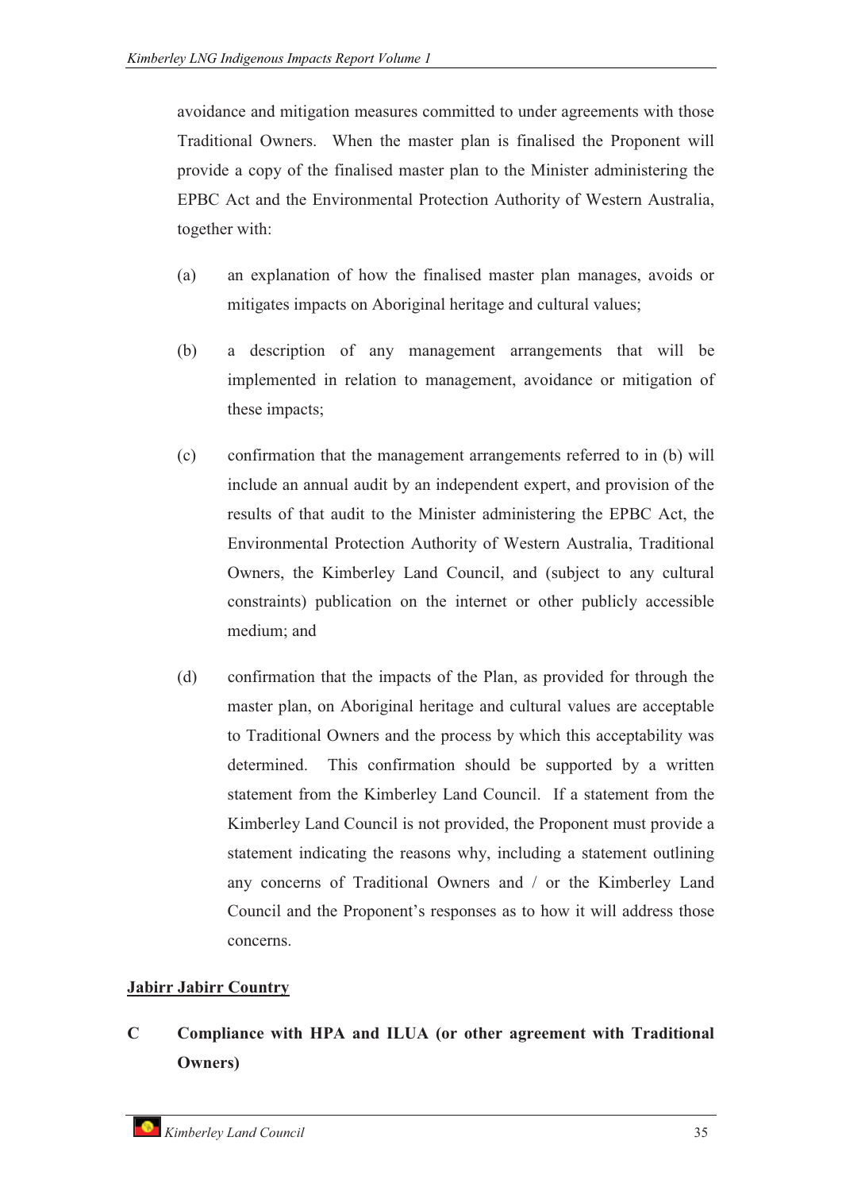avoidance and mitigation measures committed to under agreements with those Traditional Owners. When the master plan is finalised the Proponent will provide a copy of the finalised master plan to the Minister administering the EPBC Act and the Environmental Protection Authority of Western Australia, together with:

(a) an explanation of how the finalised master plan manages, avoids or mitigates impacts on Aboriginal heritage and cultural values;

(b) a description of any management arrangements that will be implemented in relation to management, avoidance or mitigation of these impacts;

(c) confirmation that the management arrangements referred to in (b) will include an annual audit by an independent expert, and provision of the results of that audit to the Minister administering the EPBC Act, the Environmental Protection Authority of Western Australia, Traditional Owners, the Kimberley Land Council, and (subject to any cultural constraints) publication on the internet or other publicly accessible medium; and

(d) confirmation that the impacts of the Plan, as provided for through the master plan, on Aboriginal heritage and cultural values are acceptable to Traditional Owners and the process by which this acceptability was determined. This confirmation should be supported by a written statement from the Kimberley Land Council. If a statement from the Kimberley Land Council is not provided, the Proponent must provide a statement indicating the reasons why, including a statement outlining any concerns of Traditional Owners and / or the Kimberley Land Council and the Proponent's responses as to how it will address those concerns.

**Jabirr Jabirr Country**

**C Compliance with HPA and ILUA (or other agreement with Traditional Owners)**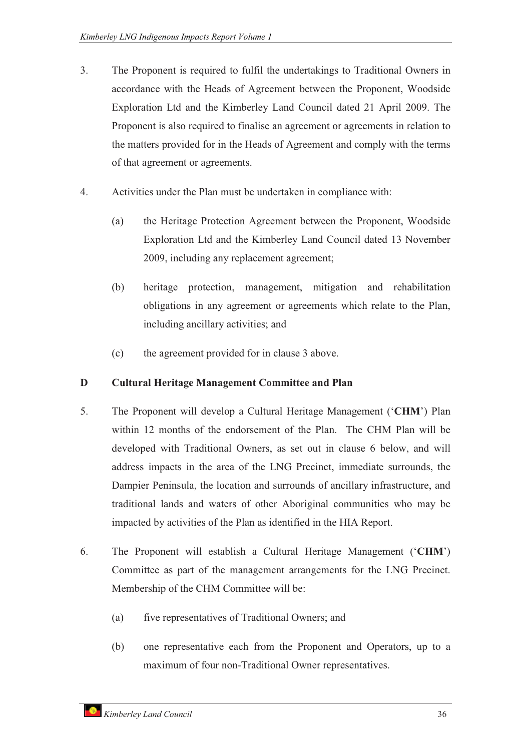3. The Proponent is required to fulfil the undertakings to Traditional Owners in accordance with the Heads of Agreement between the Proponent, Woodside Exploration Ltd and the Kimberley Land Council dated 21 April 2009. The Proponent is also required to finalise an agreement or agreements in relation to the matters provided for in the Heads of Agreement and comply with the terms of that agreement or agreements.

4. Activities under the Plan must be undertaken in compliance with:

   (a) the Heritage Protection Agreement between the Proponent, Woodside Exploration Ltd and the Kimberley Land Council dated 13 November 2009, including any replacement agreement;

   (b) heritage protection, management, mitigation and rehabilitation obligations in any agreement or agreements which relate to the Plan, including ancillary activities; and

   (c) the agreement provided for in clause 3 above.

**D Cultural Heritage Management Committee and Plan**

5. The Proponent will develop a Cultural Heritage Management ('**CHM**') Plan within 12 months of the endorsement of the Plan. The CHM Plan will be developed with Traditional Owners, as set out in clause 6 below, and will address impacts in the area of the LNG Precinct, immediate surrounds, the Dampier Peninsula, the location and surrounds of ancillary infrastructure, and traditional lands and waters of other Aboriginal communities who may be impacted by activities of the Plan as identified in the HIA Report.

6. The Proponent will establish a Cultural Heritage Management ('**CHM**') Committee as part of the management arrangements for the LNG Precinct. Membership of the CHM Committee will be:

   (a) five representatives of Traditional Owners; and

   (b) one representative each from the Proponent and Operators, up to a maximum of four non-Traditional Owner representatives.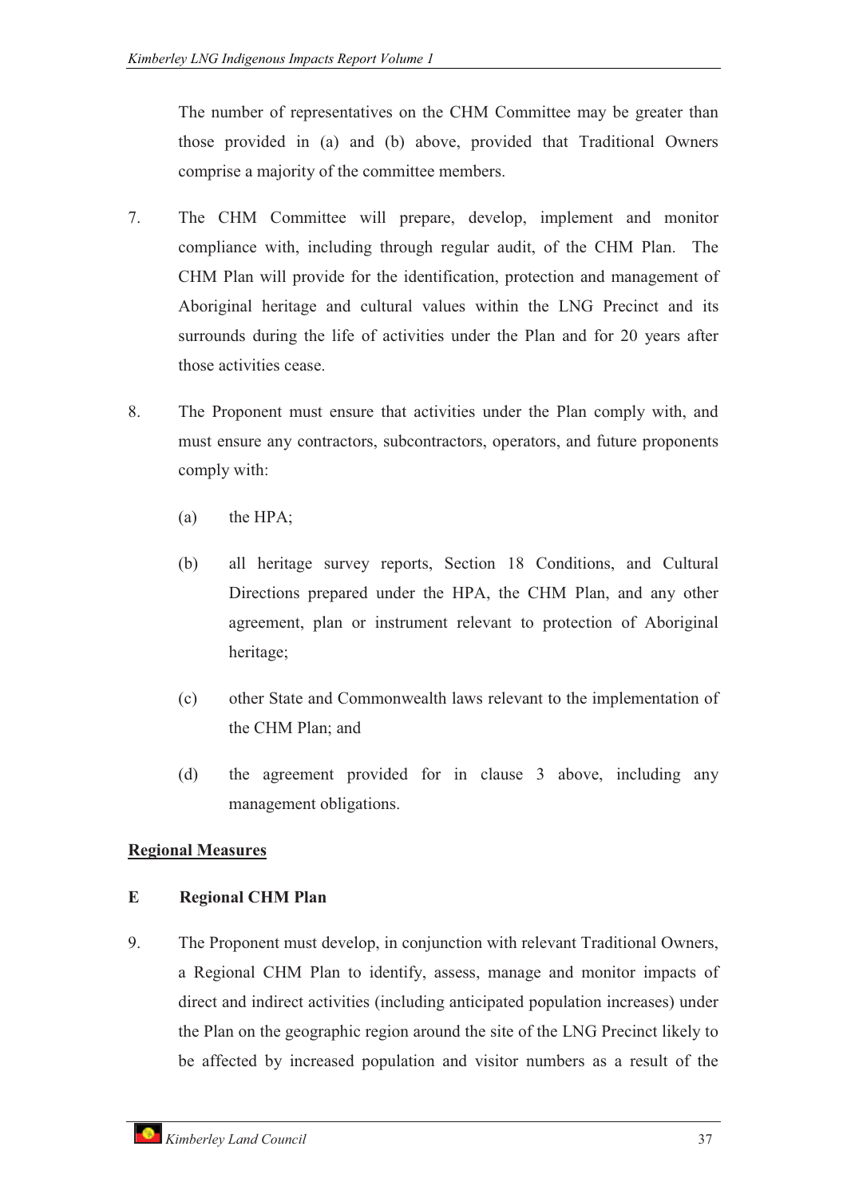The number of representatives on the CHM Committee may be greater than those provided in (a) and (b) above, provided that Traditional Owners comprise a majority of the committee members.

7. The CHM Committee will prepare, develop, implement and monitor compliance with, including through regular audit, of the CHM Plan. The CHM Plan will provide for the identification, protection and management of Aboriginal heritage and cultural values within the LNG Precinct and its surrounds during the life of activities under the Plan and for 20 years after those activities cease.

8. The Proponent must ensure that activities under the Plan comply with, and must ensure any contractors, subcontractors, operators, and future proponents comply with:

   (a) the HPA;

   (b) all heritage survey reports, Section 18 Conditions, and Cultural Directions prepared under the HPA, the CHM Plan, and any other agreement, plan or instrument relevant to protection of Aboriginal heritage;

   (c) other State and Commonwealth laws relevant to the implementation of the CHM Plan; and

   (d) the agreement provided for in clause 3 above, including any management obligations.

<u>**Regional Measures**</u>

**E Regional CHM Plan**

9. The Proponent must develop, in conjunction with relevant Traditional Owners, a Regional CHM Plan to identify, assess, manage and monitor impacts of direct and indirect activities (including anticipated population increases) under the Plan on the geographic region around the site of the LNG Precinct likely to be affected by increased population and visitor numbers as a result of the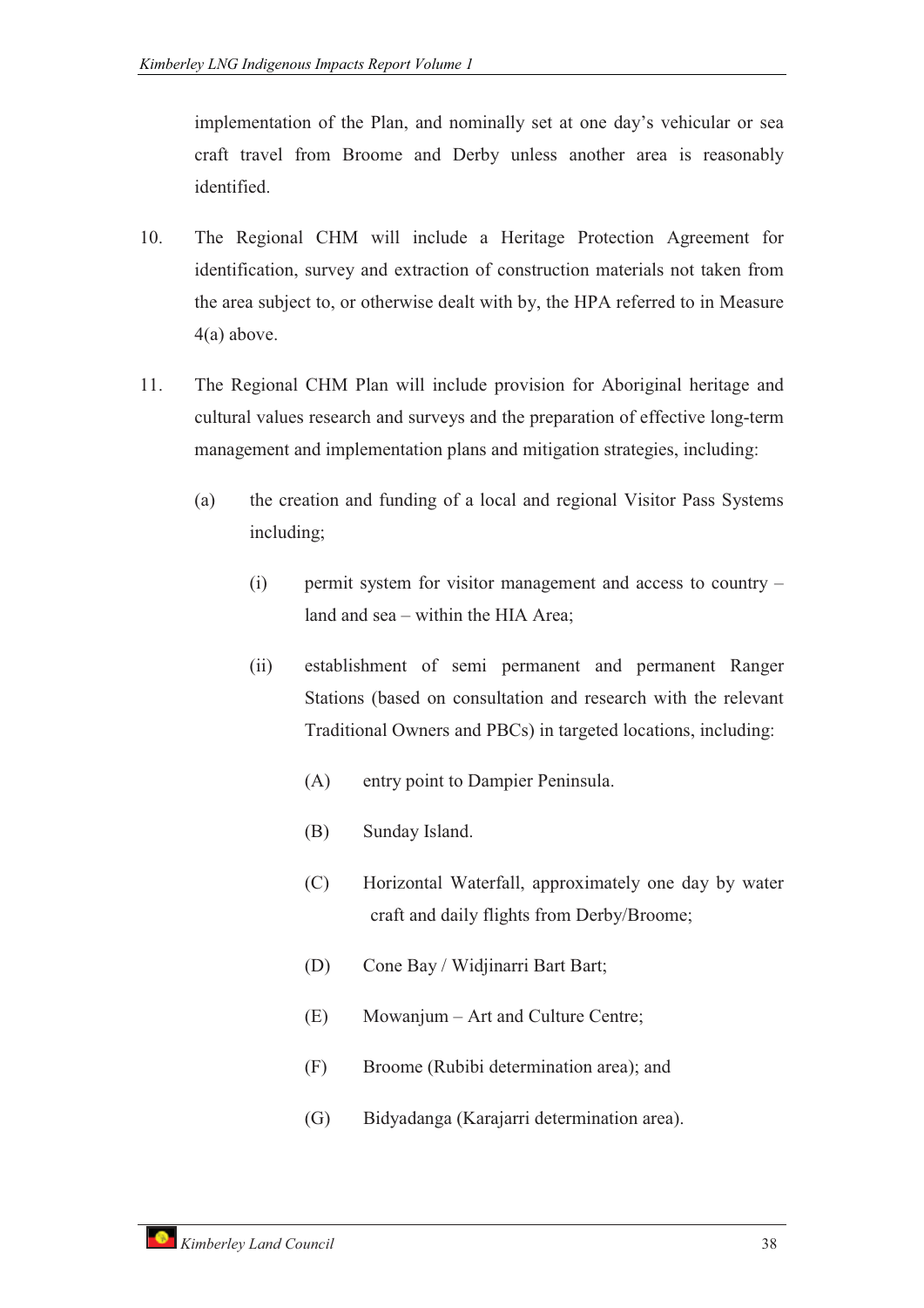implementation of the Plan, and nominally set at one day's vehicular or sea craft travel from Broome and Derby unless another area is reasonably identified.

10. The Regional CHM will include a Heritage Protection Agreement for identification, survey and extraction of construction materials not taken from the area subject to, or otherwise dealt with by, the HPA referred to in Measure 4(a) above.

11. The Regional CHM Plan will include provision for Aboriginal heritage and cultural values research and surveys and the preparation of effective long-term management and implementation plans and mitigation strategies, including:

    (a) the creation and funding of a local and regional Visitor Pass Systems including;

        (i) permit system for visitor management and access to country – land and sea – within the HIA Area;

        (ii) establishment of semi permanent and permanent Ranger Stations (based on consultation and research with the relevant Traditional Owners and PBCs) in targeted locations, including:

            (A) entry point to Dampier Peninsula.

            (B) Sunday Island.

            (C) Horizontal Waterfall, approximately one day by water craft and daily flights from Derby/Broome;

            (D) Cone Bay / Widjinarri Bart Bart;

            (E) Mowanjum – Art and Culture Centre;

            (F) Broome (Rubibi determination area); and

            (G) Bidyadanga (Karajarri determination area).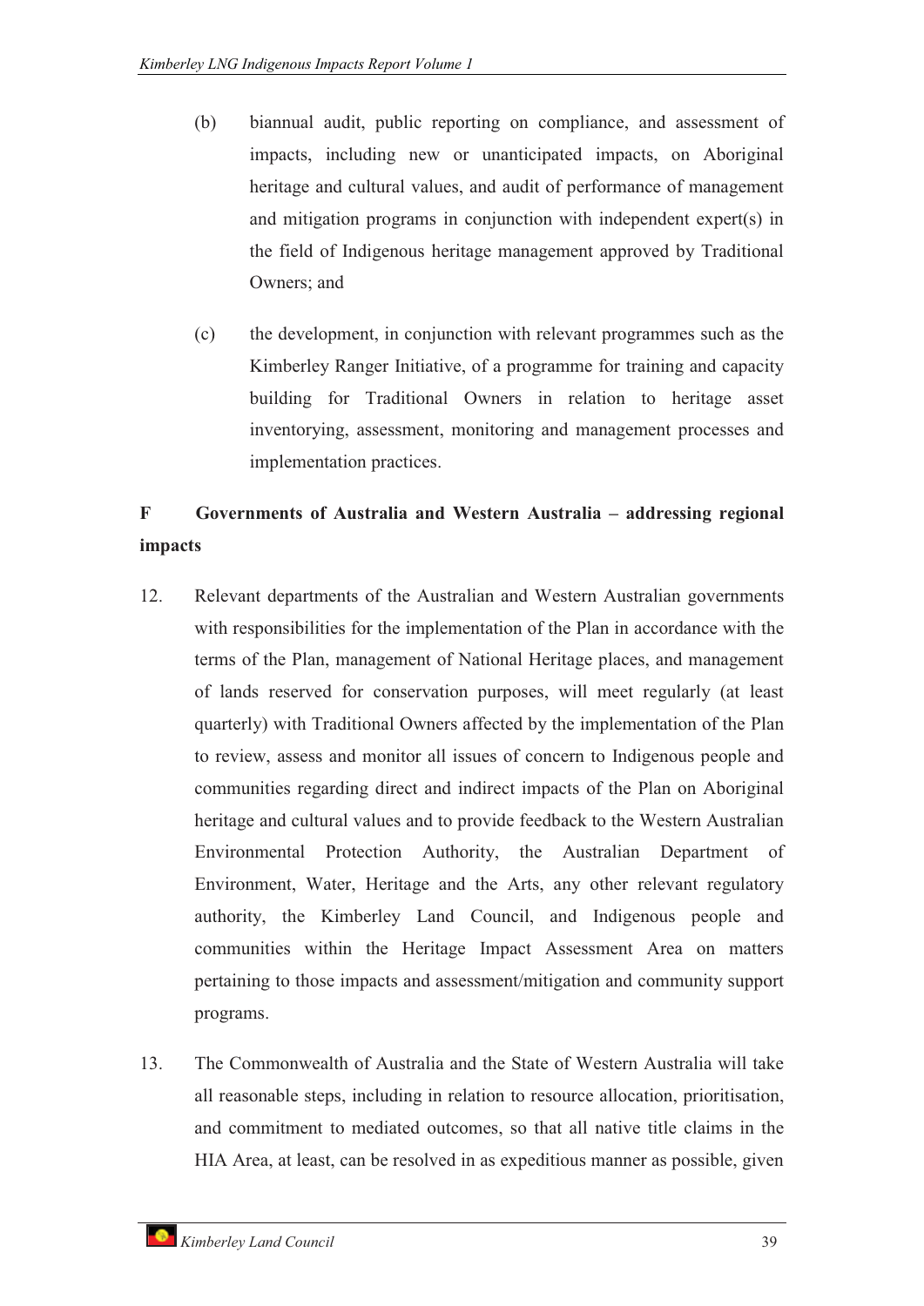(b) biannual audit, public reporting on compliance, and assessment of impacts, including new or unanticipated impacts, on Aboriginal heritage and cultural values, and audit of performance of management and mitigation programs in conjunction with independent expert(s) in the field of Indigenous heritage management approved by Traditional Owners; and

(c) the development, in conjunction with relevant programmes such as the Kimberley Ranger Initiative, of a programme for training and capacity building for Traditional Owners in relation to heritage asset inventorying, assessment, monitoring and management processes and implementation practices.

**F Governments of Australia and Western Australia – addressing regional impacts**

12. Relevant departments of the Australian and Western Australian governments with responsibilities for the implementation of the Plan in accordance with the terms of the Plan, management of National Heritage places, and management of lands reserved for conservation purposes, will meet regularly (at least quarterly) with Traditional Owners affected by the implementation of the Plan to review, assess and monitor all issues of concern to Indigenous people and communities regarding direct and indirect impacts of the Plan on Aboriginal heritage and cultural values and to provide feedback to the Western Australian Environmental Protection Authority, the Australian Department of Environment, Water, Heritage and the Arts, any other relevant regulatory authority, the Kimberley Land Council, and Indigenous people and communities within the Heritage Impact Assessment Area on matters pertaining to those impacts and assessment/mitigation and community support programs.

13. The Commonwealth of Australia and the State of Western Australia will take all reasonable steps, including in relation to resource allocation, prioritisation, and commitment to mediated outcomes, so that all native title claims in the HIA Area, at least, can be resolved in as expeditious manner as possible, given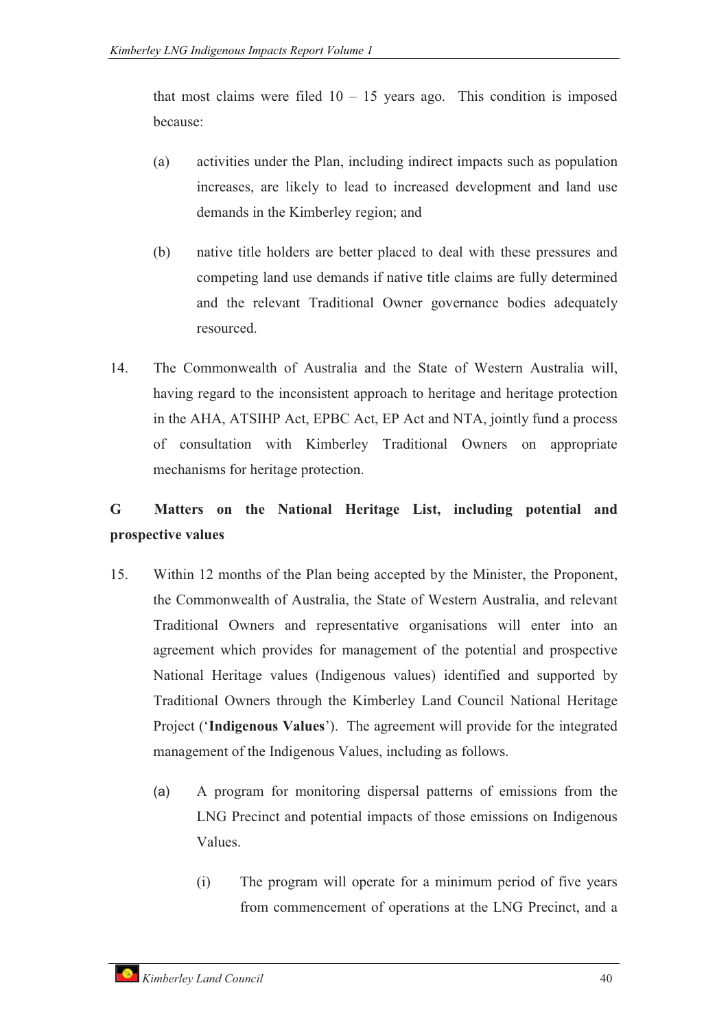that most claims were filed 10 – 15 years ago. This condition is imposed because:

(a) activities under the Plan, including indirect impacts such as population increases, are likely to lead to increased development and land use demands in the Kimberley region; and

(b) native title holders are better placed to deal with these pressures and competing land use demands if native title claims are fully determined and the relevant Traditional Owner governance bodies adequately resourced.

14. The Commonwealth of Australia and the State of Western Australia will, having regard to the inconsistent approach to heritage and heritage protection in the AHA, ATSIHP Act, EPBC Act, EP Act and NTA, jointly fund a process of consultation with Kimberley Traditional Owners on appropriate mechanisms for heritage protection.

**G Matters on the National Heritage List, including potential and prospective values**

15. Within 12 months of the Plan being accepted by the Minister, the Proponent, the Commonwealth of Australia, the State of Western Australia, and relevant Traditional Owners and representative organisations will enter into an agreement which provides for management of the potential and prospective National Heritage values (Indigenous values) identified and supported by Traditional Owners through the Kimberley Land Council National Heritage Project ('**Indigenous Values**'). The agreement will provide for the integrated management of the Indigenous Values, including as follows.

(a) A program for monitoring dispersal patterns of emissions from the LNG Precinct and potential impacts of those emissions on Indigenous Values.

(i) The program will operate for a minimum period of five years from commencement of operations at the LNG Precinct, and a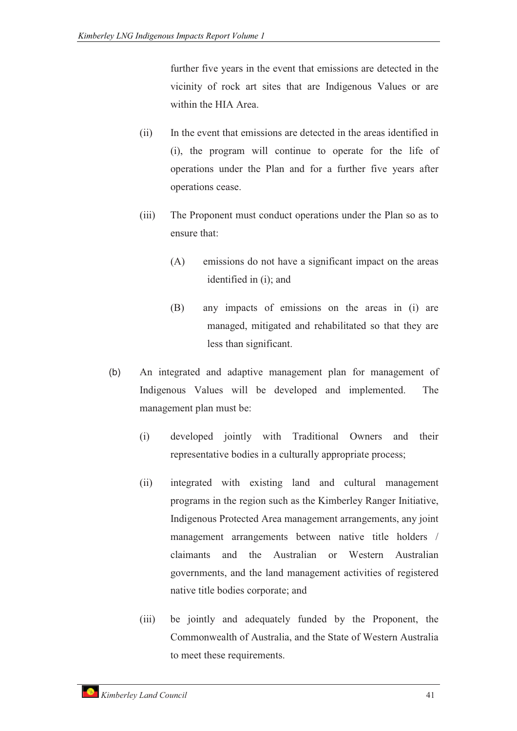further five years in the event that emissions are detected in the vicinity of rock art sites that are Indigenous Values or are within the HIA Area.

(ii) In the event that emissions are detected in the areas identified in (i), the program will continue to operate for the life of operations under the Plan and for a further five years after operations cease.

(iii) The Proponent must conduct operations under the Plan so as to ensure that:

(A) emissions do not have a significant impact on the areas identified in (i); and

(B) any impacts of emissions on the areas in (i) are managed, mitigated and rehabilitated so that they are less than significant.

(b) An integrated and adaptive management plan for management of Indigenous Values will be developed and implemented. The management plan must be:

(i) developed jointly with Traditional Owners and their representative bodies in a culturally appropriate process;

(ii) integrated with existing land and cultural management programs in the region such as the Kimberley Ranger Initiative, Indigenous Protected Area management arrangements, any joint management arrangements between native title holders / claimants and the Australian or Western Australian governments, and the land management activities of registered native title bodies corporate; and

(iii) be jointly and adequately funded by the Proponent, the Commonwealth of Australia, and the State of Western Australia to meet these requirements.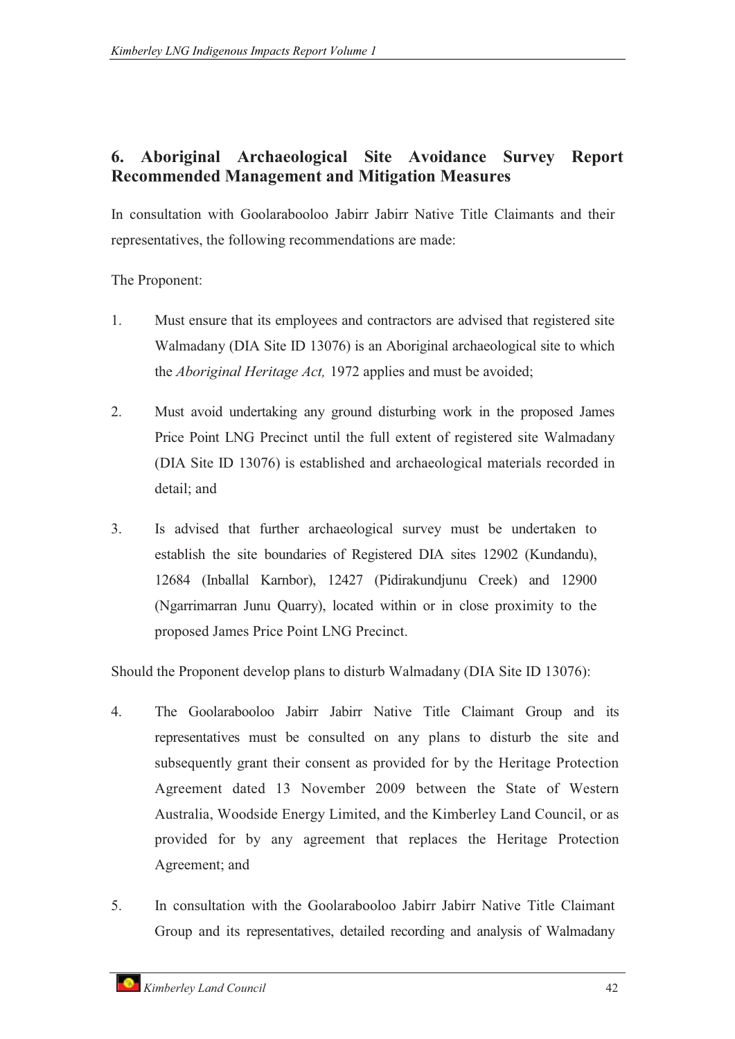## 6. Aboriginal Archaeological Site Avoidance Survey Report Recommended Management and Mitigation Measures

In consultation with Goolarabooloo Jabirr Jabirr Native Title Claimants and their representatives, the following recommendations are made:

The Proponent:

1. Must ensure that its employees and contractors are advised that registered site Walmadany (DIA Site ID 13076) is an Aboriginal archaeological site to which the *Aboriginal Heritage Act,* 1972 applies and must be avoided;

2. Must avoid undertaking any ground disturbing work in the proposed James Price Point LNG Precinct until the full extent of registered site Walmadany (DIA Site ID 13076) is established and archaeological materials recorded in detail; and

3. Is advised that further archaeological survey must be undertaken to establish the site boundaries of Registered DIA sites 12902 (Kundandu), 12684 (Inballal Karnbor), 12427 (Pidirakundjunu Creek) and 12900 (Ngarrimarran Junu Quarry), located within or in close proximity to the proposed James Price Point LNG Precinct.

Should the Proponent develop plans to disturb Walmadany (DIA Site ID 13076):

4. The Goolarabooloo Jabirr Jabirr Native Title Claimant Group and its representatives must be consulted on any plans to disturb the site and subsequently grant their consent as provided for by the Heritage Protection Agreement dated 13 November 2009 between the State of Western Australia, Woodside Energy Limited, and the Kimberley Land Council, or as provided for by any agreement that replaces the Heritage Protection Agreement; and

5. In consultation with the Goolarabooloo Jabirr Jabirr Native Title Claimant Group and its representatives, detailed recording and analysis of Walmadany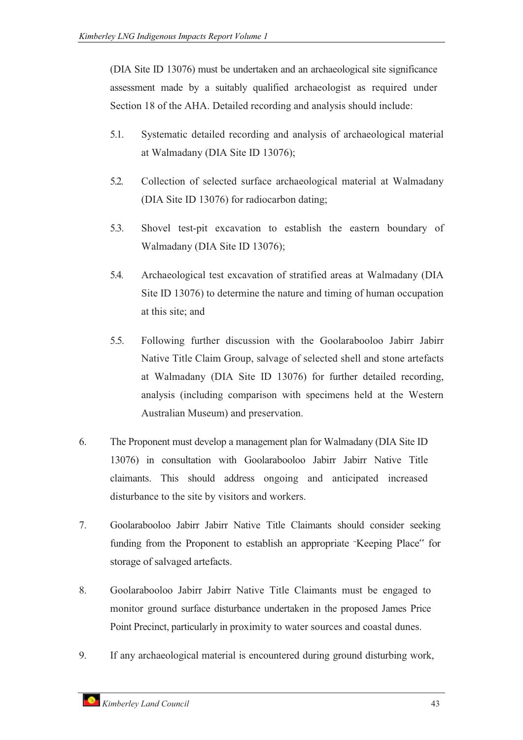(DIA Site ID 13076) must be undertaken and an archaeological site significance assessment made by a suitably qualified archaeologist as required under Section 18 of the AHA. Detailed recording and analysis should include:

5.1. Systematic detailed recording and analysis of archaeological material at Walmadany (DIA Site ID 13076);

5.2. Collection of selected surface archaeological material at Walmadany (DIA Site ID 13076) for radiocarbon dating;

5.3. Shovel test-pit excavation to establish the eastern boundary of Walmadany (DIA Site ID 13076);

5.4. Archaeological test excavation of stratified areas at Walmadany (DIA Site ID 13076) to determine the nature and timing of human occupation at this site; and

5.5. Following further discussion with the Goolarabooloo Jabirr Jabirr Native Title Claim Group, salvage of selected shell and stone artefacts at Walmadany (DIA Site ID 13076) for further detailed recording, analysis (including comparison with specimens held at the Western Australian Museum) and preservation.

6. The Proponent must develop a management plan for Walmadany (DIA Site ID 13076) in consultation with Goolarabooloo Jabirr Jabirr Native Title claimants. This should address ongoing and anticipated increased disturbance to the site by visitors and workers.

7. Goolarabooloo Jabirr Jabirr Native Title Claimants should consider seeking funding from the Proponent to establish an appropriate "Keeping Place" for storage of salvaged artefacts.

8. Goolarabooloo Jabirr Jabirr Native Title Claimants must be engaged to monitor ground surface disturbance undertaken in the proposed James Price Point Precinct, particularly in proximity to water sources and coastal dunes.

9. If any archaeological material is encountered during ground disturbing work,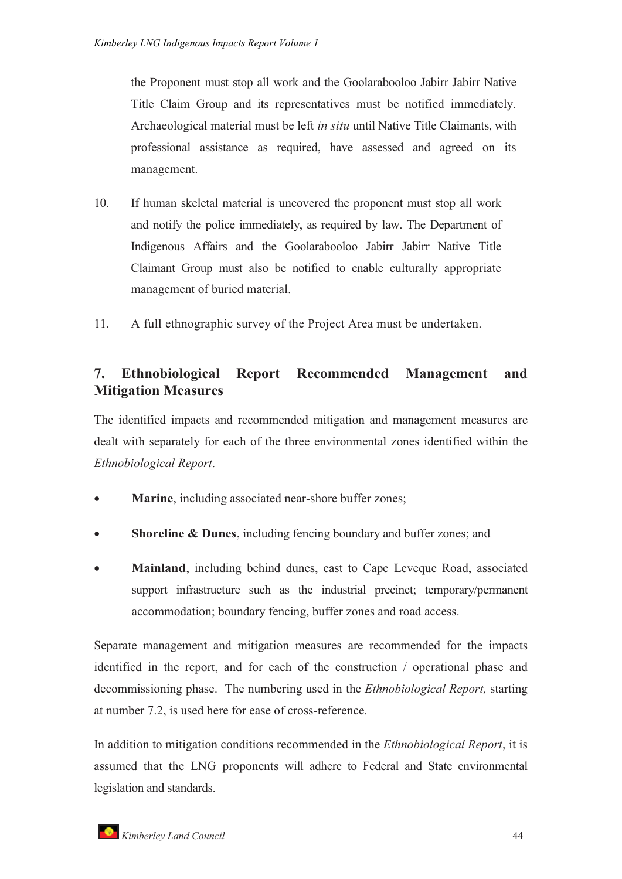the Proponent must stop all work and the Goolarabooloo Jabirr Jabirr Native Title Claim Group and its representatives must be notified immediately. Archaeological material must be left *in situ* until Native Title Claimants, with professional assistance as required, have assessed and agreed on its management.

10. If human skeletal material is uncovered the proponent must stop all work and notify the police immediately, as required by law. The Department of Indigenous Affairs and the Goolarabooloo Jabirr Jabirr Native Title Claimant Group must also be notified to enable culturally appropriate management of buried material.

11. A full ethnographic survey of the Project Area must be undertaken.

## 7. Ethnobiological Report Recommended Management and Mitigation Measures

The identified impacts and recommended mitigation and management measures are dealt with separately for each of the three environmental zones identified within the *Ethnobiological Report*.

- **Marine**, including associated near-shore buffer zones;
- **Shoreline & Dunes**, including fencing boundary and buffer zones; and
- **Mainland**, including behind dunes, east to Cape Leveque Road, associated support infrastructure such as the industrial precinct; temporary/permanent accommodation; boundary fencing, buffer zones and road access.

Separate management and mitigation measures are recommended for the impacts identified in the report, and for each of the construction / operational phase and decommissioning phase. The numbering used in the *Ethnobiological Report,* starting at number 7.2, is used here for ease of cross-reference.

In addition to mitigation conditions recommended in the *Ethnobiological Report*, it is assumed that the LNG proponents will adhere to Federal and State environmental legislation and standards.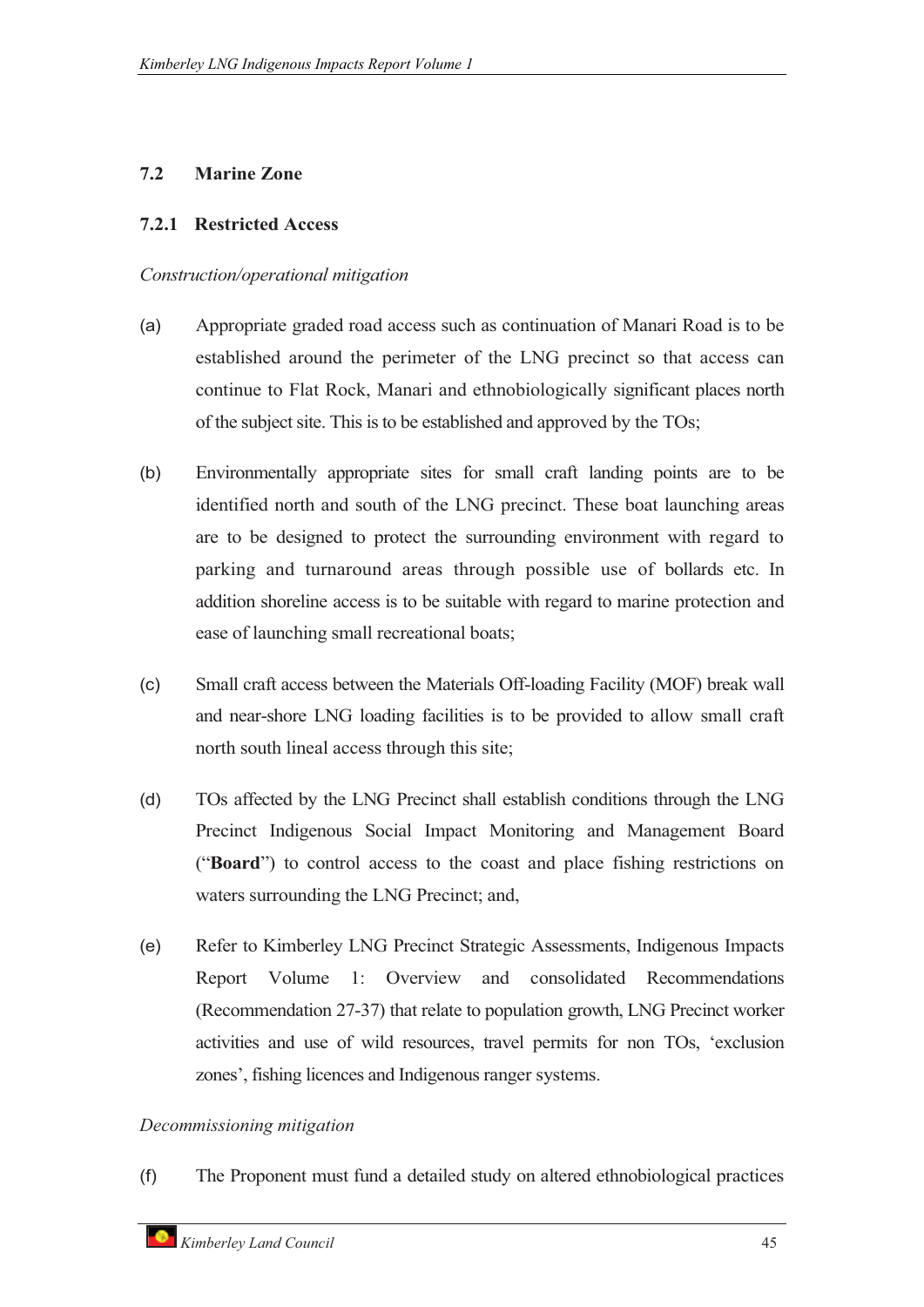## 7.2 Marine Zone

### 7.2.1 Restricted Access

*Construction/operational mitigation*

(a) Appropriate graded road access such as continuation of Manari Road is to be established around the perimeter of the LNG precinct so that access can continue to Flat Rock, Manari and ethnobiologically significant places north of the subject site. This is to be established and approved by the TOs;

(b) Environmentally appropriate sites for small craft landing points are to be identified north and south of the LNG precinct. These boat launching areas are to be designed to protect the surrounding environment with regard to parking and turnaround areas through possible use of bollards etc. In addition shoreline access is to be suitable with regard to marine protection and ease of launching small recreational boats;

(c) Small craft access between the Materials Off-loading Facility (MOF) break wall and near-shore LNG loading facilities is to be provided to allow small craft north south lineal access through this site;

(d) TOs affected by the LNG Precinct shall establish conditions through the LNG Precinct Indigenous Social Impact Monitoring and Management Board ("**Board**") to control access to the coast and place fishing restrictions on waters surrounding the LNG Precinct; and,

(e) Refer to Kimberley LNG Precinct Strategic Assessments, Indigenous Impacts Report Volume 1: Overview and consolidated Recommendations (Recommendation 27-37) that relate to population growth, LNG Precinct worker activities and use of wild resources, travel permits for non TOs, 'exclusion zones', fishing licences and Indigenous ranger systems.

*Decommissioning mitigation*

(f) The Proponent must fund a detailed study on altered ethnobiological practices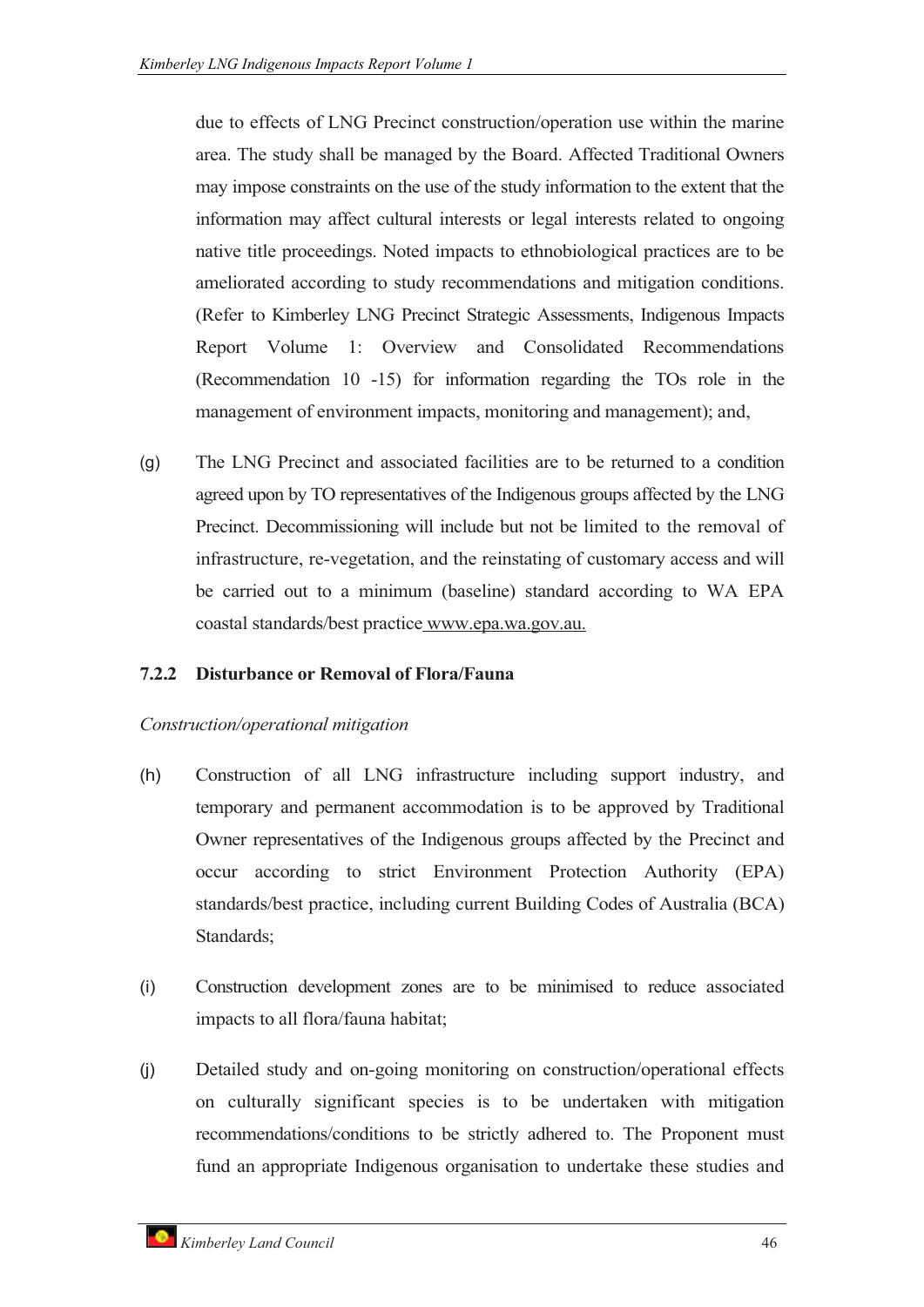due to effects of LNG Precinct construction/operation use within the marine area. The study shall be managed by the Board. Affected Traditional Owners may impose constraints on the use of the study information to the extent that the information may affect cultural interests or legal interests related to ongoing native title proceedings. Noted impacts to ethnobiological practices are to be ameliorated according to study recommendations and mitigation conditions. (Refer to Kimberley LNG Precinct Strategic Assessments, Indigenous Impacts Report Volume 1: Overview and Consolidated Recommendations (Recommendation 10 -15) for information regarding the TOs role in the management of environment impacts, monitoring and management); and,

(g) The LNG Precinct and associated facilities are to be returned to a condition agreed upon by TO representatives of the Indigenous groups affected by the LNG Precinct. Decommissioning will include but not be limited to the removal of infrastructure, re-vegetation, and the reinstating of customary access and will be carried out to a minimum (baseline) standard according to WA EPA coastal standards/best practice www.epa.wa.gov.au.

### 7.2.2 Disturbance or Removal of Flora/Fauna

*Construction/operational mitigation*

(h) Construction of all LNG infrastructure including support industry, and temporary and permanent accommodation is to be approved by Traditional Owner representatives of the Indigenous groups affected by the Precinct and occur according to strict Environment Protection Authority (EPA) standards/best practice, including current Building Codes of Australia (BCA) Standards;

(i) Construction development zones are to be minimised to reduce associated impacts to all flora/fauna habitat;

(j) Detailed study and on-going monitoring on construction/operational effects on culturally significant species is to be undertaken with mitigation recommendations/conditions to be strictly adhered to. The Proponent must fund an appropriate Indigenous organisation to undertake these studies and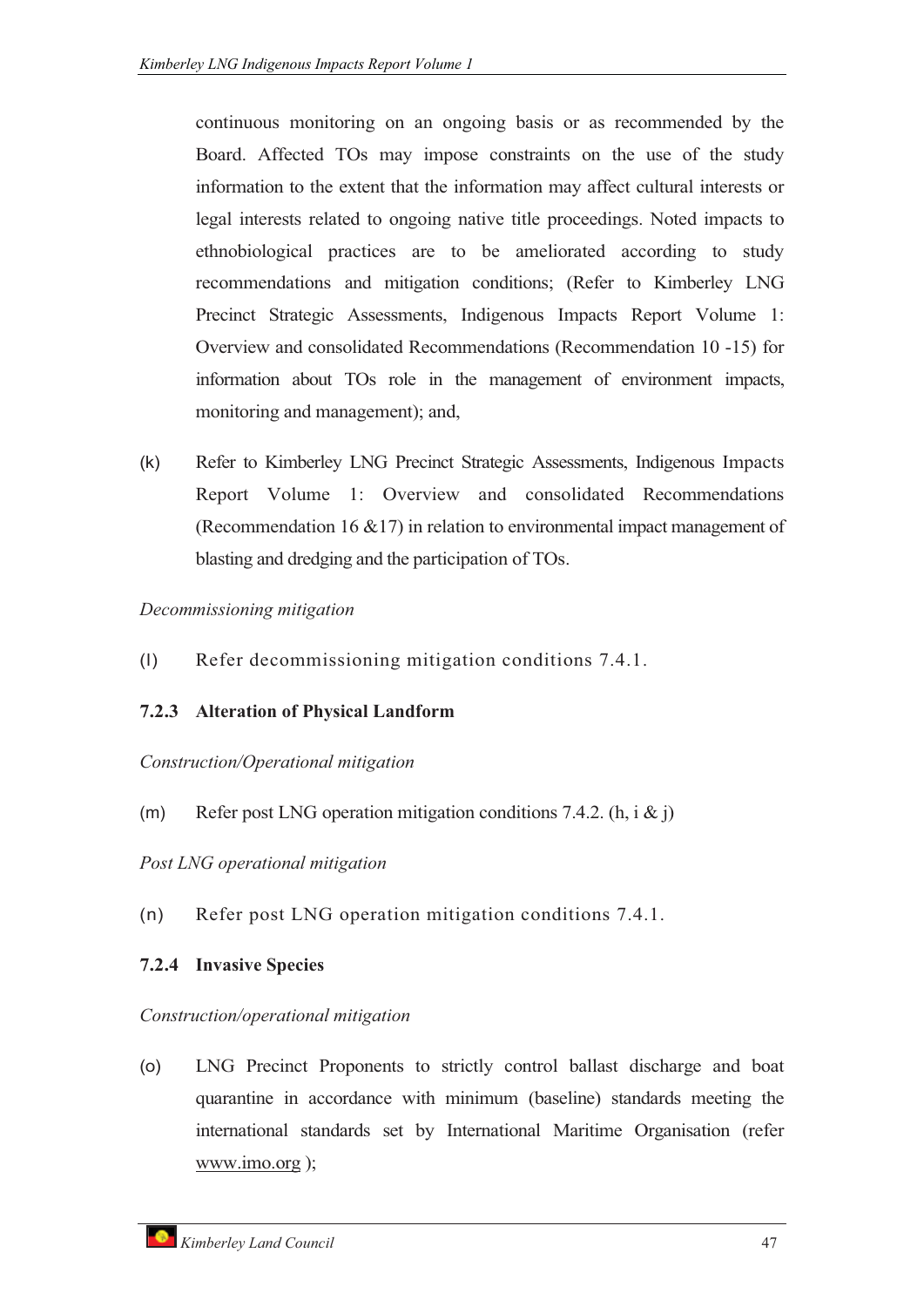continuous monitoring on an ongoing basis or as recommended by the Board. Affected TOs may impose constraints on the use of the study information to the extent that the information may affect cultural interests or legal interests related to ongoing native title proceedings. Noted impacts to ethnobiological practices are to be ameliorated according to study recommendations and mitigation conditions; (Refer to Kimberley LNG Precinct Strategic Assessments, Indigenous Impacts Report Volume 1: Overview and consolidated Recommendations (Recommendation 10 -15) for information about TOs role in the management of environment impacts, monitoring and management); and,

(k) Refer to Kimberley LNG Precinct Strategic Assessments, Indigenous Impacts Report Volume 1: Overview and consolidated Recommendations (Recommendation 16 &17) in relation to environmental impact management of blasting and dredging and the participation of TOs.

*Decommissioning mitigation*

(l) Refer decommissioning mitigation conditions 7.4.1.

### 7.2.3 Alteration of Physical Landform

*Construction/Operational mitigation*

(m) Refer post LNG operation mitigation conditions 7.4.2. (h, i & j)

*Post LNG operational mitigation*

(n) Refer post LNG operation mitigation conditions 7.4.1.

### 7.2.4 Invasive Species

*Construction/operational mitigation*

(o) LNG Precinct Proponents to strictly control ballast discharge and boat quarantine in accordance with minimum (baseline) standards meeting the international standards set by International Maritime Organisation (refer www.imo.org );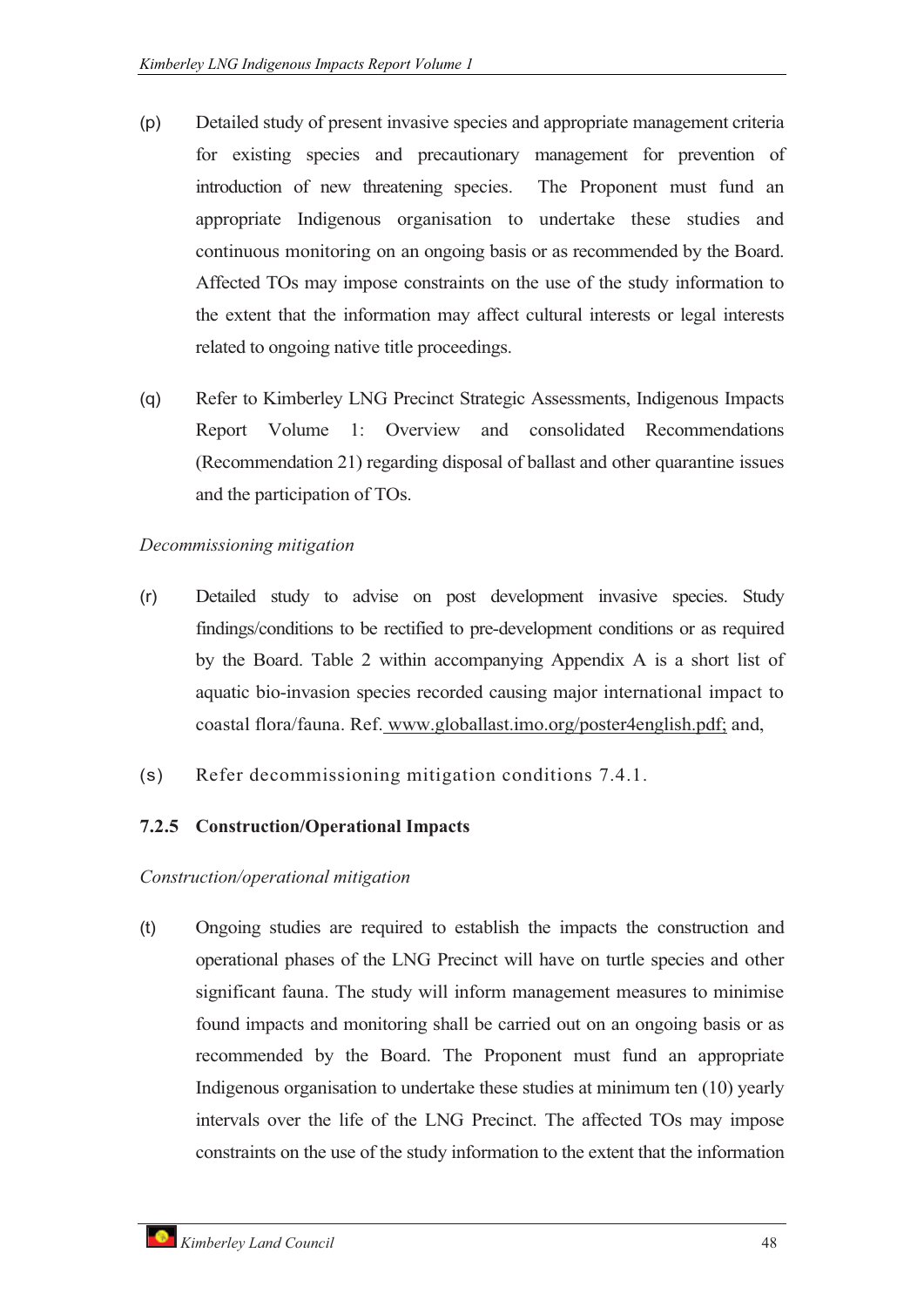(p) Detailed study of present invasive species and appropriate management criteria for existing species and precautionary management for prevention of introduction of new threatening species. The Proponent must fund an appropriate Indigenous organisation to undertake these studies and continuous monitoring on an ongoing basis or as recommended by the Board. Affected TOs may impose constraints on the use of the study information to the extent that the information may affect cultural interests or legal interests related to ongoing native title proceedings.

(q) Refer to Kimberley LNG Precinct Strategic Assessments, Indigenous Impacts Report Volume 1: Overview and consolidated Recommendations (Recommendation 21) regarding disposal of ballast and other quarantine issues and the participation of TOs.

*Decommissioning mitigation*

(r) Detailed study to advise on post development invasive species. Study findings/conditions to be rectified to pre-development conditions or as required by the Board. Table 2 within accompanying Appendix A is a short list of aquatic bio-invasion species recorded causing major international impact to coastal flora/fauna. Ref. www.globallast.imo.org/poster4english.pdf; and,

(s) Refer decommissioning mitigation conditions 7.4.1.

### 7.2.5 Construction/Operational Impacts

*Construction/operational mitigation*

(t) Ongoing studies are required to establish the impacts the construction and operational phases of the LNG Precinct will have on turtle species and other significant fauna. The study will inform management measures to minimise found impacts and monitoring shall be carried out on an ongoing basis or as recommended by the Board. The Proponent must fund an appropriate Indigenous organisation to undertake these studies at minimum ten (10) yearly intervals over the life of the LNG Precinct. The affected TOs may impose constraints on the use of the study information to the extent that the information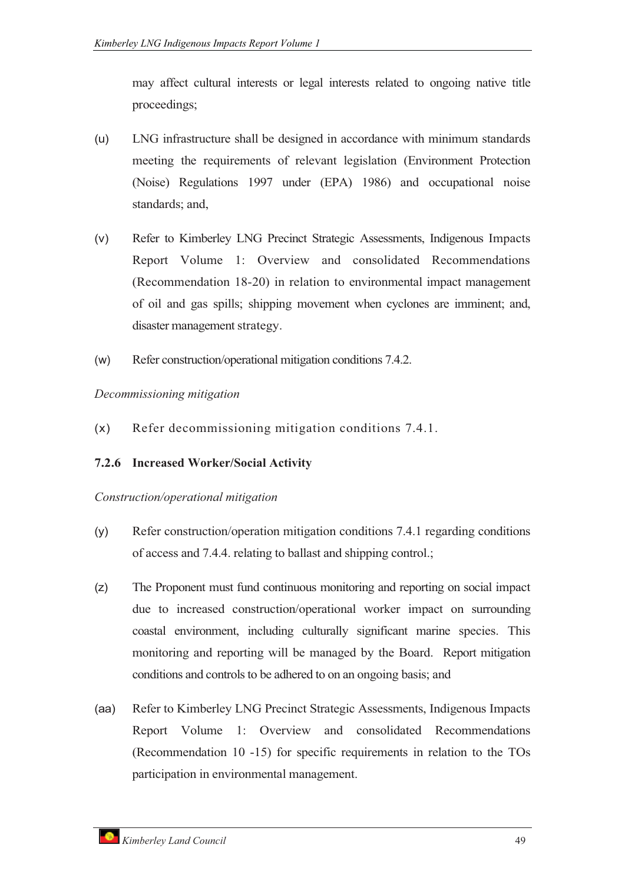may affect cultural interests or legal interests related to ongoing native title proceedings;

(u) LNG infrastructure shall be designed in accordance with minimum standards meeting the requirements of relevant legislation (Environment Protection (Noise) Regulations 1997 under (EPA) 1986) and occupational noise standards; and,

(v) Refer to Kimberley LNG Precinct Strategic Assessments, Indigenous Impacts Report Volume 1: Overview and consolidated Recommendations (Recommendation 18-20) in relation to environmental impact management of oil and gas spills; shipping movement when cyclones are imminent; and, disaster management strategy.

(w) Refer construction/operational mitigation conditions 7.4.2.

*Decommissioning mitigation*

(x) Refer decommissioning mitigation conditions 7.4.1.

### 7.2.6 Increased Worker/Social Activity

*Construction/operational mitigation*

(y) Refer construction/operation mitigation conditions 7.4.1 regarding conditions of access and 7.4.4. relating to ballast and shipping control.;

(z) The Proponent must fund continuous monitoring and reporting on social impact due to increased construction/operational worker impact on surrounding coastal environment, including culturally significant marine species. This monitoring and reporting will be managed by the Board. Report mitigation conditions and controls to be adhered to on an ongoing basis; and

(aa) Refer to Kimberley LNG Precinct Strategic Assessments, Indigenous Impacts Report Volume 1: Overview and consolidated Recommendations (Recommendation 10 -15) for specific requirements in relation to the TOs participation in environmental management.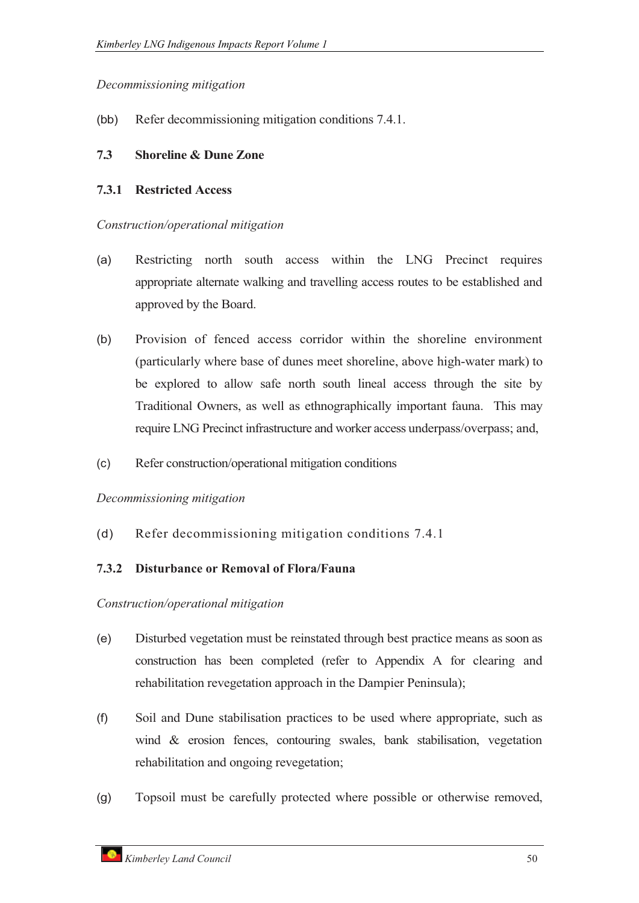*Decommissioning mitigation*

(bb) Refer decommissioning mitigation conditions 7.4.1.

## 7.3 Shoreline & Dune Zone

### 7.3.1 Restricted Access

*Construction/operational mitigation*

(a) Restricting north south access within the LNG Precinct requires appropriate alternate walking and travelling access routes to be established and approved by the Board.

(b) Provision of fenced access corridor within the shoreline environment (particularly where base of dunes meet shoreline, above high-water mark) to be explored to allow safe north south lineal access through the site by Traditional Owners, as well as ethnographically important fauna. This may require LNG Precinct infrastructure and worker access underpass/overpass; and,

(c) Refer construction/operational mitigation conditions

*Decommissioning mitigation*

(d) Refer decommissioning mitigation conditions 7.4.1

### 7.3.2 Disturbance or Removal of Flora/Fauna

*Construction/operational mitigation*

(e) Disturbed vegetation must be reinstated through best practice means as soon as construction has been completed (refer to Appendix A for clearing and rehabilitation revegetation approach in the Dampier Peninsula);

(f) Soil and Dune stabilisation practices to be used where appropriate, such as wind & erosion fences, contouring swales, bank stabilisation, vegetation rehabilitation and ongoing revegetation;

(g) Topsoil must be carefully protected where possible or otherwise removed,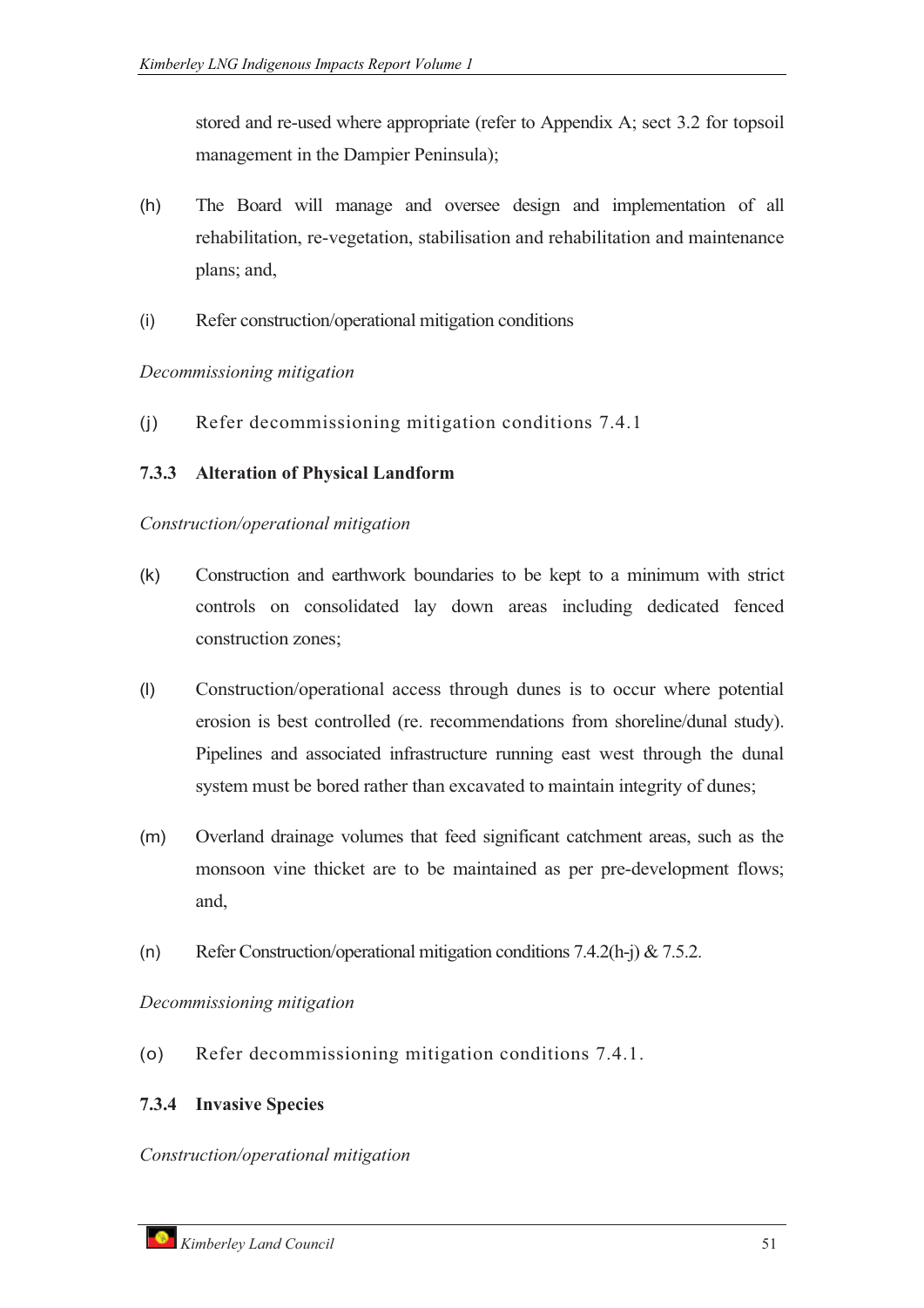stored and re-used where appropriate (refer to Appendix A; sect 3.2 for topsoil management in the Dampier Peninsula);

(h) The Board will manage and oversee design and implementation of all rehabilitation, re-vegetation, stabilisation and rehabilitation and maintenance plans; and,

(i) Refer construction/operational mitigation conditions

*Decommissioning mitigation*

(j) Refer decommissioning mitigation conditions 7.4.1

### 7.3.3 Alteration of Physical Landform

*Construction/operational mitigation*

(k) Construction and earthwork boundaries to be kept to a minimum with strict controls on consolidated lay down areas including dedicated fenced construction zones;

(l) Construction/operational access through dunes is to occur where potential erosion is best controlled (re. recommendations from shoreline/dunal study). Pipelines and associated infrastructure running east west through the dunal system must be bored rather than excavated to maintain integrity of dunes;

(m) Overland drainage volumes that feed significant catchment areas, such as the monsoon vine thicket are to be maintained as per pre-development flows; and,

(n) Refer Construction/operational mitigation conditions 7.4.2(h-j) & 7.5.2.

*Decommissioning mitigation*

(o) Refer decommissioning mitigation conditions 7.4.1.

### 7.3.4 Invasive Species

*Construction/operational mitigation*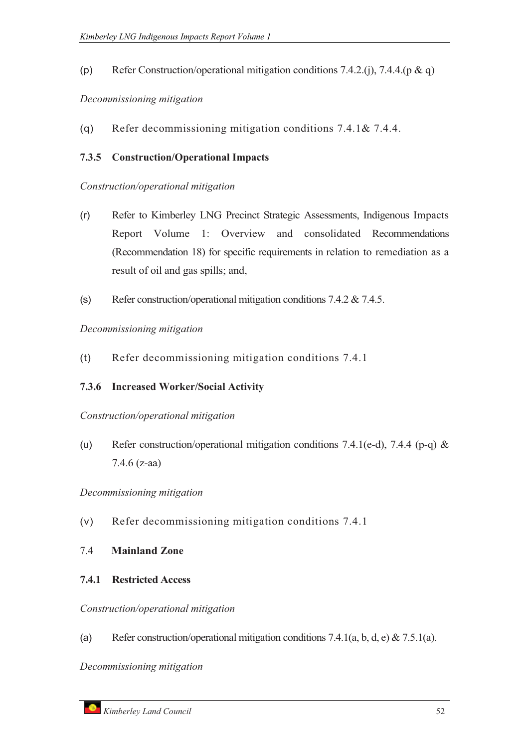(p) Refer Construction/operational mitigation conditions 7.4.2.(j), 7.4.4.(p & q)

*Decommissioning mitigation*

(q) Refer decommissioning mitigation conditions 7.4.1& 7.4.4.

### 7.3.5 Construction/Operational Impacts

*Construction/operational mitigation*

(r) Refer to Kimberley LNG Precinct Strategic Assessments, Indigenous Impacts Report Volume 1: Overview and consolidated Recommendations (Recommendation 18) for specific requirements in relation to remediation as a result of oil and gas spills; and,

(s) Refer construction/operational mitigation conditions 7.4.2 & 7.4.5.

*Decommissioning mitigation*

(t) Refer decommissioning mitigation conditions 7.4.1

### 7.3.6 Increased Worker/Social Activity

*Construction/operational mitigation*

(u) Refer construction/operational mitigation conditions 7.4.1(e-d), 7.4.4 (p-q) & 7.4.6 (z-aa)

*Decommissioning mitigation*

(v) Refer decommissioning mitigation conditions 7.4.1

## 7.4 Mainland Zone

### 7.4.1 Restricted Access

*Construction/operational mitigation*

(a) Refer construction/operational mitigation conditions 7.4.1(a, b, d, e) & 7.5.1(a).

*Decommissioning mitigation*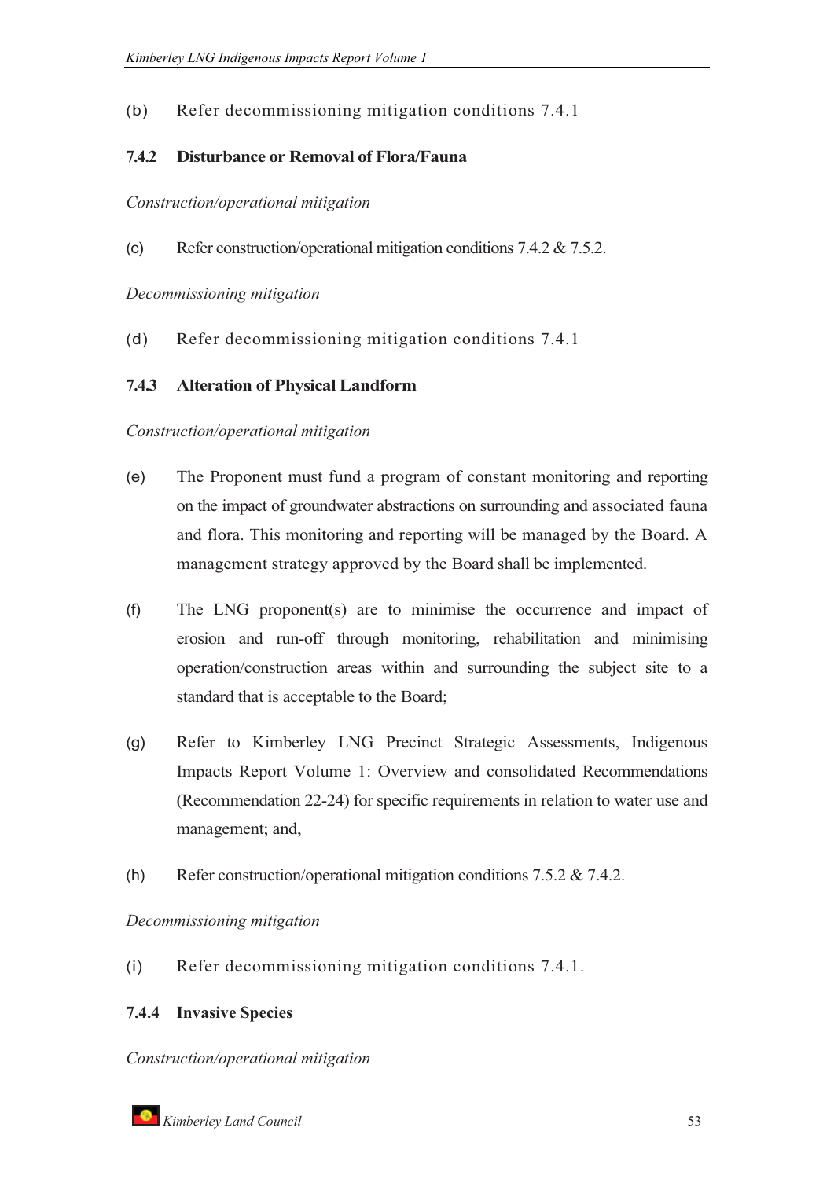(b) Refer decommissioning mitigation conditions 7.4.1

### 7.4.2 Disturbance or Removal of Flora/Fauna

*Construction/operational mitigation*

(c) Refer construction/operational mitigation conditions 7.4.2 & 7.5.2.

*Decommissioning mitigation*

(d) Refer decommissioning mitigation conditions 7.4.1

### 7.4.3 Alteration of Physical Landform

*Construction/operational mitigation*

(e) The Proponent must fund a program of constant monitoring and reporting on the impact of groundwater abstractions on surrounding and associated fauna and flora. This monitoring and reporting will be managed by the Board. A management strategy approved by the Board shall be implemented.

(f) The LNG proponent(s) are to minimise the occurrence and impact of erosion and run-off through monitoring, rehabilitation and minimising operation/construction areas within and surrounding the subject site to a standard that is acceptable to the Board;

(g) Refer to Kimberley LNG Precinct Strategic Assessments, Indigenous Impacts Report Volume 1: Overview and consolidated Recommendations (Recommendation 22-24) for specific requirements in relation to water use and management; and,

(h) Refer construction/operational mitigation conditions 7.5.2 & 7.4.2.

*Decommissioning mitigation*

(i) Refer decommissioning mitigation conditions 7.4.1.

### 7.4.4 Invasive Species

*Construction/operational mitigation*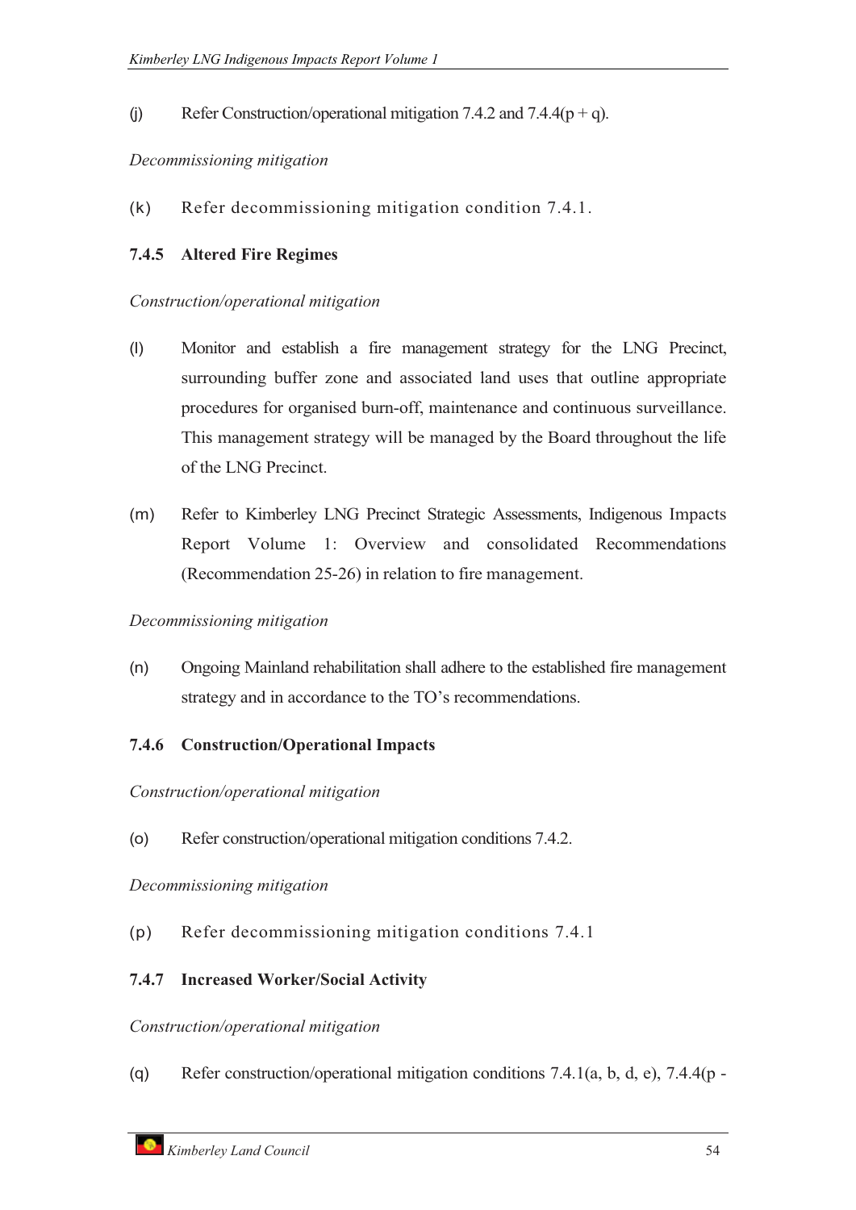(j) Refer Construction/operational mitigation 7.4.2 and 7.4.4(p + q).

*Decommissioning mitigation*

(k) Refer decommissioning mitigation condition 7.4.1.

### 7.4.5 Altered Fire Regimes

*Construction/operational mitigation*

(l) Monitor and establish a fire management strategy for the LNG Precinct, surrounding buffer zone and associated land uses that outline appropriate procedures for organised burn-off, maintenance and continuous surveillance. This management strategy will be managed by the Board throughout the life of the LNG Precinct.

(m) Refer to Kimberley LNG Precinct Strategic Assessments, Indigenous Impacts Report Volume 1: Overview and consolidated Recommendations (Recommendation 25-26) in relation to fire management.

*Decommissioning mitigation*

(n) Ongoing Mainland rehabilitation shall adhere to the established fire management strategy and in accordance to the TO's recommendations.

### 7.4.6 Construction/Operational Impacts

*Construction/operational mitigation*

(o) Refer construction/operational mitigation conditions 7.4.2.

*Decommissioning mitigation*

(p) Refer decommissioning mitigation conditions 7.4.1

### 7.4.7 Increased Worker/Social Activity

*Construction/operational mitigation*

(q) Refer construction/operational mitigation conditions 7.4.1(a, b, d, e), 7.4.4(p -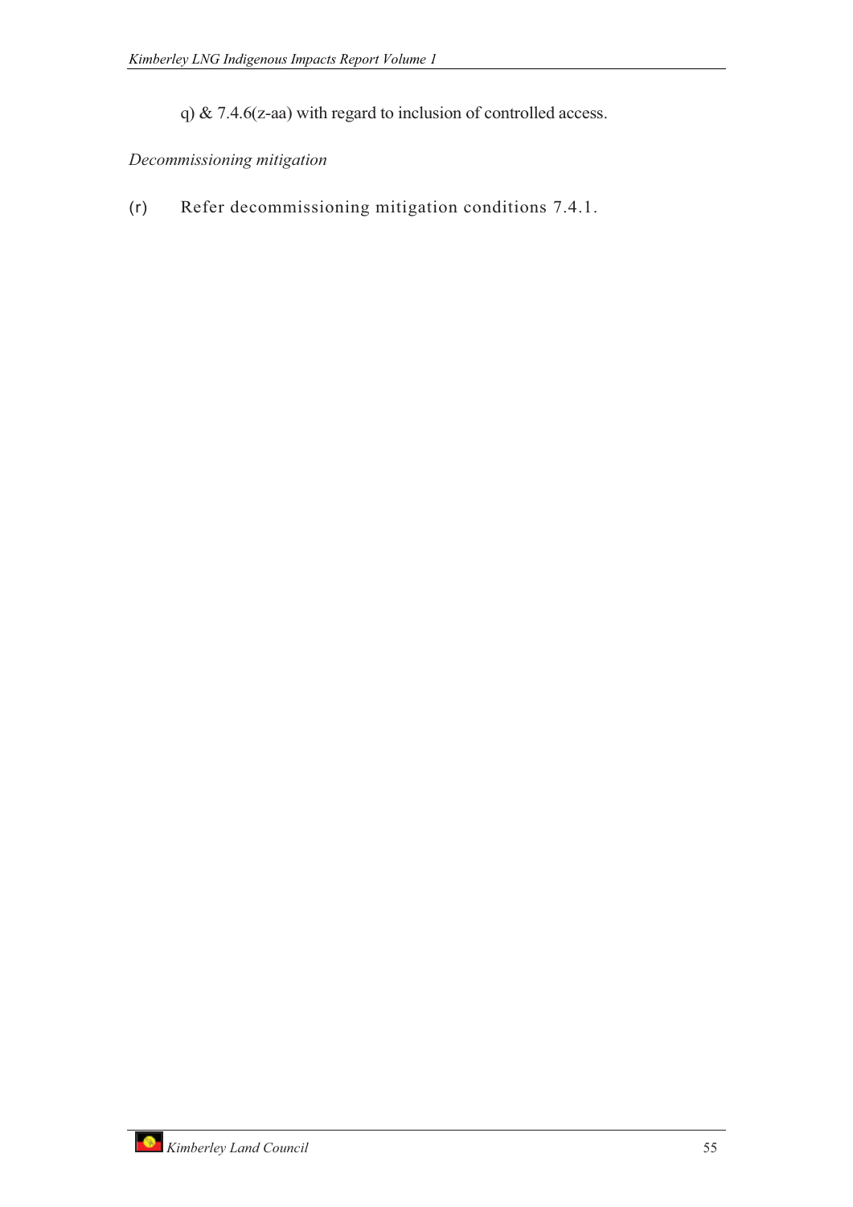q) & 7.4.6(z-aa) with regard to inclusion of controlled access.

*Decommissioning mitigation*

(r) Refer decommissioning mitigation conditions 7.4.1.